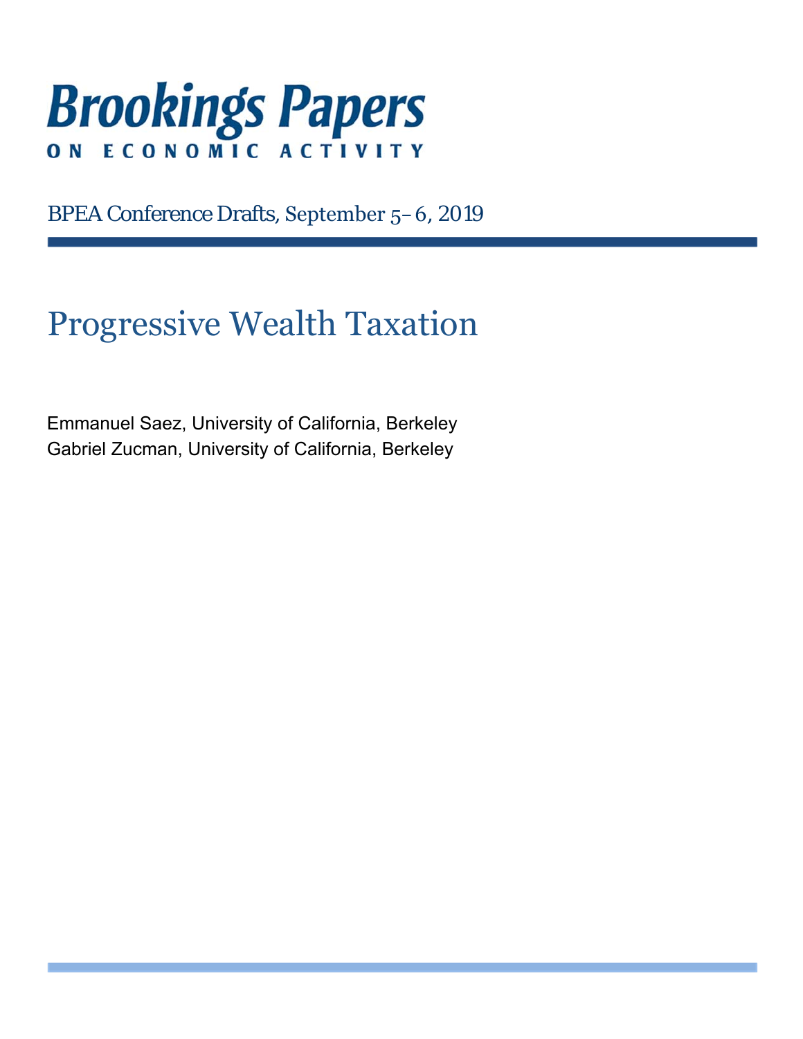# Brookings Papers

ON ECONOMIC ACTIVITY

BPEA Conference Drafts, September 5–6, 2019

## Progressive Wealth Taxation

Emmanuel Saez, University of California, Berkeley
Gabriel Zucman, University of California, Berkeley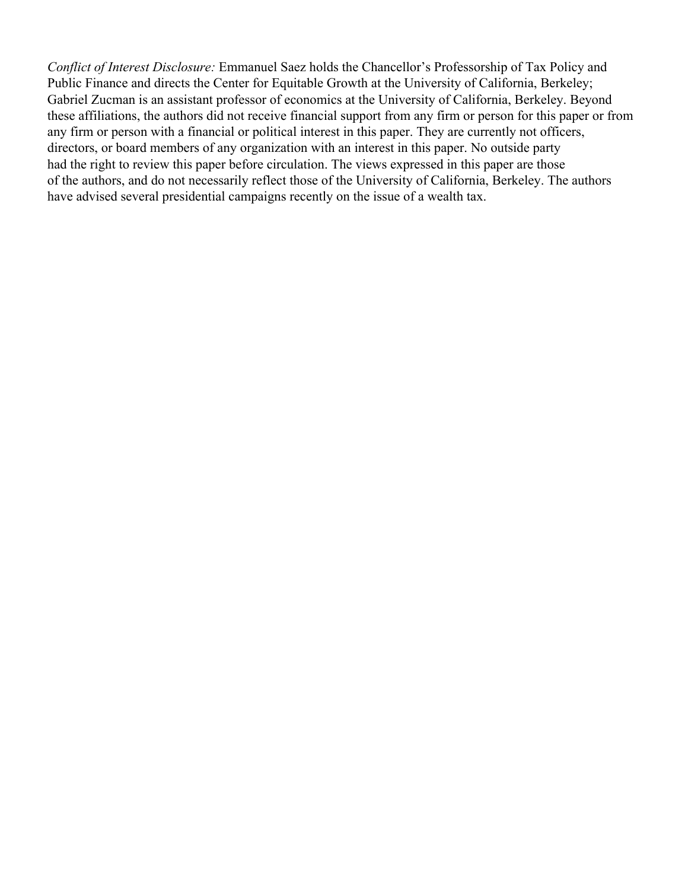*Conflict of Interest Disclosure:* Emmanuel Saez holds the Chancellor's Professorship of Tax Policy and Public Finance and directs the Center for Equitable Growth at the University of California, Berkeley; Gabriel Zucman is an assistant professor of economics at the University of California, Berkeley. Beyond these affiliations, the authors did not receive financial support from any firm or person for this paper or from any firm or person with a financial or political interest in this paper. They are currently not officers, directors, or board members of any organization with an interest in this paper. No outside party had the right to review this paper before circulation. The views expressed in this paper are those of the authors, and do not necessarily reflect those of the University of California, Berkeley. The authors have advised several presidential campaigns recently on the issue of a wealth tax.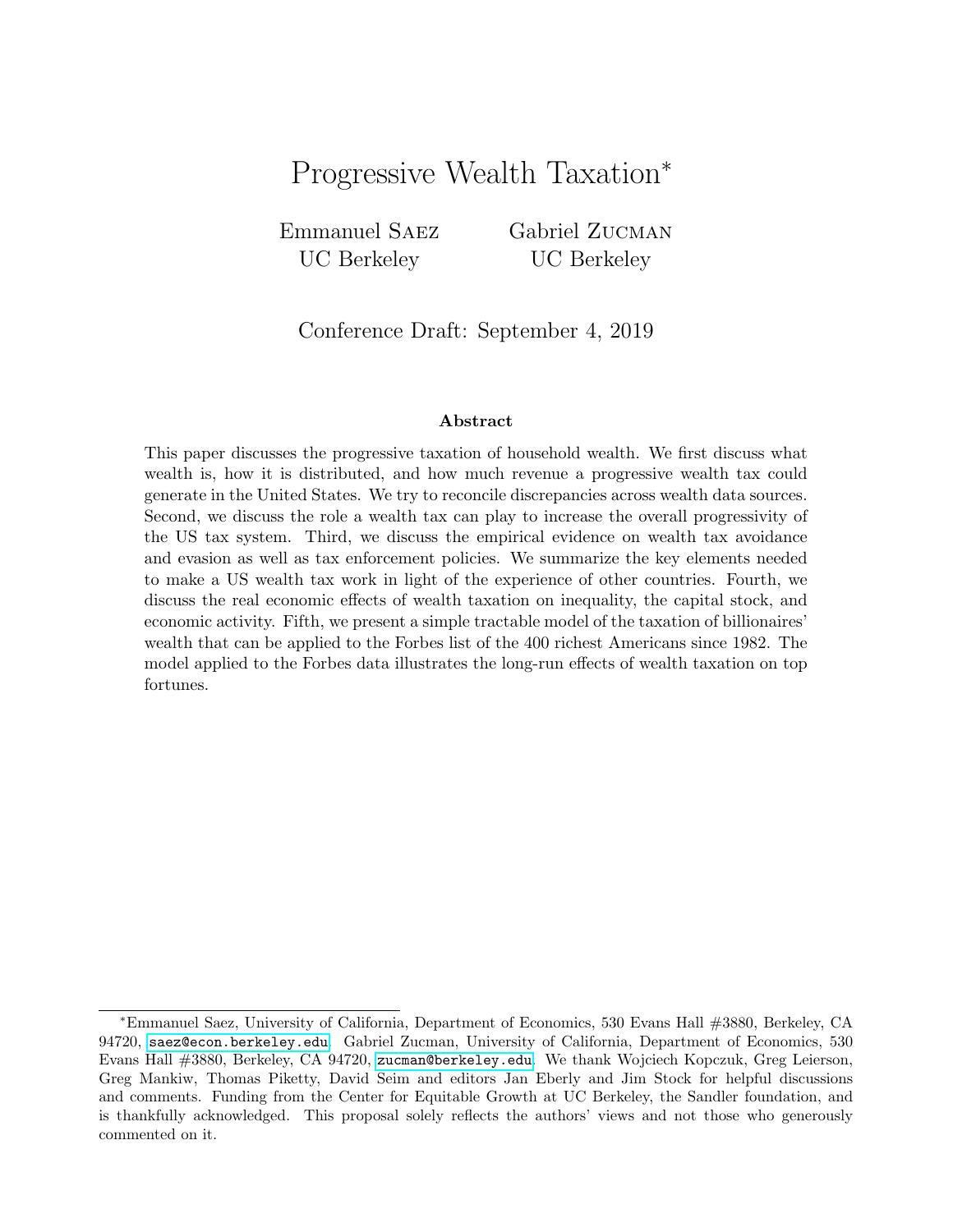# Progressive Wealth Taxation*

Emmanuel Saez
UC Berkeley

Gabriel Zucman
UC Berkeley

Conference Draft: September 4, 2019

### Abstract

This paper discusses the progressive taxation of household wealth. We first discuss what wealth is, how it is distributed, and how much revenue a progressive wealth tax could generate in the United States. We try to reconcile discrepancies across wealth data sources. Second, we discuss the role a wealth tax can play to increase the overall progressivity of the US tax system. Third, we discuss the empirical evidence on wealth tax avoidance and evasion as well as tax enforcement policies. We summarize the key elements needed to make a US wealth tax work in light of the experience of other countries. Fourth, we discuss the real economic effects of wealth taxation on inequality, the capital stock, and economic activity. Fifth, we present a simple tractable model of the taxation of billionaires' wealth that can be applied to the Forbes list of the 400 richest Americans since 1982. The model applied to the Forbes data illustrates the long-run effects of wealth taxation on top fortunes.

---

*Emmanuel Saez, University of California, Department of Economics, 530 Evans Hall #3880, Berkeley, CA 94720, saez@econ.berkeley.edu. Gabriel Zucman, University of California, Department of Economics, 530 Evans Hall #3880, Berkeley, CA 94720, zucman@berkeley.edu. We thank Wojciech Kopczuk, Greg Leierson, Greg Mankiw, Thomas Piketty, David Seim and editors Jan Eberly and Jim Stock for helpful discussions and comments. Funding from the Center for Equitable Growth at UC Berkeley, the Sandler foundation, and is thankfully acknowledged. This proposal solely reflects the authors' views and not those who generously commented on it.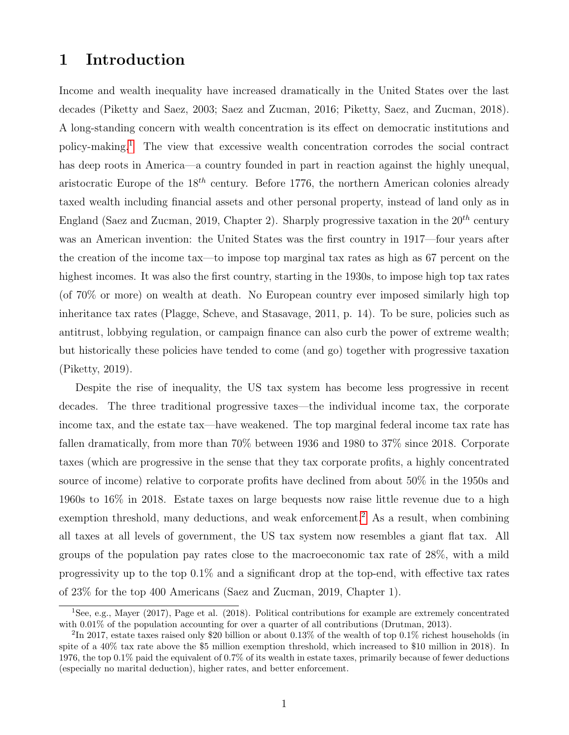# 1 Introduction

Income and wealth inequality have increased dramatically in the United States over the last decades (Piketty and Saez, 2003; Saez and Zucman, 2016; Piketty, Saez, and Zucman, 2018). A long-standing concern with wealth concentration is its effect on democratic institutions and policy-making.[1] The view that excessive wealth concentration corrodes the social contract has deep roots in America—a country founded in part in reaction against the highly unequal, aristocratic Europe of the $18^{th}$ century. Before 1776, the northern American colonies already taxed wealth including financial assets and other personal property, instead of land only as in England (Saez and Zucman, 2019, Chapter 2). Sharply progressive taxation in the $20^{th}$ century was an American invention: the United States was the first country in 1917—four years after the creation of the income tax—to impose top marginal tax rates as high as 67 percent on the highest incomes. It was also the first country, starting in the 1930s, to impose high top tax rates (of 70% or more) on wealth at death. No European country ever imposed similarly high top inheritance tax rates (Plagge, Scheve, and Stasavage, 2011, p. 14). To be sure, policies such as antitrust, lobbying regulation, or campaign finance can also curb the power of extreme wealth; but historically these policies have tended to come (and go) together with progressive taxation (Piketty, 2019).

Despite the rise of inequality, the US tax system has become less progressive in recent decades. The three traditional progressive taxes—the individual income tax, the corporate income tax, and the estate tax—have weakened. The top marginal federal income tax rate has fallen dramatically, from more than 70% between 1936 and 1980 to 37% since 2018. Corporate taxes (which are progressive in the sense that they tax corporate profits, a highly concentrated source of income) relative to corporate profits have declined from about 50% in the 1950s and 1960s to 16% in 2018. Estate taxes on large bequests now raise little revenue due to a high exemption threshold, many deductions, and weak enforcement.[2] As a result, when combining all taxes at all levels of government, the US tax system now resembles a giant flat tax. All groups of the population pay rates close to the macroeconomic tax rate of 28%, with a mild progressivity up to the top 0.1% and a significant drop at the top-end, with effective tax rates of 23% for the top 400 Americans (Saez and Zucman, 2019, Chapter 1).

[1] See, e.g., Mayer (2017), Page et al. (2018). Political contributions for example are extremely concentrated with 0.01% of the population accounting for over a quarter of all contributions (Drutman, 2013).

[2] In 2017, estate taxes raised only $20 billion or about 0.13% of the wealth of top 0.1% richest households (in spite of a 40% tax rate above the $5 million exemption threshold, which increased to $10 million in 2018). In 1976, the top 0.1% paid the equivalent of 0.7% of its wealth in estate taxes, primarily because of fewer deductions (especially no marital deduction), higher rates, and better enforcement.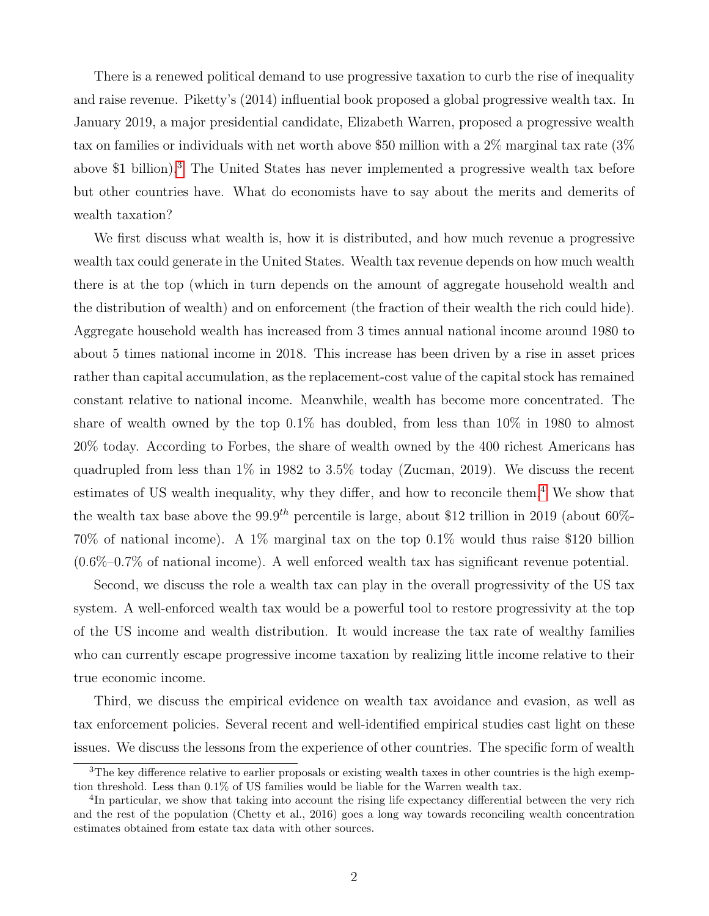There is a renewed political demand to use progressive taxation to curb the rise of inequality and raise revenue. Piketty's (2014) influential book proposed a global progressive wealth tax. In January 2019, a major presidential candidate, Elizabeth Warren, proposed a progressive wealth tax on families or individuals with net worth above \$50 million with a 2% marginal tax rate (3% above \$1 billion).[3] The United States has never implemented a progressive wealth tax before but other countries have. What do economists have to say about the merits and demerits of wealth taxation?

We first discuss what wealth is, how it is distributed, and how much revenue a progressive wealth tax could generate in the United States. Wealth tax revenue depends on how much wealth there is at the top (which in turn depends on the amount of aggregate household wealth and the distribution of wealth) and on enforcement (the fraction of their wealth the rich could hide). Aggregate household wealth has increased from 3 times annual national income around 1980 to about 5 times national income in 2018. This increase has been driven by a rise in asset prices rather than capital accumulation, as the replacement-cost value of the capital stock has remained constant relative to national income. Meanwhile, wealth has become more concentrated. The share of wealth owned by the top 0.1% has doubled, from less than 10% in 1980 to almost 20% today. According to Forbes, the share of wealth owned by the 400 richest Americans has quadrupled from less than 1% in 1982 to 3.5% today (Zucman, 2019). We discuss the recent estimates of US wealth inequality, why they differ, and how to reconcile them.[4] We show that the wealth tax base above the $99.9^{th}$ percentile is large, about \$12 trillion in 2019 (about 60%-70% of national income). A 1% marginal tax on the top 0.1% would thus raise \$120 billion (0.6%–0.7% of national income). A well enforced wealth tax has significant revenue potential.

Second, we discuss the role a wealth tax can play in the overall progressivity of the US tax system. A well-enforced wealth tax would be a powerful tool to restore progressivity at the top of the US income and wealth distribution. It would increase the tax rate of wealthy families who can currently escape progressive income taxation by realizing little income relative to their true economic income.

Third, we discuss the empirical evidence on wealth tax avoidance and evasion, as well as tax enforcement policies. Several recent and well-identified empirical studies cast light on these issues. We discuss the lessons from the experience of other countries. The specific form of wealth

[3] The key difference relative to earlier proposals or existing wealth taxes in other countries is the high exemption threshold. Less than 0.1% of US families would be liable for the Warren wealth tax.

[4] In particular, we show that taking into account the rising life expectancy differential between the very rich and the rest of the population (Chetty et al., 2016) goes a long way towards reconciling wealth concentration estimates obtained from estate tax data with other sources.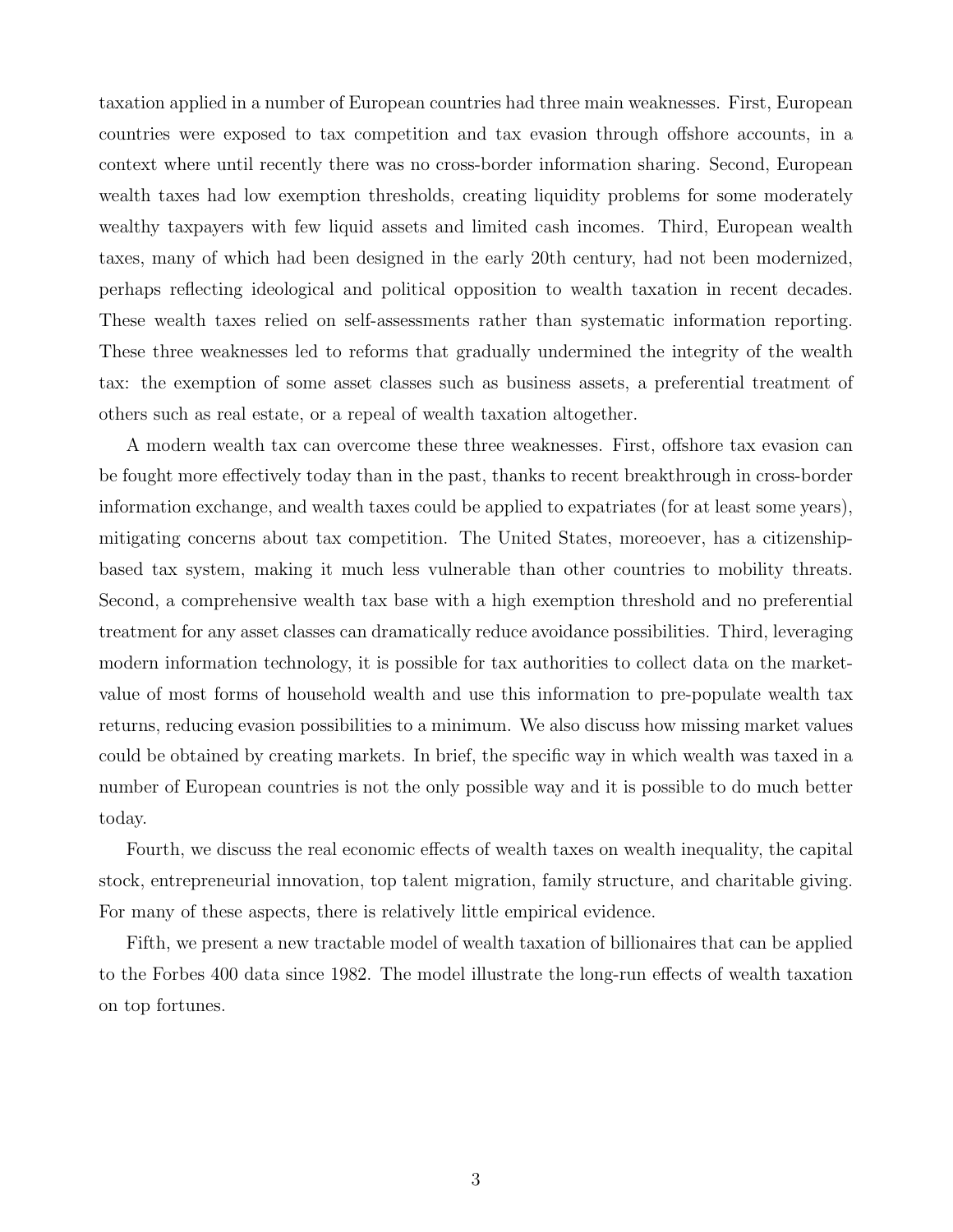taxation applied in a number of European countries had three main weaknesses. First, European countries were exposed to tax competition and tax evasion through offshore accounts, in a context where until recently there was no cross-border information sharing. Second, European wealth taxes had low exemption thresholds, creating liquidity problems for some moderately wealthy taxpayers with few liquid assets and limited cash incomes. Third, European wealth taxes, many of which had been designed in the early 20th century, had not been modernized, perhaps reflecting ideological and political opposition to wealth taxation in recent decades. These wealth taxes relied on self-assessments rather than systematic information reporting. These three weaknesses led to reforms that gradually undermined the integrity of the wealth tax: the exemption of some asset classes such as business assets, a preferential treatment of others such as real estate, or a repeal of wealth taxation altogether.

A modern wealth tax can overcome these three weaknesses. First, offshore tax evasion can be fought more effectively today than in the past, thanks to recent breakthrough in cross-border information exchange, and wealth taxes could be applied to expatriates (for at least some years), mitigating concerns about tax competition. The United States, moreoever, has a citizenship-based tax system, making it much less vulnerable than other countries to mobility threats. Second, a comprehensive wealth tax base with a high exemption threshold and no preferential treatment for any asset classes can dramatically reduce avoidance possibilities. Third, leveraging modern information technology, it is possible for tax authorities to collect data on the market-value of most forms of household wealth and use this information to pre-populate wealth tax returns, reducing evasion possibilities to a minimum. We also discuss how missing market values could be obtained by creating markets. In brief, the specific way in which wealth was taxed in a number of European countries is not the only possible way and it is possible to do much better today.

Fourth, we discuss the real economic effects of wealth taxes on wealth inequality, the capital stock, entrepreneurial innovation, top talent migration, family structure, and charitable giving. For many of these aspects, there is relatively little empirical evidence.

Fifth, we present a new tractable model of wealth taxation of billionaires that can be applied to the Forbes 400 data since 1982. The model illustrate the long-run effects of wealth taxation on top fortunes.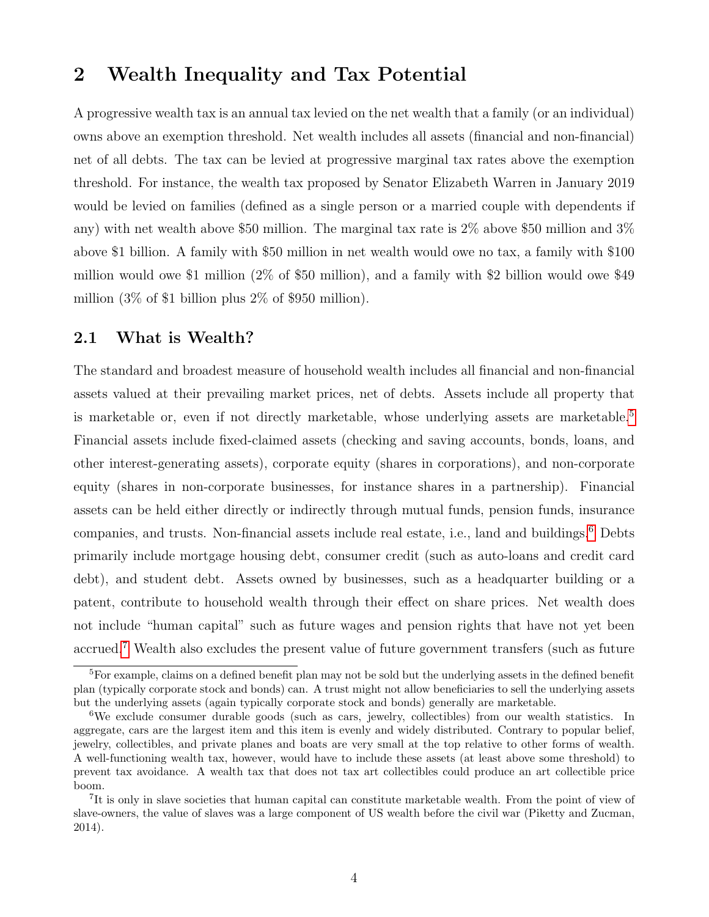## 2 Wealth Inequality and Tax Potential

A progressive wealth tax is an annual tax levied on the net wealth that a family (or an individual) owns above an exemption threshold. Net wealth includes all assets (financial and non-financial) net of all debts. The tax can be levied at progressive marginal tax rates above the exemption threshold. For instance, the wealth tax proposed by Senator Elizabeth Warren in January 2019 would be levied on families (defined as a single person or a married couple with dependents if any) with net wealth above $50 million. The marginal tax rate is 2% above $50 million and 3% above $1 billion. A family with $50 million in net wealth would owe no tax, a family with $100 million would owe $1 million (2% of $50 million), and a family with $2 billion would owe $49 million (3% of $1 billion plus 2% of $950 million).

### 2.1 What is Wealth?

The standard and broadest measure of household wealth includes all financial and non-financial assets valued at their prevailing market prices, net of debts. Assets include all property that is marketable or, even if not directly marketable, whose underlying assets are marketable.[5] Financial assets include fixed-claimed assets (checking and saving accounts, bonds, loans, and other interest-generating assets), corporate equity (shares in corporations), and non-corporate equity (shares in non-corporate businesses, for instance shares in a partnership). Financial assets can be held either directly or indirectly through mutual funds, pension funds, insurance companies, and trusts. Non-financial assets include real estate, i.e., land and buildings.[6] Debts primarily include mortgage housing debt, consumer credit (such as auto-loans and credit card debt), and student debt. Assets owned by businesses, such as a headquarter building or a patent, contribute to household wealth through their effect on share prices. Net wealth does not include "human capital" such as future wages and pension rights that have not yet been accrued.[7] Wealth also excludes the present value of future government transfers (such as future

[5] For example, claims on a defined benefit plan may not be sold but the underlying assets in the defined benefit plan (typically corporate stock and bonds) can. A trust might not allow beneficiaries to sell the underlying assets but the underlying assets (again typically corporate stock and bonds) generally are marketable.

[6] We exclude consumer durable goods (such as cars, jewelry, collectibles) from our wealth statistics. In aggregate, cars are the largest item and this item is evenly and widely distributed. Contrary to popular belief, jewelry, collectibles, and private planes and boats are very small at the top relative to other forms of wealth. A well-functioning wealth tax, however, would have to include these assets (at least above some threshold) to prevent tax avoidance. A wealth tax that does not tax art collectibles could produce an art collectible price boom.

[7] It is only in slave societies that human capital can constitute marketable wealth. From the point of view of slave-owners, the value of slaves was a large component of US wealth before the civil war (Piketty and Zucman, 2014).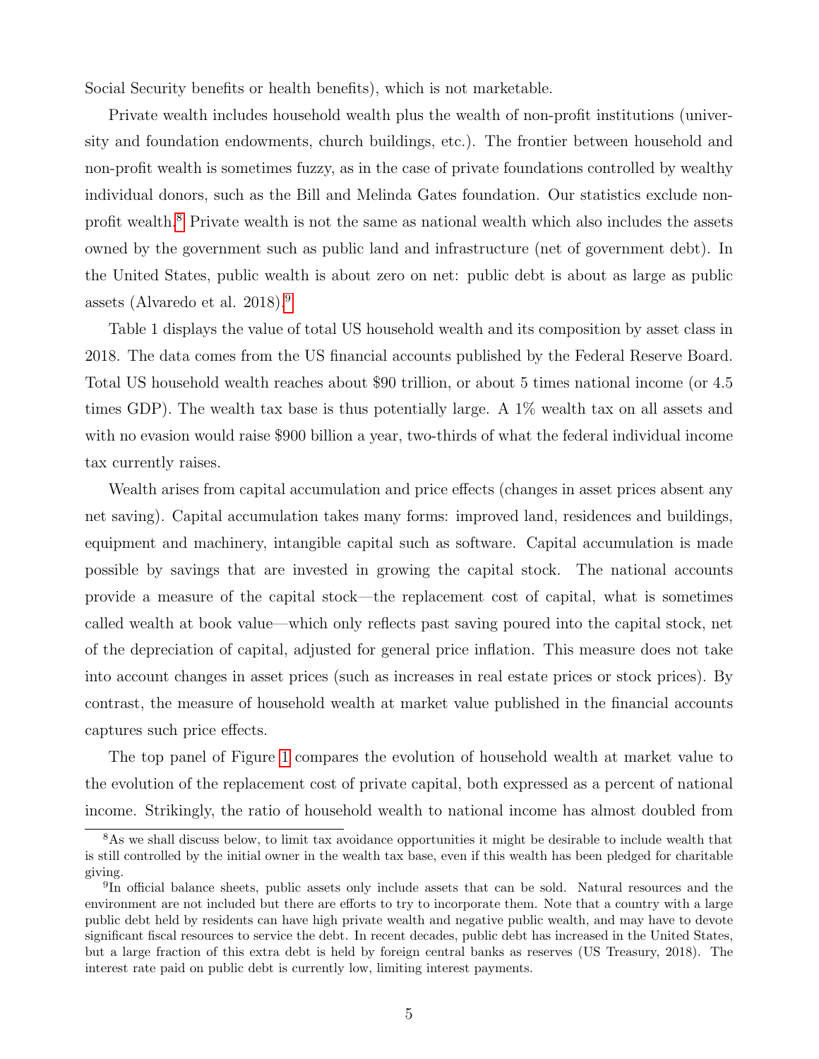Social Security benefits or health benefits), which is not marketable.

Private wealth includes household wealth plus the wealth of non-profit institutions (university and foundation endowments, church buildings, etc.). The frontier between household and non-profit wealth is sometimes fuzzy, as in the case of private foundations controlled by wealthy individual donors, such as the Bill and Melinda Gates foundation. Our statistics exclude non-profit wealth.[8] Private wealth is not the same as national wealth which also includes the assets owned by the government such as public land and infrastructure (net of government debt). In the United States, public wealth is about zero on net: public debt is about as large as public assets (Alvaredo et al. 2018).[9]

Table 1 displays the value of total US household wealth and its composition by asset class in 2018. The data comes from the US financial accounts published by the Federal Reserve Board. Total US household wealth reaches about \$90 trillion, or about 5 times national income (or 4.5 times GDP). The wealth tax base is thus potentially large. A 1% wealth tax on all assets and with no evasion would raise \$900 billion a year, two-thirds of what the federal individual income tax currently raises.

Wealth arises from capital accumulation and price effects (changes in asset prices absent any net saving). Capital accumulation takes many forms: improved land, residences and buildings, equipment and machinery, intangible capital such as software. Capital accumulation is made possible by savings that are invested in growing the capital stock. The national accounts provide a measure of the capital stock—the replacement cost of capital, what is sometimes called wealth at book value—which only reflects past saving poured into the capital stock, net of the depreciation of capital, adjusted for general price inflation. This measure does not take into account changes in asset prices (such as increases in real estate prices or stock prices). By contrast, the measure of household wealth at market value published in the financial accounts captures such price effects.

The top panel of Figure 1 compares the evolution of household wealth at market value to the evolution of the replacement cost of private capital, both expressed as a percent of national income. Strikingly, the ratio of household wealth to national income has almost doubled from

[8] As we shall discuss below, to limit tax avoidance opportunities it might be desirable to include wealth that is still controlled by the initial owner in the wealth tax base, even if this wealth has been pledged for charitable giving.

[9] In official balance sheets, public assets only include assets that can be sold. Natural resources and the environment are not included but there are efforts to try to incorporate them. Note that a country with a large public debt held by residents can have high private wealth and negative public wealth, and may have to devote significant fiscal resources to service the debt. In recent decades, public debt has increased in the United States, but a large fraction of this extra debt is held by foreign central banks as reserves (US Treasury, 2018). The interest rate paid on public debt is currently low, limiting interest payments.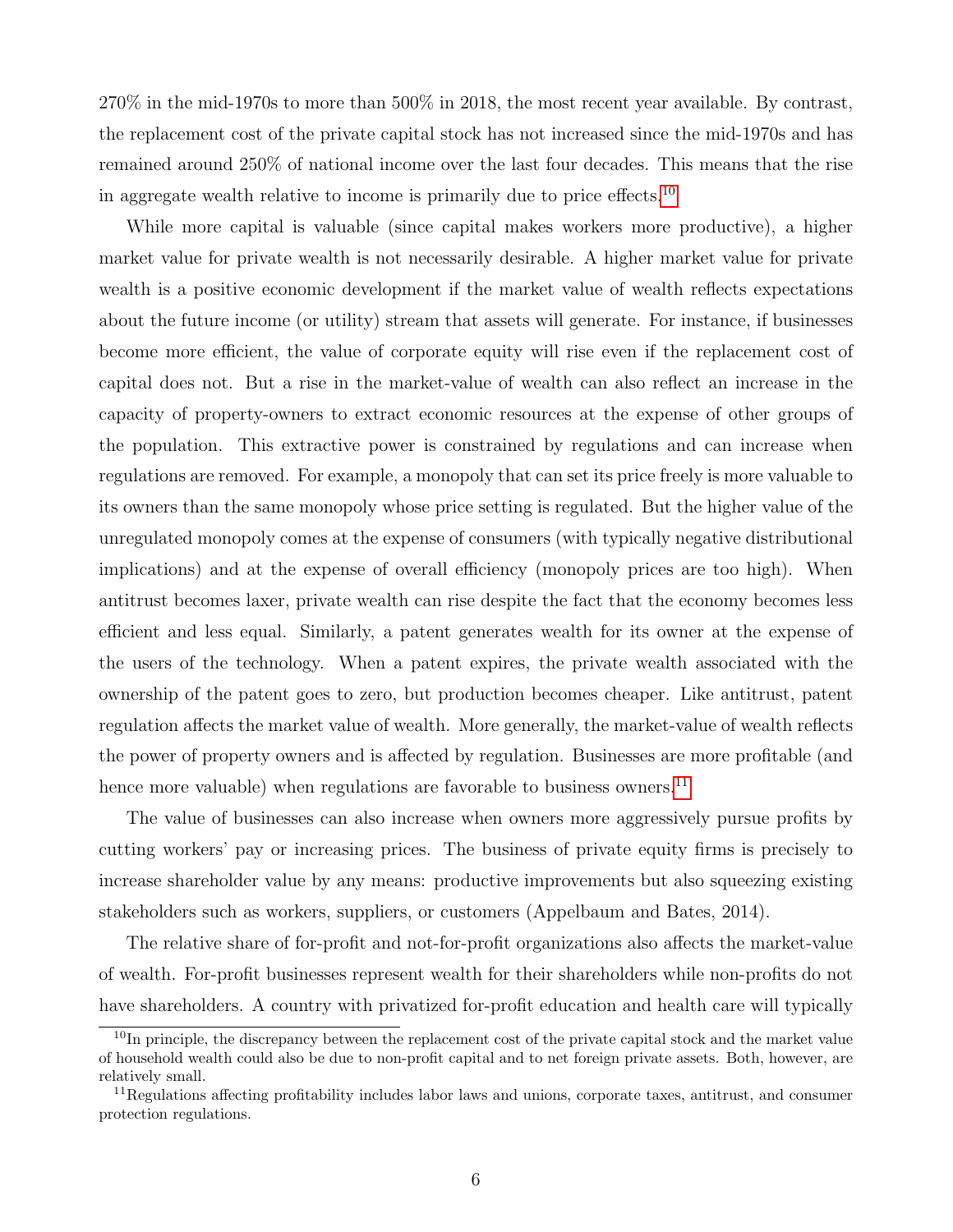270% in the mid-1970s to more than 500% in 2018, the most recent year available. By contrast, the replacement cost of the private capital stock has not increased since the mid-1970s and has remained around 250% of national income over the last four decades. This means that the rise in aggregate wealth relative to income is primarily due to price effects.[10]

While more capital is valuable (since capital makes workers more productive), a higher market value for private wealth is not necessarily desirable. A higher market value for private wealth is a positive economic development if the market value of wealth reflects expectations about the future income (or utility) stream that assets will generate. For instance, if businesses become more efficient, the value of corporate equity will rise even if the replacement cost of capital does not. But a rise in the market-value of wealth can also reflect an increase in the capacity of property-owners to extract economic resources at the expense of other groups of the population. This extractive power is constrained by regulations and can increase when regulations are removed. For example, a monopoly that can set its price freely is more valuable to its owners than the same monopoly whose price setting is regulated. But the higher value of the unregulated monopoly comes at the expense of consumers (with typically negative distributional implications) and at the expense of overall efficiency (monopoly prices are too high). When antitrust becomes laxer, private wealth can rise despite the fact that the economy becomes less efficient and less equal. Similarly, a patent generates wealth for its owner at the expense of the users of the technology. When a patent expires, the private wealth associated with the ownership of the patent goes to zero, but production becomes cheaper. Like antitrust, patent regulation affects the market value of wealth. More generally, the market-value of wealth reflects the power of property owners and is affected by regulation. Businesses are more profitable (and hence more valuable) when regulations are favorable to business owners.[11]

The value of businesses can also increase when owners more aggressively pursue profits by cutting workers' pay or increasing prices. The business of private equity firms is precisely to increase shareholder value by any means: productive improvements but also squeezing existing stakeholders such as workers, suppliers, or customers (Appelbaum and Bates, 2014).

The relative share of for-profit and not-for-profit organizations also affects the market-value of wealth. For-profit businesses represent wealth for their shareholders while non-profits do not have shareholders. A country with privatized for-profit education and health care will typically

[10] In principle, the discrepancy between the replacement cost of the private capital stock and the market value of household wealth could also be due to non-profit capital and to net foreign private assets. Both, however, are relatively small.

[11] Regulations affecting profitability includes labor laws and unions, corporate taxes, antitrust, and consumer protection regulations.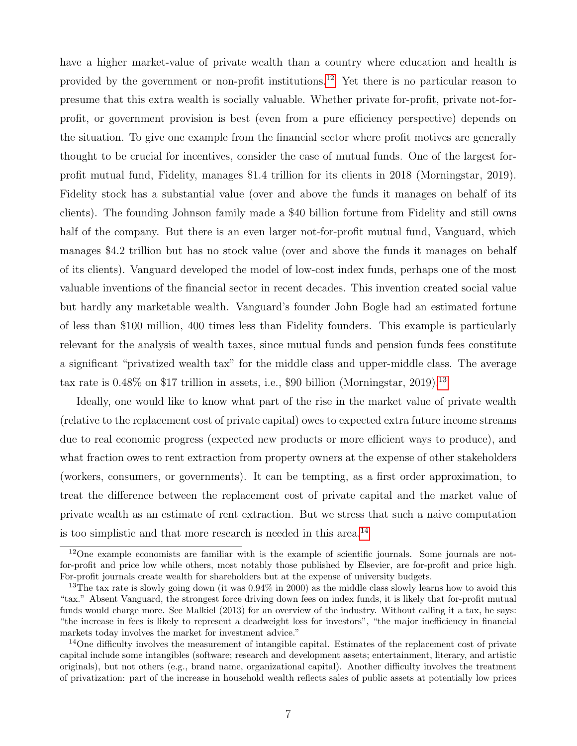have a higher market-value of private wealth than a country where education and health is provided by the government or non-profit institutions.[12] Yet there is no particular reason to presume that this extra wealth is socially valuable. Whether private for-profit, private not-for-profit, or government provision is best (even from a pure efficiency perspective) depends on the situation. To give one example from the financial sector where profit motives are generally thought to be crucial for incentives, consider the case of mutual funds. One of the largest for-profit mutual fund, Fidelity, manages $1.4 trillion for its clients in 2018 (Morningstar, 2019). Fidelity stock has a substantial value (over and above the funds it manages on behalf of its clients). The founding Johnson family made a $40 billion fortune from Fidelity and still owns half of the company. But there is an even larger not-for-profit mutual fund, Vanguard, which manages $4.2 trillion but has no stock value (over and above the funds it manages on behalf of its clients). Vanguard developed the model of low-cost index funds, perhaps one of the most valuable inventions of the financial sector in recent decades. This invention created social value but hardly any marketable wealth. Vanguard's founder John Bogle had an estimated fortune of less than $100 million, 400 times less than Fidelity founders. This example is particularly relevant for the analysis of wealth taxes, since mutual funds and pension funds fees constitute a significant "privatized wealth tax" for the middle class and upper-middle class. The average tax rate is 0.48% on $17 trillion in assets, i.e., $90 billion (Morningstar, 2019).[13]

Ideally, one would like to know what part of the rise in the market value of private wealth (relative to the replacement cost of private capital) owes to expected extra future income streams due to real economic progress (expected new products or more efficient ways to produce), and what fraction owes to rent extraction from property owners at the expense of other stakeholders (workers, consumers, or governments). It can be tempting, as a first order approximation, to treat the difference between the replacement cost of private capital and the market value of private wealth as an estimate of rent extraction. But we stress that such a naive computation is too simplistic and that more research is needed in this area.[14]

[12] One example economists are familiar with is the example of scientific journals. Some journals are not-for-profit and price low while others, most notably those published by Elsevier, are for-profit and price high. For-profit journals create wealth for shareholders but at the expense of university budgets.

[13] The tax rate is slowly going down (it was 0.94% in 2000) as the middle class slowly learns how to avoid this "tax." Absent Vanguard, the strongest force driving down fees on index funds, it is likely that for-profit mutual funds would charge more. See Malkiel (2013) for an overview of the industry. Without calling it a tax, he says: "the increase in fees is likely to represent a deadweight loss for investors", "the major inefficiency in financial markets today involves the market for investment advice."

[14] One difficulty involves the measurement of intangible capital. Estimates of the replacement cost of private capital include some intangibles (software; research and development assets; entertainment, literary, and artistic originals), but not others (e.g., brand name, organizational capital). Another difficulty involves the treatment of privatization: part of the increase in household wealth reflects sales of public assets at potentially low prices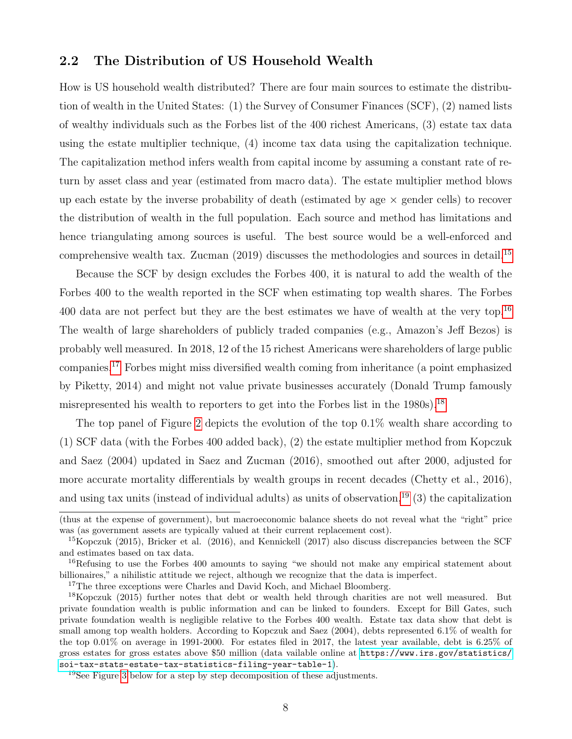## 2.2 The Distribution of US Household Wealth

How is US household wealth distributed? There are four main sources to estimate the distribution of wealth in the United States: (1) the Survey of Consumer Finances (SCF), (2) named lists of wealthy individuals such as the Forbes list of the 400 richest Americans, (3) estate tax data using the estate multiplier technique, (4) income tax data using the capitalization technique. The capitalization method infers wealth from capital income by assuming a constant rate of return by asset class and year (estimated from macro data). The estate multiplier method blows up each estate by the inverse probability of death (estimated by age × gender cells) to recover the distribution of wealth in the full population. Each source and method has limitations and hence triangulating among sources is useful. The best source would be a well-enforced and comprehensive wealth tax. Zucman (2019) discusses the methodologies and sources in detail.[15]

Because the SCF by design excludes the Forbes 400, it is natural to add the wealth of the Forbes 400 to the wealth reported in the SCF when estimating top wealth shares. The Forbes 400 data are not perfect but they are the best estimates we have of wealth at the very top.[16] The wealth of large shareholders of publicly traded companies (e.g., Amazon's Jeff Bezos) is probably well measured. In 2018, 12 of the 15 richest Americans were shareholders of large public companies.[17] Forbes might miss diversified wealth coming from inheritance (a point emphasized by Piketty, 2014) and might not value private businesses accurately (Donald Trump famously misrepresented his wealth to reporters to get into the Forbes list in the 1980s).[18]

The top panel of Figure 2 depicts the evolution of the top 0.1% wealth share according to (1) SCF data (with the Forbes 400 added back), (2) the estate multiplier method from Kopczuk and Saez (2004) updated in Saez and Zucman (2016), smoothed out after 2000, adjusted for more accurate mortality differentials by wealth groups in recent decades (Chetty et al., 2016), and using tax units (instead of individual adults) as units of observation,[19] (3) the capitalization

---

(thus at the expense of government), but macroeconomic balance sheets do not reveal what the "right" price was (as government assets are typically valued at their current replacement cost).

[15] Kopczuk (2015), Bricker et al. (2016), and Kennickell (2017) also discuss discrepancies between the SCF and estimates based on tax data.

[16] Refusing to use the Forbes 400 amounts to saying "we should not make any empirical statement about billionaires," a nihilistic attitude we reject, although we recognize that the data is imperfect.

[17] The three exceptions were Charles and David Koch, and Michael Bloomberg.

[18] Kopczuk (2015) further notes that debt or wealth held through charities are not well measured. But private foundation wealth is public information and can be linked to founders. Except for Bill Gates, such private foundation wealth is negligible relative to the Forbes 400 wealth. Estate tax data show that debt is small among top wealth holders. According to Kopczuk and Saez (2004), debts represented 6.1% of wealth for the top 0.01% on average in 1991-2000. For estates filed in 2017, the latest year available, debt is 6.25% of gross estates for gross estates above $50 million (data vailable online at https://www.irs.gov/statistics/soi-tax-stats-estate-tax-statistics-filing-year-table-1).

[19] See Figure 3 below for a step by step decomposition of these adjustments.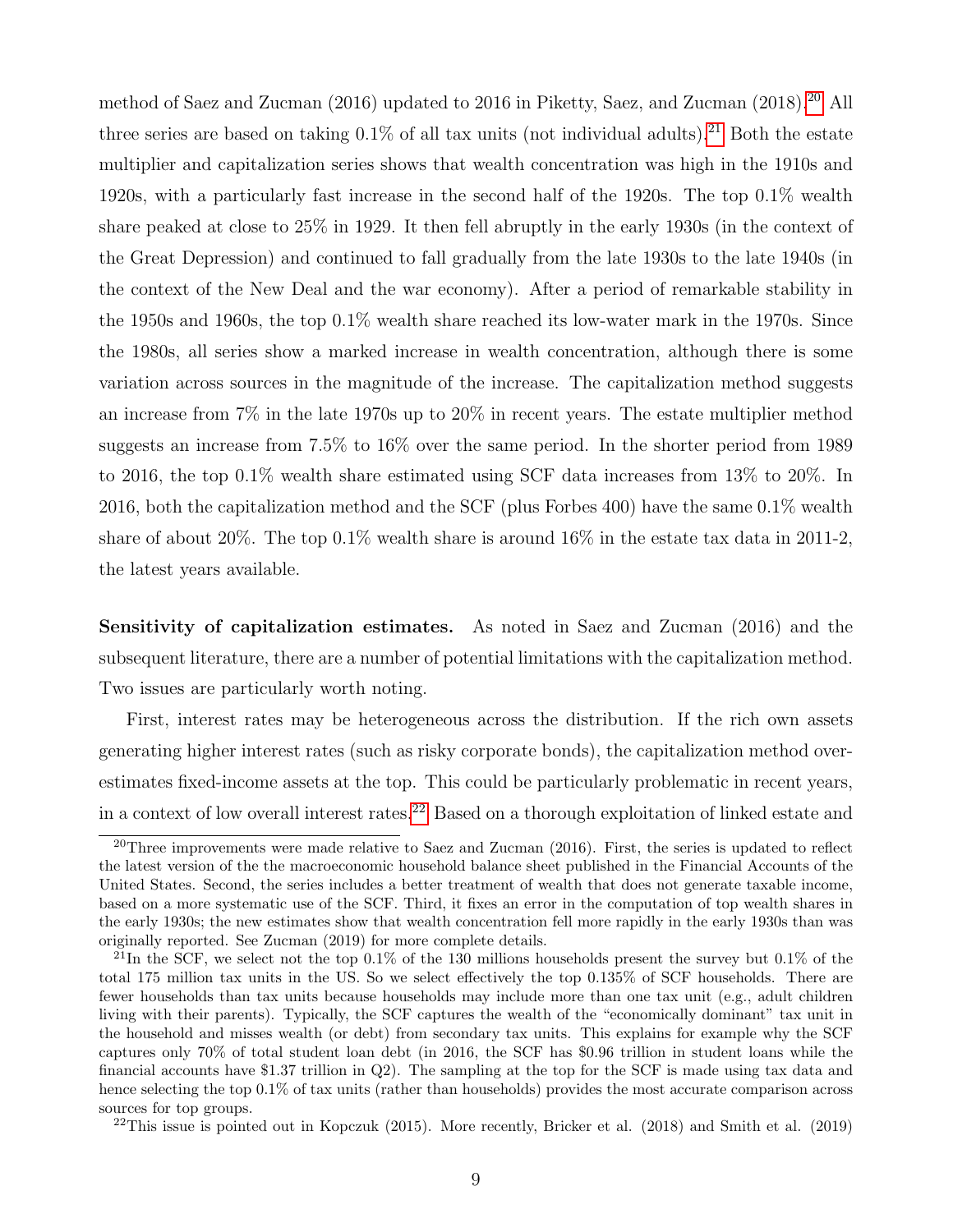method of Saez and Zucman (2016) updated to 2016 in Piketty, Saez, and Zucman (2018).[20] All three series are based on taking 0.1% of all tax units (not individual adults).[21] Both the estate multiplier and capitalization series shows that wealth concentration was high in the 1910s and 1920s, with a particularly fast increase in the second half of the 1920s. The top 0.1% wealth share peaked at close to 25% in 1929. It then fell abruptly in the early 1930s (in the context of the Great Depression) and continued to fall gradually from the late 1930s to the late 1940s (in the context of the New Deal and the war economy). After a period of remarkable stability in the 1950s and 1960s, the top 0.1% wealth share reached its low-water mark in the 1970s. Since the 1980s, all series show a marked increase in wealth concentration, although there is some variation across sources in the magnitude of the increase. The capitalization method suggests an increase from 7% in the late 1970s up to 20% in recent years. The estate multiplier method suggests an increase from 7.5% to 16% over the same period. In the shorter period from 1989 to 2016, the top 0.1% wealth share estimated using SCF data increases from 13% to 20%. In 2016, both the capitalization method and the SCF (plus Forbes 400) have the same 0.1% wealth share of about 20%. The top 0.1% wealth share is around 16% in the estate tax data in 2011-2, the latest years available.

**Sensitivity of capitalization estimates.** As noted in Saez and Zucman (2016) and the subsequent literature, there are a number of potential limitations with the capitalization method. Two issues are particularly worth noting.

First, interest rates may be heterogeneous across the distribution. If the rich own assets generating higher interest rates (such as risky corporate bonds), the capitalization method overestimates fixed-income assets at the top. This could be particularly problematic in recent years, in a context of low overall interest rates.[22] Based on a thorough exploitation of linked estate and

[20] Three improvements were made relative to Saez and Zucman (2016). First, the series is updated to reflect the latest version of the the macroeconomic household balance sheet published in the Financial Accounts of the United States. Second, the series includes a better treatment of wealth that does not generate taxable income, based on a more systematic use of the SCF. Third, it fixes an error in the computation of top wealth shares in the early 1930s; the new estimates show that wealth concentration fell more rapidly in the early 1930s than was originally reported. See Zucman (2019) for more complete details.

[21] In the SCF, we select not the top 0.1% of the 130 millions households present the survey but 0.1% of the total 175 million tax units in the US. So we select effectively the top 0.135% of SCF households. There are fewer households than tax units because households may include more than one tax unit (e.g., adult children living with their parents). Typically, the SCF captures the wealth of the "economically dominant" tax unit in the household and misses wealth (or debt) from secondary tax units. This explains for example why the SCF captures only 70% of total student loan debt (in 2016, the SCF has $0.96 trillion in student loans while the financial accounts have $1.37 trillion in Q2). The sampling at the top for the SCF is made using tax data and hence selecting the top 0.1% of tax units (rather than households) provides the most accurate comparison across sources for top groups.

[22] This issue is pointed out in Kopczuk (2015). More recently, Bricker et al. (2018) and Smith et al. (2019)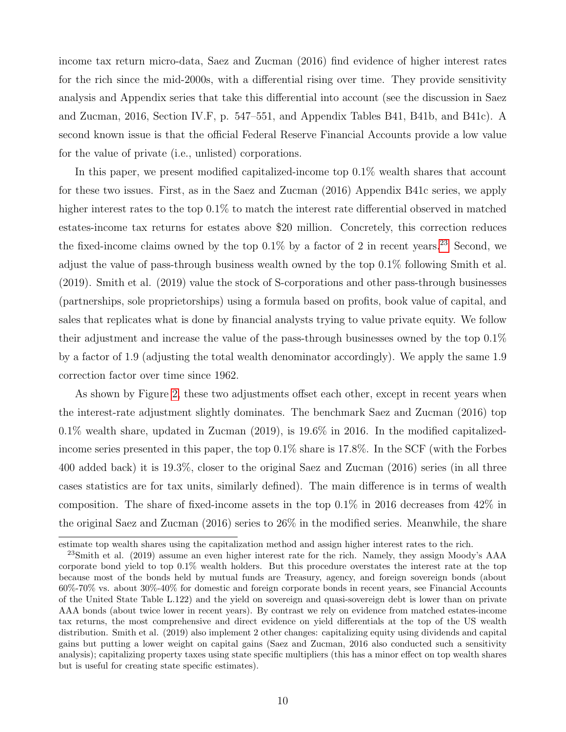income tax return micro-data, Saez and Zucman (2016) find evidence of higher interest rates for the rich since the mid-2000s, with a differential rising over time. They provide sensitivity analysis and Appendix series that take this differential into account (see the discussion in Saez and Zucman, 2016, Section IV.F, p. 547–551, and Appendix Tables B41, B41b, and B41c). A second known issue is that the official Federal Reserve Financial Accounts provide a low value for the value of private (i.e., unlisted) corporations.

In this paper, we present modified capitalized-income top 0.1% wealth shares that account for these two issues. First, as in the Saez and Zucman (2016) Appendix B41c series, we apply higher interest rates to the top 0.1% to match the interest rate differential observed in matched estates-income tax returns for estates above $20 million. Concretely, this correction reduces the fixed-income claims owned by the top 0.1% by a factor of 2 in recent years.[23] Second, we adjust the value of pass-through business wealth owned by the top 0.1% following Smith et al. (2019). Smith et al. (2019) value the stock of S-corporations and other pass-through businesses (partnerships, sole proprietorships) using a formula based on profits, book value of capital, and sales that replicates what is done by financial analysts trying to value private equity. We follow their adjustment and increase the value of the pass-through businesses owned by the top 0.1% by a factor of 1.9 (adjusting the total wealth denominator accordingly). We apply the same 1.9 correction factor over time since 1962.

As shown by Figure 2, these two adjustments offset each other, except in recent years when the interest-rate adjustment slightly dominates. The benchmark Saez and Zucman (2016) top 0.1% wealth share, updated in Zucman (2019), is 19.6% in 2016. In the modified capitalized-income series presented in this paper, the top 0.1% share is 17.8%. In the SCF (with the Forbes 400 added back) it is 19.3%, closer to the original Saez and Zucman (2016) series (in all three cases statistics are for tax units, similarly defined). The main difference is in terms of wealth composition. The share of fixed-income assets in the top 0.1% in 2016 decreases from 42% in the original Saez and Zucman (2016) series to 26% in the modified series. Meanwhile, the share

estimate top wealth shares using the capitalization method and assign higher interest rates to the rich.

[23] Smith et al. (2019) assume an even higher interest rate for the rich. Namely, they assign Moody's AAA corporate bond yield to top 0.1% wealth holders. But this procedure overstates the interest rate at the top because most of the bonds held by mutual funds are Treasury, agency, and foreign sovereign bonds (about 60%-70% vs. about 30%-40% for domestic and foreign corporate bonds in recent years, see Financial Accounts of the United State Table L.122) and the yield on sovereign and quasi-sovereign debt is lower than on private AAA bonds (about twice lower in recent years). By contrast we rely on evidence from matched estates-income tax returns, the most comprehensive and direct evidence on yield differentials at the top of the US wealth distribution. Smith et al. (2019) also implement 2 other changes: capitalizing equity using dividends and capital gains but putting a lower weight on capital gains (Saez and Zucman, 2016 also conducted such a sensitivity analysis); capitalizing property taxes using state specific multipliers (this has a minor effect on top wealth shares but is useful for creating state specific estimates).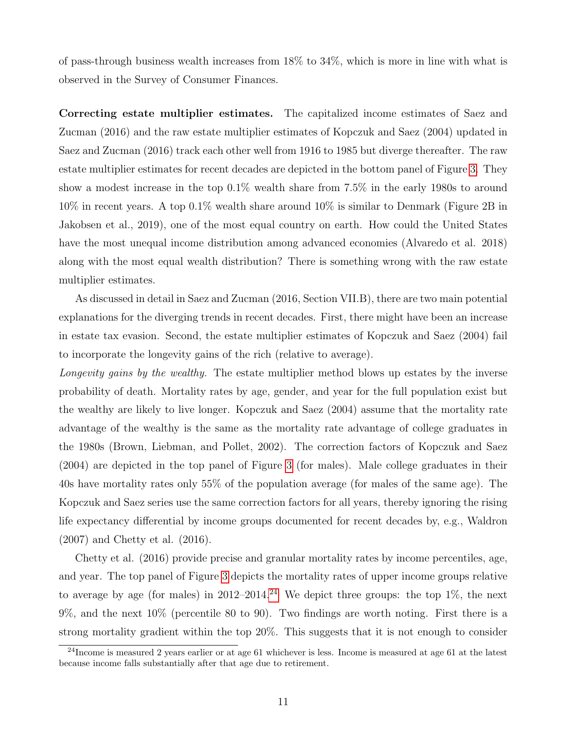of pass-through business wealth increases from 18% to 34%, which is more in line with what is observed in the Survey of Consumer Finances.

**Correcting estate multiplier estimates.** The capitalized income estimates of Saez and Zucman (2016) and the raw estate multiplier estimates of Kopczuk and Saez (2004) updated in Saez and Zucman (2016) track each other well from 1916 to 1985 but diverge thereafter. The raw estate multiplier estimates for recent decades are depicted in the bottom panel of Figure 3. They show a modest increase in the top 0.1% wealth share from 7.5% in the early 1980s to around 10% in recent years. A top 0.1% wealth share around 10% is similar to Denmark (Figure 2B in Jakobsen et al., 2019), one of the most equal country on earth. How could the United States have the most unequal income distribution among advanced economies (Alvaredo et al. 2018) along with the most equal wealth distribution? There is something wrong with the raw estate multiplier estimates.

As discussed in detail in Saez and Zucman (2016, Section VII.B), there are two main potential explanations for the diverging trends in recent decades. First, there might have been an increase in estate tax evasion. Second, the estate multiplier estimates of Kopczuk and Saez (2004) fail to incorporate the longevity gains of the rich (relative to average).

*Longevity gains by the wealthy.* The estate multiplier method blows up estates by the inverse probability of death. Mortality rates by age, gender, and year for the full population exist but the wealthy are likely to live longer. Kopczuk and Saez (2004) assume that the mortality rate advantage of the wealthy is the same as the mortality rate advantage of college graduates in the 1980s (Brown, Liebman, and Pollet, 2002). The correction factors of Kopczuk and Saez (2004) are depicted in the top panel of Figure 3 (for males). Male college graduates in their 40s have mortality rates only 55% of the population average (for males of the same age). The Kopczuk and Saez series use the same correction factors for all years, thereby ignoring the rising life expectancy differential by income groups documented for recent decades by, e.g., Waldron (2007) and Chetty et al. (2016).

Chetty et al. (2016) provide precise and granular mortality rates by income percentiles, age, and year. The top panel of Figure 3 depicts the mortality rates of upper income groups relative to average by age (for males) in 2012–2014.[24] We depict three groups: the top 1%, the next 9%, and the next 10% (percentile 80 to 90). Two findings are worth noting. First there is a strong mortality gradient within the top 20%. This suggests that it is not enough to consider

[24] Income is measured 2 years earlier or at age 61 whichever is less. Income is measured at age 61 at the latest because income falls substantially after that age due to retirement.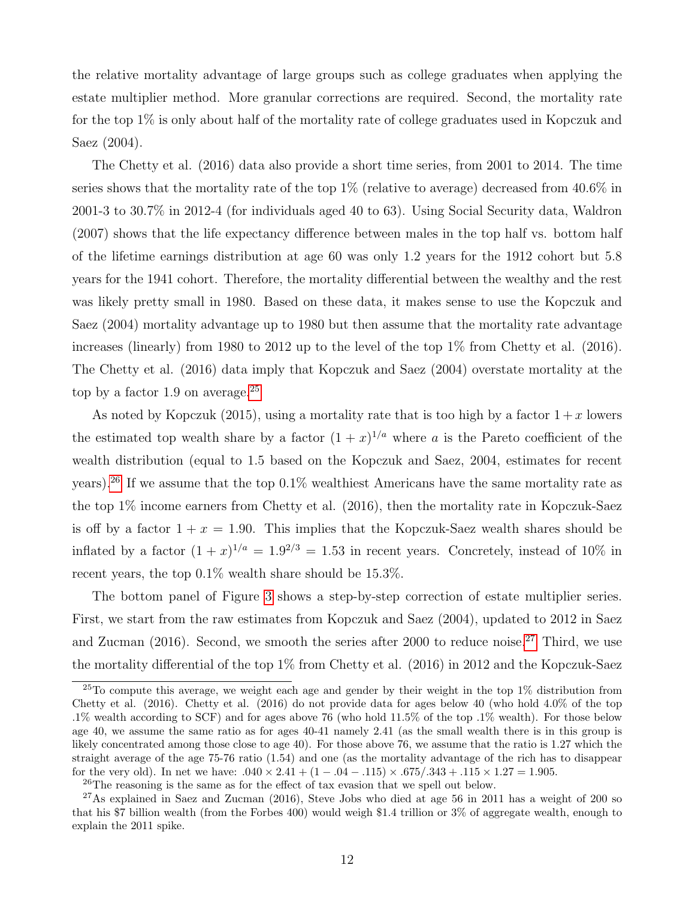the relative mortality advantage of large groups such as college graduates when applying the estate multiplier method. More granular corrections are required. Second, the mortality rate for the top 1% is only about half of the mortality rate of college graduates used in Kopczuk and Saez (2004).

The Chetty et al. (2016) data also provide a short time series, from 2001 to 2014. The time series shows that the mortality rate of the top 1% (relative to average) decreased from 40.6% in 2001-3 to 30.7% in 2012-4 (for individuals aged 40 to 63). Using Social Security data, Waldron (2007) shows that the life expectancy difference between males in the top half vs. bottom half of the lifetime earnings distribution at age 60 was only 1.2 years for the 1912 cohort but 5.8 years for the 1941 cohort. Therefore, the mortality differential between the wealthy and the rest was likely pretty small in 1980. Based on these data, it makes sense to use the Kopczuk and Saez (2004) mortality advantage up to 1980 but then assume that the mortality rate advantage increases (linearly) from 1980 to 2012 up to the level of the top 1% from Chetty et al. (2016). The Chetty et al. (2016) data imply that Kopczuk and Saez (2004) overstate mortality at the top by a factor 1.9 on average.[25]

As noted by Kopczuk (2015), using a mortality rate that is too high by a factor $1 + x$ lowers the estimated top wealth share by a factor $(1 + x)^{1/a}$ where $a$ is the Pareto coefficient of the wealth distribution (equal to 1.5 based on the Kopczuk and Saez, 2004, estimates for recent years).[26] If we assume that the top 0.1% wealthiest Americans have the same mortality rate as the top 1% income earners from Chetty et al. (2016), then the mortality rate in Kopczuk-Saez is off by a factor $1 + x = 1.90$. This implies that the Kopczuk-Saez wealth shares should be inflated by a factor $(1 + x)^{1/a} = 1.9^{2/3} = 1.53$ in recent years. Concretely, instead of 10% in recent years, the top 0.1% wealth share should be 15.3%.

The bottom panel of Figure 3 shows a step-by-step correction of estate multiplier series. First, we start from the raw estimates from Kopczuk and Saez (2004), updated to 2012 in Saez and Zucman (2016). Second, we smooth the series after 2000 to reduce noise.[27] Third, we use the mortality differential of the top 1% from Chetty et al. (2016) in 2012 and the Kopczuk-Saez

[25] To compute this average, we weight each age and gender by their weight in the top 1% distribution from Chetty et al. (2016). Chetty et al. (2016) do not provide data for ages below 40 (who hold 4.0% of the top .1% wealth according to SCF) and for ages above 76 (who hold 11.5% of the top .1% wealth). For those below age 40, we assume the same ratio as for ages 40-41 namely 2.41 (as the small wealth there is in this group is likely concentrated among those close to age 40). For those above 76, we assume that the ratio is 1.27 which the straight average of the age 75-76 ratio (1.54) and one (as the mortality advantage of the rich has to disappear for the very old). In net we have: $.040 \times 2.41 + (1 - .04 - .115) \times .675/.343 + .115 \times 1.27 = 1.905$.

[26] The reasoning is the same as for the effect of tax evasion that we spell out below.

[27] As explained in Saez and Zucman (2016), Steve Jobs who died at age 56 in 2011 has a weight of 200 so that his $7 billion wealth (from the Forbes 400) would weigh $1.4 trillion or 3% of aggregate wealth, enough to explain the 2011 spike.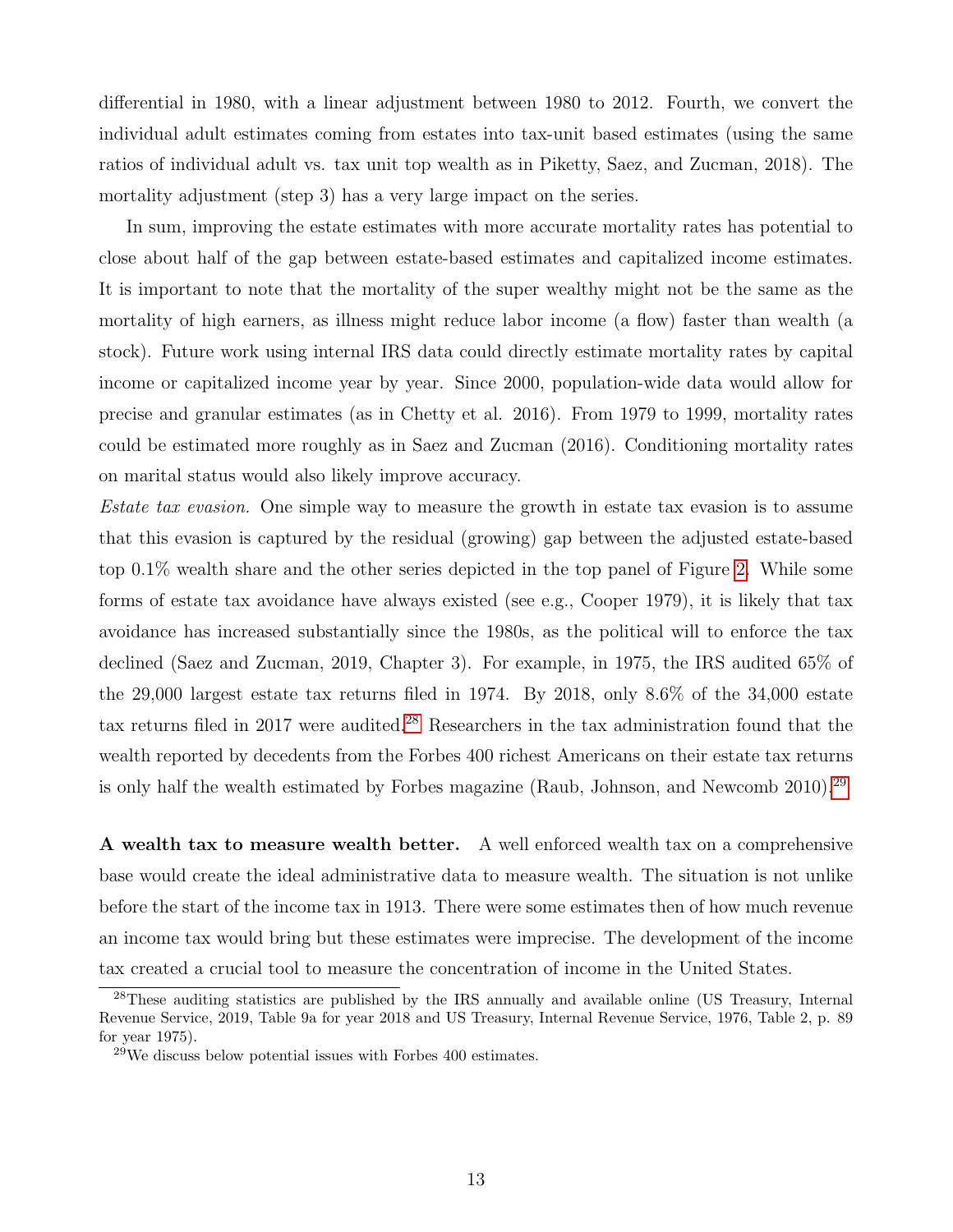differential in 1980, with a linear adjustment between 1980 to 2012. Fourth, we convert the individual adult estimates coming from estates into tax-unit based estimates (using the same ratios of individual adult vs. tax unit top wealth as in Piketty, Saez, and Zucman, 2018). The mortality adjustment (step 3) has a very large impact on the series.

In sum, improving the estate estimates with more accurate mortality rates has potential to close about half of the gap between estate-based estimates and capitalized income estimates. It is important to note that the mortality of the super wealthy might not be the same as the mortality of high earners, as illness might reduce labor income (a flow) faster than wealth (a stock). Future work using internal IRS data could directly estimate mortality rates by capital income or capitalized income year by year. Since 2000, population-wide data would allow for precise and granular estimates (as in Chetty et al. 2016). From 1979 to 1999, mortality rates could be estimated more roughly as in Saez and Zucman (2016). Conditioning mortality rates on marital status would also likely improve accuracy.

*Estate tax evasion.* One simple way to measure the growth in estate tax evasion is to assume that this evasion is captured by the residual (growing) gap between the adjusted estate-based top 0.1% wealth share and the other series depicted in the top panel of Figure 2. While some forms of estate tax avoidance have always existed (see e.g., Cooper 1979), it is likely that tax avoidance has increased substantially since the 1980s, as the political will to enforce the tax declined (Saez and Zucman, 2019, Chapter 3). For example, in 1975, the IRS audited 65% of the 29,000 largest estate tax returns filed in 1974. By 2018, only 8.6% of the 34,000 estate tax returns filed in 2017 were audited.[28] Researchers in the tax administration found that the wealth reported by decedents from the Forbes 400 richest Americans on their estate tax returns is only half the wealth estimated by Forbes magazine (Raub, Johnson, and Newcomb 2010).[29]

**A wealth tax to measure wealth better.** A well enforced wealth tax on a comprehensive base would create the ideal administrative data to measure wealth. The situation is not unlike before the start of the income tax in 1913. There were some estimates then of how much revenue an income tax would bring but these estimates were imprecise. The development of the income tax created a crucial tool to measure the concentration of income in the United States.

[28] These auditing statistics are published by the IRS annually and available online (US Treasury, Internal Revenue Service, 2019, Table 9a for year 2018 and US Treasury, Internal Revenue Service, 1976, Table 2, p. 89 for year 1975).

[29] We discuss below potential issues with Forbes 400 estimates.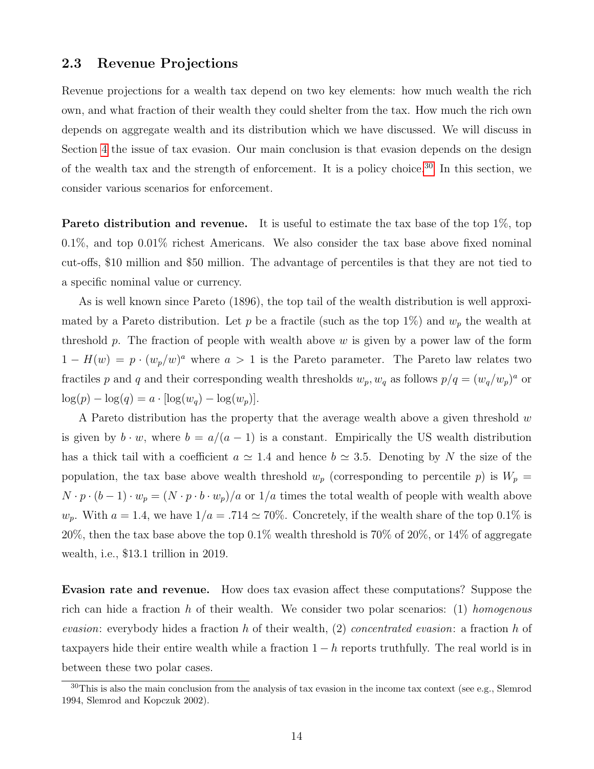## 2.3 Revenue Projections

Revenue projections for a wealth tax depend on two key elements: how much wealth the rich own, and what fraction of their wealth they could shelter from the tax. How much the rich own depends on aggregate wealth and its distribution which we have discussed. We will discuss in Section 4 the issue of tax evasion. Our main conclusion is that evasion depends on the design of the wealth tax and the strength of enforcement. It is a policy choice.[30] In this section, we consider various scenarios for enforcement.

**Pareto distribution and revenue.** It is useful to estimate the tax base of the top 1%, top 0.1%, and top 0.01% richest Americans. We also consider the tax base above fixed nominal cut-offs, \$10 million and \$50 million. The advantage of percentiles is that they are not tied to a specific nominal value or currency.

As is well known since Pareto (1896), the top tail of the wealth distribution is well approximated by a Pareto distribution. Let $p$ be a fractile (such as the top 1%) and $w_p$ the wealth at threshold $p$. The fraction of people with wealth above $w$ is given by a power law of the form $1 - H(w) = p \cdot (w_p/w)^a$ where $a > 1$ is the Pareto parameter. The Pareto law relates two fractiles $p$ and $q$ and their corresponding wealth thresholds $w_p, w_q$ as follows $p/q = (w_q/w_p)^a$ or $\log(p) - \log(q) = a \cdot [\log(w_q) - \log(w_p)]$.

A Pareto distribution has the property that the average wealth above a given threshold $w$ is given by $b \cdot w$, where $b = a/(a-1)$ is a constant. Empirically the US wealth distribution has a thick tail with a coefficient $a \simeq 1.4$ and hence $b \simeq 3.5$. Denoting by $N$ the size of the population, the tax base above wealth threshold $w_p$ (corresponding to percentile $p$) is $W_p = N \cdot p \cdot (b-1) \cdot w_p = (N \cdot p \cdot b \cdot w_p)/a$ or $1/a$ times the total wealth of people with wealth above $w_p$. With $a = 1.4$, we have $1/a = .714 \simeq 70\%$. Concretely, if the wealth share of the top 0.1% is 20%, then the tax base above the top 0.1% wealth threshold is 70% of 20%, or 14% of aggregate wealth, i.e., \$13.1 trillion in 2019.

**Evasion rate and revenue.** How does tax evasion affect these computations? Suppose the rich can hide a fraction $h$ of their wealth. We consider two polar scenarios: (1) *homogenous evasion*: everybody hides a fraction $h$ of their wealth, (2) *concentrated evasion*: a fraction $h$ of taxpayers hide their entire wealth while a fraction $1 - h$ reports truthfully. The real world is in between these two polar cases.

[30] This is also the main conclusion from the analysis of tax evasion in the income tax context (see e.g., Slemrod 1994, Slemrod and Kopczuk 2002).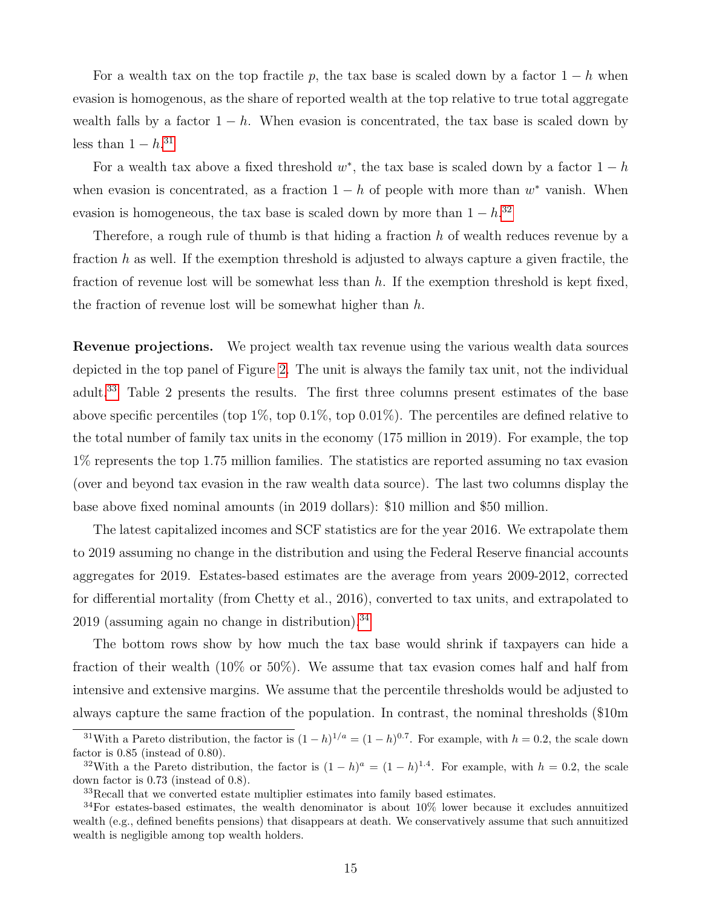For a wealth tax on the top fractile $p$, the tax base is scaled down by a factor $1-h$ when evasion is homogenous, as the share of reported wealth at the top relative to true total aggregate wealth falls by a factor $1-h$. When evasion is concentrated, the tax base is scaled down by less than $1-h$.[31]

For a wealth tax above a fixed threshold $w^*$, the tax base is scaled down by a factor $1-h$ when evasion is concentrated, as a fraction $1-h$ of people with more than $w^*$ vanish. When evasion is homogeneous, the tax base is scaled down by more than $1-h$.[32]

Therefore, a rough rule of thumb is that hiding a fraction $h$ of wealth reduces revenue by a fraction $h$ as well. If the exemption threshold is adjusted to always capture a given fractile, the fraction of revenue lost will be somewhat less than $h$. If the exemption threshold is kept fixed, the fraction of revenue lost will be somewhat higher than $h$.

**Revenue projections.** We project wealth tax revenue using the various wealth data sources depicted in the top panel of Figure 2. The unit is always the family tax unit, not the individual adult.[33] Table 2 presents the results. The first three columns present estimates of the base above specific percentiles (top 1%, top 0.1%, top 0.01%). The percentiles are defined relative to the total number of family tax units in the economy (175 million in 2019). For example, the top 1% represents the top 1.75 million families. The statistics are reported assuming no tax evasion (over and beyond tax evasion in the raw wealth data source). The last two columns display the base above fixed nominal amounts (in 2019 dollars): $10 million and $50 million.

The latest capitalized incomes and SCF statistics are for the year 2016. We extrapolate them to 2019 assuming no change in the distribution and using the Federal Reserve financial accounts aggregates for 2019. Estates-based estimates are the average from years 2009-2012, corrected for differential mortality (from Chetty et al., 2016), converted to tax units, and extrapolated to 2019 (assuming again no change in distribution).[34]

The bottom rows show by how much the tax base would shrink if taxpayers can hide a fraction of their wealth (10% or 50%). We assume that tax evasion comes half and half from intensive and extensive margins. We assume that the percentile thresholds would be adjusted to always capture the same fraction of the population. In contrast, the nominal thresholds ($10m

[31] With a Pareto distribution, the factor is $(1-h)^{1/a} = (1-h)^{0.7}$. For example, with $h = 0.2$, the scale down factor is 0.85 (instead of 0.80).

[32] With a the Pareto distribution, the factor is $(1-h)^{a} = (1-h)^{1.4}$. For example, with $h = 0.2$, the scale down factor is 0.73 (instead of 0.8).

[33] Recall that we converted estate multiplier estimates into family based estimates.

[34] For estates-based estimates, the wealth denominator is about 10% lower because it excludes annuitized wealth (e.g., defined benefits pensions) that disappears at death. We conservatively assume that such annuitized wealth is negligible among top wealth holders.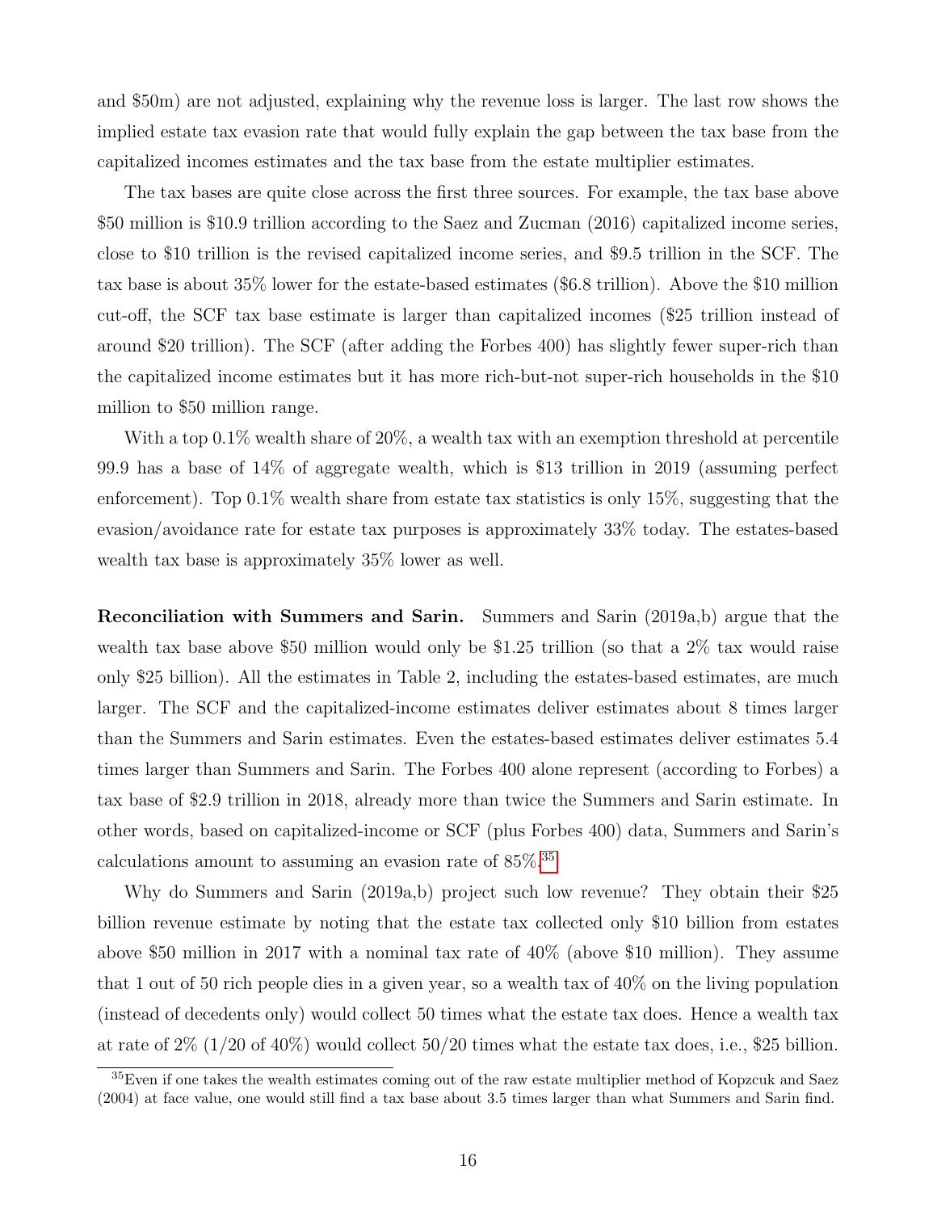and $50m) are not adjusted, explaining why the revenue loss is larger. The last row shows the implied estate tax evasion rate that would fully explain the gap between the tax base from the capitalized incomes estimates and the tax base from the estate multiplier estimates.

The tax bases are quite close across the first three sources. For example, the tax base above $50 million is $10.9 trillion according to the Saez and Zucman (2016) capitalized income series, close to $10 trillion is the revised capitalized income series, and $9.5 trillion in the SCF. The tax base is about 35% lower for the estate-based estimates ($6.8 trillion). Above the $10 million cut-off, the SCF tax base estimate is larger than capitalized incomes ($25 trillion instead of around $20 trillion). The SCF (after adding the Forbes 400) has slightly fewer super-rich than the capitalized income estimates but it has more rich-but-not super-rich households in the $10 million to $50 million range.

With a top 0.1% wealth share of 20%, a wealth tax with an exemption threshold at percentile 99.9 has a base of 14% of aggregate wealth, which is $13 trillion in 2019 (assuming perfect enforcement). Top 0.1% wealth share from estate tax statistics is only 15%, suggesting that the evasion/avoidance rate for estate tax purposes is approximately 33% today. The estates-based wealth tax base is approximately 35% lower as well.

**Reconciliation with Summers and Sarin.** Summers and Sarin (2019a,b) argue that the wealth tax base above $50 million would only be $1.25 trillion (so that a 2% tax would raise only $25 billion). All the estimates in Table 2, including the estates-based estimates, are much larger. The SCF and the capitalized-income estimates deliver estimates about 8 times larger than the Summers and Sarin estimates. Even the estates-based estimates deliver estimates 5.4 times larger than Summers and Sarin. The Forbes 400 alone represent (according to Forbes) a tax base of $2.9 trillion in 2018, already more than twice the Summers and Sarin estimate. In other words, based on capitalized-income or SCF (plus Forbes 400) data, Summers and Sarin's calculations amount to assuming an evasion rate of 85%.[35]

Why do Summers and Sarin (2019a,b) project such low revenue? They obtain their $25 billion revenue estimate by noting that the estate tax collected only $10 billion from estates above $50 million in 2017 with a nominal tax rate of 40% (above $10 million). They assume that 1 out of 50 rich people dies in a given year, so a wealth tax of 40% on the living population (instead of decedents only) would collect 50 times what the estate tax does. Hence a wealth tax at rate of 2% (1/20 of 40%) would collect 50/20 times what the estate tax does, i.e., $25 billion.

[35] Even if one takes the wealth estimates coming out of the raw estate multiplier method of Kopczuk and Saez (2004) at face value, one would still find a tax base about 3.5 times larger than what Summers and Sarin find.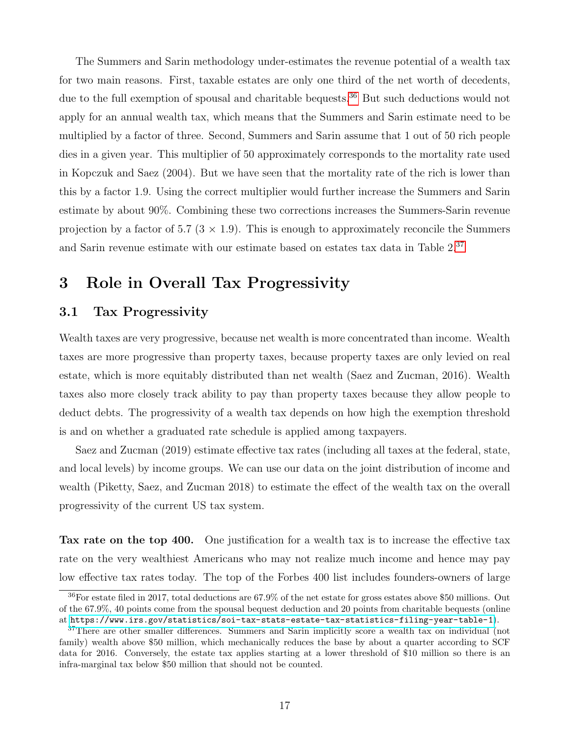The Summers and Sarin methodology under-estimates the revenue potential of a wealth tax for two main reasons. First, taxable estates are only one third of the net worth of decedents, due to the full exemption of spousal and charitable bequests.[36] But such deductions would not apply for an annual wealth tax, which means that the Summers and Sarin estimate need to be multiplied by a factor of three. Second, Summers and Sarin assume that 1 out of 50 rich people dies in a given year. This multiplier of 50 approximately corresponds to the mortality rate used in Kopczuk and Saez (2004). But we have seen that the mortality rate of the rich is lower than this by a factor 1.9. Using the correct multiplier would further increase the Summers and Sarin estimate by about 90%. Combining these two corrections increases the Summers-Sarin revenue projection by a factor of 5.7 ($3 \times 1.9$). This is enough to approximately reconcile the Summers and Sarin revenue estimate with our estimate based on estates tax data in Table 2.[37]

# 3 Role in Overall Tax Progressivity

## 3.1 Tax Progressivity

Wealth taxes are very progressive, because net wealth is more concentrated than income. Wealth taxes are more progressive than property taxes, because property taxes are only levied on real estate, which is more equitably distributed than net wealth (Saez and Zucman, 2016). Wealth taxes also more closely track ability to pay than property taxes because they allow people to deduct debts. The progressivity of a wealth tax depends on how high the exemption threshold is and on whether a graduated rate schedule is applied among taxpayers.

Saez and Zucman (2019) estimate effective tax rates (including all taxes at the federal, state, and local levels) by income groups. We can use our data on the joint distribution of income and wealth (Piketty, Saez, and Zucman 2018) to estimate the effect of the wealth tax on the overall progressivity of the current US tax system.

**Tax rate on the top 400.** One justification for a wealth tax is to increase the effective tax rate on the very wealthiest Americans who may not realize much income and hence may pay low effective tax rates today. The top of the Forbes 400 list includes founders-owners of large

[36] For estate filed in 2017, total deductions are 67.9% of the net estate for gross estates above $50 millions. Out of the 67.9%, 40 points come from the spousal bequest deduction and 20 points from charitable bequests (online at https://www.irs.gov/statistics/soi-tax-stats-estate-tax-statistics-filing-year-table-1).

[37] There are other smaller differences. Summers and Sarin implicitly score a wealth tax on individual (not family) wealth above $50 million, which mechanically reduces the base by about a quarter according to SCF data for 2016. Conversely, the estate tax applies starting at a lower threshold of $10 million so there is an infra-marginal tax below $50 million that should not be counted.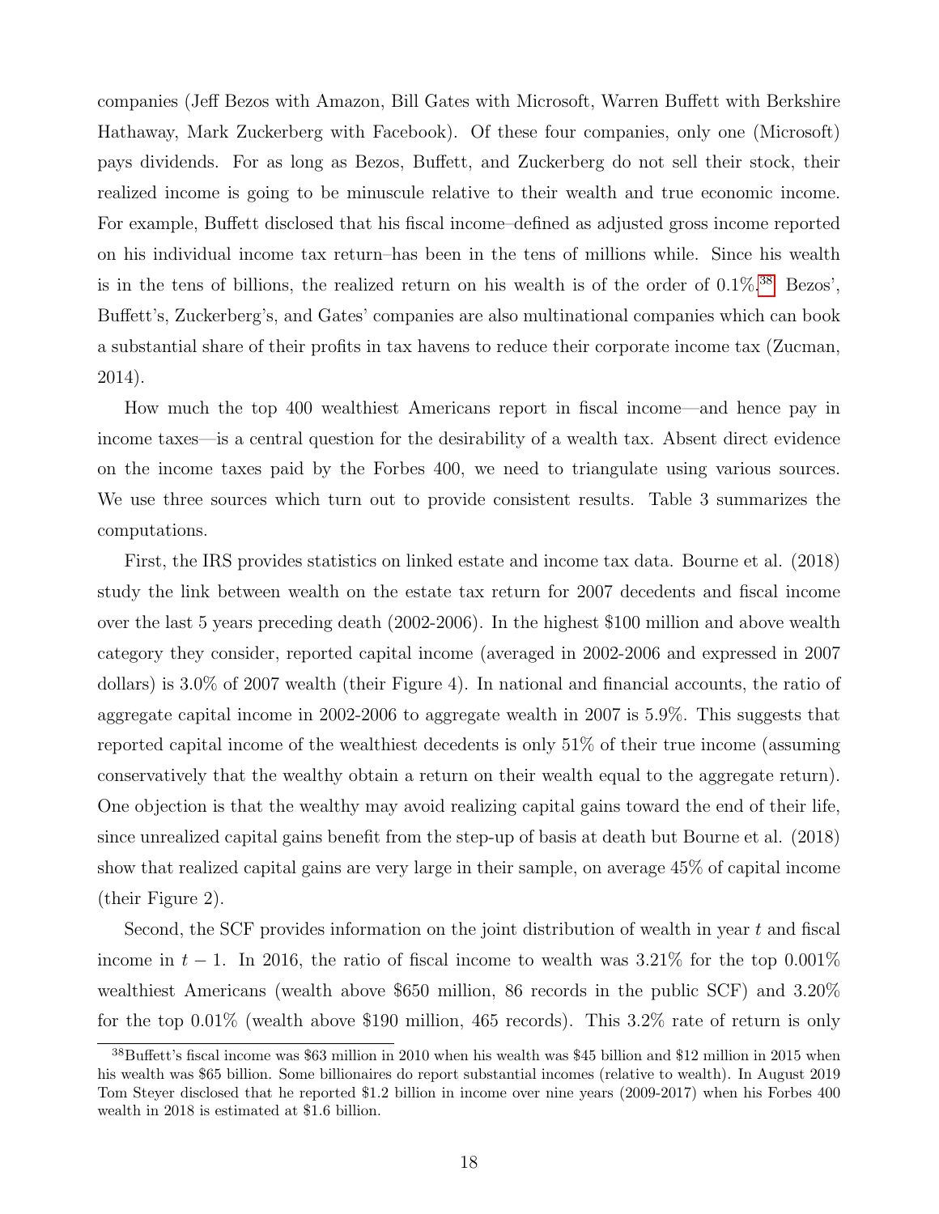companies (Jeff Bezos with Amazon, Bill Gates with Microsoft, Warren Buffett with Berkshire Hathaway, Mark Zuckerberg with Facebook). Of these four companies, only one (Microsoft) pays dividends. For as long as Bezos, Buffett, and Zuckerberg do not sell their stock, their realized income is going to be minuscule relative to their wealth and true economic income. For example, Buffett disclosed that his fiscal income–defined as adjusted gross income reported on his individual income tax return–has been in the tens of millions while. Since his wealth is in the tens of billions, the realized return on his wealth is of the order of 0.1%.[38] Bezos', Buffett's, Zuckerberg's, and Gates' companies are also multinational companies which can book a substantial share of their profits in tax havens to reduce their corporate income tax (Zucman, 2014).

How much the top 400 wealthiest Americans report in fiscal income—and hence pay in income taxes—is a central question for the desirability of a wealth tax. Absent direct evidence on the income taxes paid by the Forbes 400, we need to triangulate using various sources. We use three sources which turn out to provide consistent results. Table 3 summarizes the computations.

First, the IRS provides statistics on linked estate and income tax data. Bourne et al. (2018) study the link between wealth on the estate tax return for 2007 decedents and fiscal income over the last 5 years preceding death (2002-2006). In the highest \$100 million and above wealth category they consider, reported capital income (averaged in 2002-2006 and expressed in 2007 dollars) is 3.0% of 2007 wealth (their Figure 4). In national and financial accounts, the ratio of aggregate capital income in 2002-2006 to aggregate wealth in 2007 is 5.9%. This suggests that reported capital income of the wealthiest decedents is only 51% of their true income (assuming conservatively that the wealthy obtain a return on their wealth equal to the aggregate return). One objection is that the wealthy may avoid realizing capital gains toward the end of their life, since unrealized capital gains benefit from the step-up of basis at death but Bourne et al. (2018) show that realized capital gains are very large in their sample, on average 45% of capital income (their Figure 2).

Second, the SCF provides information on the joint distribution of wealth in year $t$ and fiscal income in $t-1$. In 2016, the ratio of fiscal income to wealth was 3.21% for the top 0.001% wealthiest Americans (wealth above \$650 million, 86 records in the public SCF) and 3.20% for the top 0.01% (wealth above \$190 million, 465 records). This 3.2% rate of return is only

[38] Buffett's fiscal income was \$63 million in 2010 when his wealth was \$45 billion and \$12 million in 2015 when his wealth was \$65 billion. Some billionaires do report substantial incomes (relative to wealth). In August 2019 Tom Steyer disclosed that he reported \$1.2 billion in income over nine years (2009-2017) when his Forbes 400 wealth in 2018 is estimated at \$1.6 billion.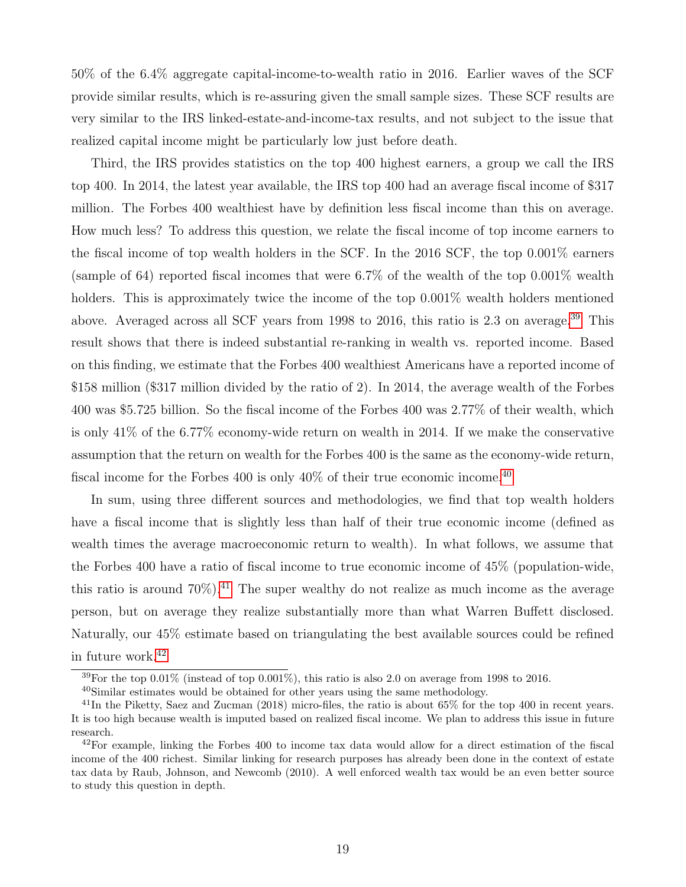50% of the 6.4% aggregate capital-income-to-wealth ratio in 2016. Earlier waves of the SCF provide similar results, which is re-assuring given the small sample sizes. These SCF results are very similar to the IRS linked-estate-and-income-tax results, and not subject to the issue that realized capital income might be particularly low just before death.

Third, the IRS provides statistics on the top 400 highest earners, a group we call the IRS top 400. In 2014, the latest year available, the IRS top 400 had an average fiscal income of $317 million. The Forbes 400 wealthiest have by definition less fiscal income than this on average. How much less? To address this question, we relate the fiscal income of top income earners to the fiscal income of top wealth holders in the SCF. In the 2016 SCF, the top 0.001% earners (sample of 64) reported fiscal incomes that were 6.7% of the wealth of the top 0.001% wealth holders. This is approximately twice the income of the top 0.001% wealth holders mentioned above. Averaged across all SCF years from 1998 to 2016, this ratio is 2.3 on average.[39] This result shows that there is indeed substantial re-ranking in wealth vs. reported income. Based on this finding, we estimate that the Forbes 400 wealthiest Americans have a reported income of $158 million ($317 million divided by the ratio of 2). In 2014, the average wealth of the Forbes 400 was $5.725 billion. So the fiscal income of the Forbes 400 was 2.77% of their wealth, which is only 41% of the 6.77% economy-wide return on wealth in 2014. If we make the conservative assumption that the return on wealth for the Forbes 400 is the same as the economy-wide return, fiscal income for the Forbes 400 is only 40% of their true economic income.[40]

In sum, using three different sources and methodologies, we find that top wealth holders have a fiscal income that is slightly less than half of their true economic income (defined as wealth times the average macroeconomic return to wealth). In what follows, we assume that the Forbes 400 have a ratio of fiscal income to true economic income of 45% (population-wide, this ratio is around 70%).[41] The super wealthy do not realize as much income as the average person, but on average they realize substantially more than what Warren Buffett disclosed. Naturally, our 45% estimate based on triangulating the best available sources could be refined in future work.[42]

---

[39] For the top 0.01% (instead of top 0.001%), this ratio is also 2.0 on average from 1998 to 2016.

[40] Similar estimates would be obtained for other years using the same methodology.

[41] In the Piketty, Saez and Zucman (2018) micro-files, the ratio is about 65% for the top 400 in recent years. It is too high because wealth is imputed based on realized fiscal income. We plan to address this issue in future research.

[42] For example, linking the Forbes 400 to income tax data would allow for a direct estimation of the fiscal income of the 400 richest. Similar linking for research purposes has already been done in the context of estate tax data by Raub, Johnson, and Newcomb (2010). A well enforced wealth tax would be an even better source to study this question in depth.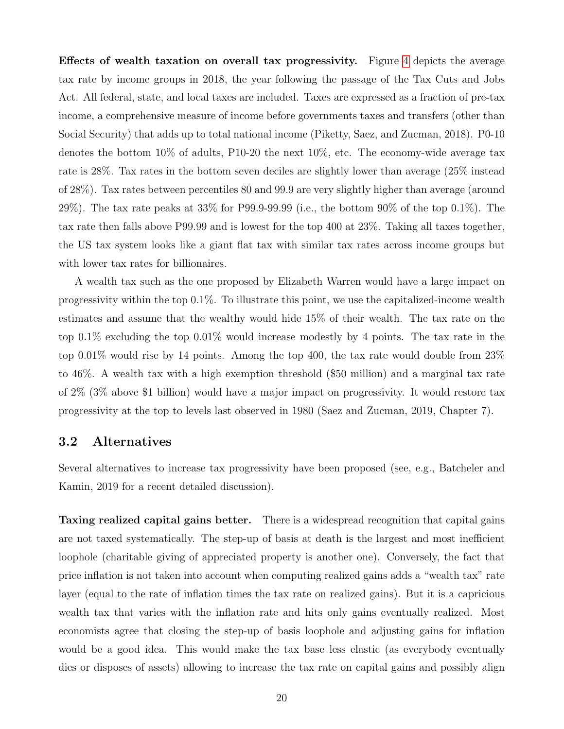**Effects of wealth taxation on overall tax progressivity.** Figure 4 depicts the average tax rate by income groups in 2018, the year following the passage of the Tax Cuts and Jobs Act. All federal, state, and local taxes are included. Taxes are expressed as a fraction of pre-tax income, a comprehensive measure of income before governments taxes and transfers (other than Social Security) that adds up to total national income (Piketty, Saez, and Zucman, 2018). P0-10 denotes the bottom 10% of adults, P10-20 the next 10%, etc. The economy-wide average tax rate is 28%. Tax rates in the bottom seven deciles are slightly lower than average (25% instead of 28%). Tax rates between percentiles 80 and 99.9 are very slightly higher than average (around 29%). The tax rate peaks at 33% for P99.9-99.99 (i.e., the bottom 90% of the top 0.1%). The tax rate then falls above P99.99 and is lowest for the top 400 at 23%. Taking all taxes together, the US tax system looks like a giant flat tax with similar tax rates across income groups but with lower tax rates for billionaires.

A wealth tax such as the one proposed by Elizabeth Warren would have a large impact on progressivity within the top 0.1%. To illustrate this point, we use the capitalized-income wealth estimates and assume that the wealthy would hide 15% of their wealth. The tax rate on the top 0.1% excluding the top 0.01% would increase modestly by 4 points. The tax rate in the top 0.01% would rise by 14 points. Among the top 400, the tax rate would double from 23% to 46%. A wealth tax with a high exemption threshold ($50 million) and a marginal tax rate of 2% (3% above $1 billion) would have a major impact on progressivity. It would restore tax progressivity at the top to levels last observed in 1980 (Saez and Zucman, 2019, Chapter 7).

## 3.2 Alternatives

Several alternatives to increase tax progressivity have been proposed (see, e.g., Batcheler and Kamin, 2019 for a recent detailed discussion).

**Taxing realized capital gains better.** There is a widespread recognition that capital gains are not taxed systematically. The step-up of basis at death is the largest and most inefficient loophole (charitable giving of appreciated property is another one). Conversely, the fact that price inflation is not taken into account when computing realized gains adds a "wealth tax" rate layer (equal to the rate of inflation times the tax rate on realized gains). But it is a capricious wealth tax that varies with the inflation rate and hits only gains eventually realized. Most economists agree that closing the step-up of basis loophole and adjusting gains for inflation would be a good idea. This would make the tax base less elastic (as everybody eventually dies or disposes of assets) allowing to increase the tax rate on capital gains and possibly align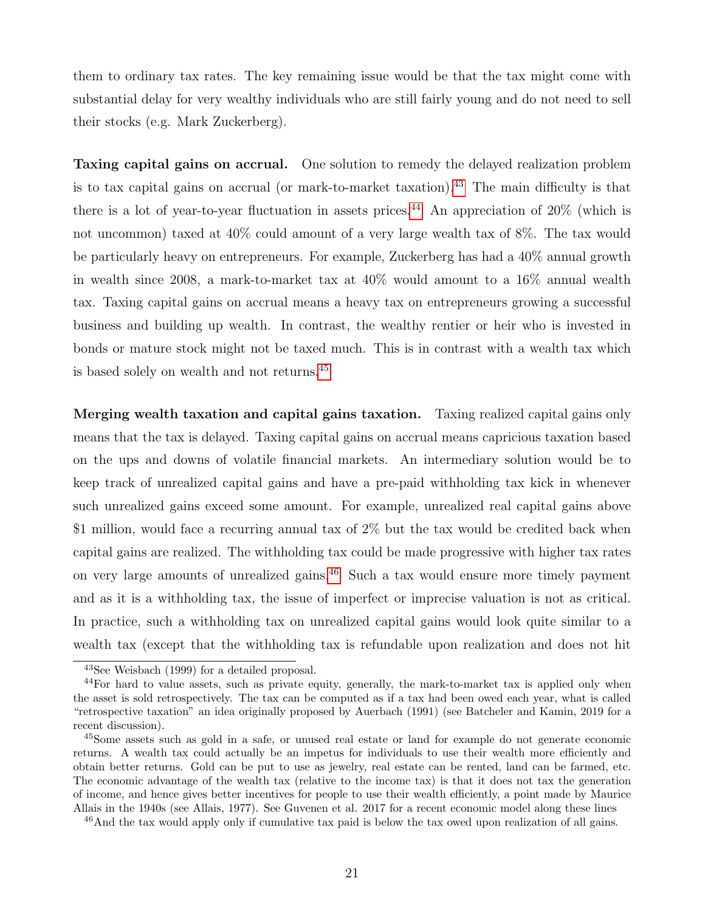them to ordinary tax rates. The key remaining issue would be that the tax might come with substantial delay for very wealthy individuals who are still fairly young and do not need to sell their stocks (e.g. Mark Zuckerberg).

**Taxing capital gains on accrual.** One solution to remedy the delayed realization problem is to tax capital gains on accrual (or mark-to-market taxation).[43] The main difficulty is that there is a lot of year-to-year fluctuation in assets prices.[44] An appreciation of 20% (which is not uncommon) taxed at 40% could amount of a very large wealth tax of 8%. The tax would be particularly heavy on entrepreneurs. For example, Zuckerberg has had a 40% annual growth in wealth since 2008, a mark-to-market tax at 40% would amount to a 16% annual wealth tax. Taxing capital gains on accrual means a heavy tax on entrepreneurs growing a successful business and building up wealth. In contrast, the wealthy rentier or heir who is invested in bonds or mature stock might not be taxed much. This is in contrast with a wealth tax which is based solely on wealth and not returns.[45]

**Merging wealth taxation and capital gains taxation.** Taxing realized capital gains only means that the tax is delayed. Taxing capital gains on accrual means capricious taxation based on the ups and downs of volatile financial markets. An intermediary solution would be to keep track of unrealized capital gains and have a pre-paid withholding tax kick in whenever such unrealized gains exceed some amount. For example, unrealized real capital gains above $1 million, would face a recurring annual tax of 2% but the tax would be credited back when capital gains are realized. The withholding tax could be made progressive with higher tax rates on very large amounts of unrealized gains.[46] Such a tax would ensure more timely payment and as it is a withholding tax, the issue of imperfect or imprecise valuation is not as critical. In practice, such a withholding tax on unrealized capital gains would look quite similar to a wealth tax (except that the withholding tax is refundable upon realization and does not hit

[43] See Weisbach (1999) for a detailed proposal.

[44] For hard to value assets, such as private equity, generally, the mark-to-market tax is applied only when the asset is sold retrospectively. The tax can be computed as if a tax had been owed each year, what is called "retrospective taxation" an idea originally proposed by Auerbach (1991) (see Batcheler and Kamin, 2019 for a recent discussion).

[45] Some assets such as gold in a safe, or unused real estate or land for example do not generate economic returns. A wealth tax could actually be an impetus for individuals to use their wealth more efficiently and obtain better returns. Gold can be put to use as jewelry, real estate can be rented, land can be farmed, etc. The economic advantage of the wealth tax (relative to the income tax) is that it does not tax the generation of income, and hence gives better incentives for people to use their wealth efficiently, a point made by Maurice Allais in the 1940s (see Allais, 1977). See Guvenen et al. 2017 for a recent economic model along these lines

[46] And the tax would apply only if cumulative tax paid is below the tax owed upon realization of all gains.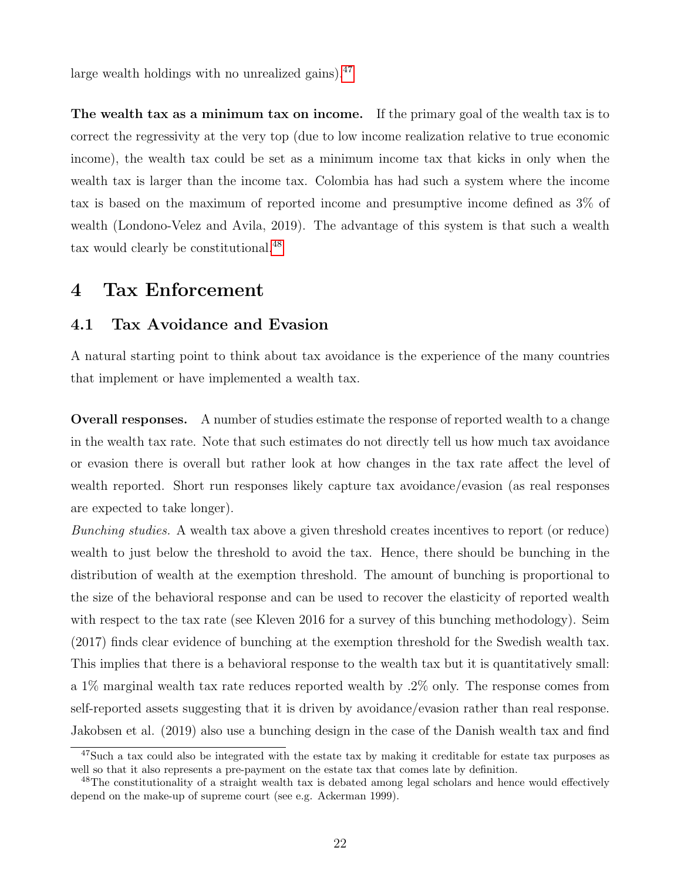large wealth holdings with no unrealized gains).[47]

**The wealth tax as a minimum tax on income.** If the primary goal of the wealth tax is to correct the regressivity at the very top (due to low income realization relative to true economic income), the wealth tax could be set as a minimum income tax that kicks in only when the wealth tax is larger than the income tax. Colombia has had such a system where the income tax is based on the maximum of reported income and presumptive income defined as 3% of wealth (Londono-Velez and Avila, 2019). The advantage of this system is that such a wealth tax would clearly be constitutional.[48]

# 4 Tax Enforcement

## 4.1 Tax Avoidance and Evasion

A natural starting point to think about tax avoidance is the experience of the many countries that implement or have implemented a wealth tax.

**Overall responses.** A number of studies estimate the response of reported wealth to a change in the wealth tax rate. Note that such estimates do not directly tell us how much tax avoidance or evasion there is overall but rather look at how changes in the tax rate affect the level of wealth reported. Short run responses likely capture tax avoidance/evasion (as real responses are expected to take longer).

*Bunching studies.* A wealth tax above a given threshold creates incentives to report (or reduce) wealth to just below the threshold to avoid the tax. Hence, there should be bunching in the distribution of wealth at the exemption threshold. The amount of bunching is proportional to the size of the behavioral response and can be used to recover the elasticity of reported wealth with respect to the tax rate (see Kleven 2016 for a survey of this bunching methodology). Seim (2017) finds clear evidence of bunching at the exemption threshold for the Swedish wealth tax. This implies that there is a behavioral response to the wealth tax but it is quantitatively small: a 1% marginal wealth tax rate reduces reported wealth by .2% only. The response comes from self-reported assets suggesting that it is driven by avoidance/evasion rather than real response. Jakobsen et al. (2019) also use a bunching design in the case of the Danish wealth tax and find

[47] Such a tax could also be integrated with the estate tax by making it creditable for estate tax purposes as well so that it also represents a pre-payment on the estate tax that comes late by definition.

[48] The constitutionality of a straight wealth tax is debated among legal scholars and hence would effectively depend on the make-up of supreme court (see e.g. Ackerman 1999).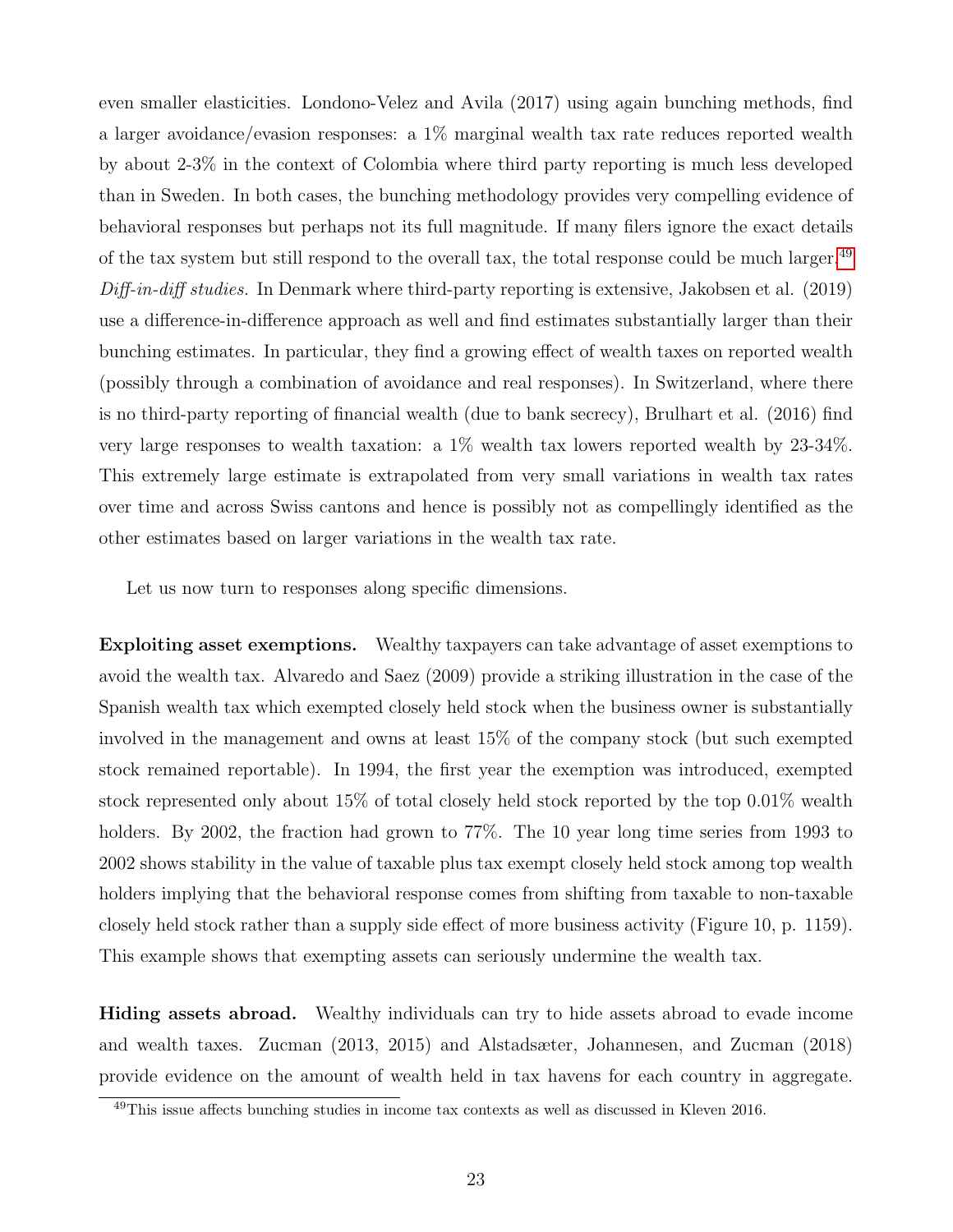even smaller elasticities. Londono-Velez and Avila (2017) using again bunching methods, find a larger avoidance/evasion responses: a 1% marginal wealth tax rate reduces reported wealth by about 2-3% in the context of Colombia where third party reporting is much less developed than in Sweden. In both cases, the bunching methodology provides very compelling evidence of behavioral responses but perhaps not its full magnitude. If many filers ignore the exact details of the tax system but still respond to the overall tax, the total response could be much larger.[49]

*Diff-in-diff studies.* In Denmark where third-party reporting is extensive, Jakobsen et al. (2019) use a difference-in-difference approach as well and find estimates substantially larger than their bunching estimates. In particular, they find a growing effect of wealth taxes on reported wealth (possibly through a combination of avoidance and real responses). In Switzerland, where there is no third-party reporting of financial wealth (due to bank secrecy), Brulhart et al. (2016) find very large responses to wealth taxation: a 1% wealth tax lowers reported wealth by 23-34%. This extremely large estimate is extrapolated from very small variations in wealth tax rates over time and across Swiss cantons and hence is possibly not as compellingly identified as the other estimates based on larger variations in the wealth tax rate.

Let us now turn to responses along specific dimensions.

**Exploiting asset exemptions.** Wealthy taxpayers can take advantage of asset exemptions to avoid the wealth tax. Alvaredo and Saez (2009) provide a striking illustration in the case of the Spanish wealth tax which exempted closely held stock when the business owner is substantially involved in the management and owns at least 15% of the company stock (but such exempted stock remained reportable). In 1994, the first year the exemption was introduced, exempted stock represented only about 15% of total closely held stock reported by the top 0.01% wealth holders. By 2002, the fraction had grown to 77%. The 10 year long time series from 1993 to 2002 shows stability in the value of taxable plus tax exempt closely held stock among top wealth holders implying that the behavioral response comes from shifting from taxable to non-taxable closely held stock rather than a supply side effect of more business activity (Figure 10, p. 1159). This example shows that exempting assets can seriously undermine the wealth tax.

**Hiding assets abroad.** Wealthy individuals can try to hide assets abroad to evade income and wealth taxes. Zucman (2013, 2015) and Alstadsæter, Johannesen, and Zucman (2018) provide evidence on the amount of wealth held in tax havens for each country in aggregate.

[49] This issue affects bunching studies in income tax contexts as well as discussed in Kleven 2016.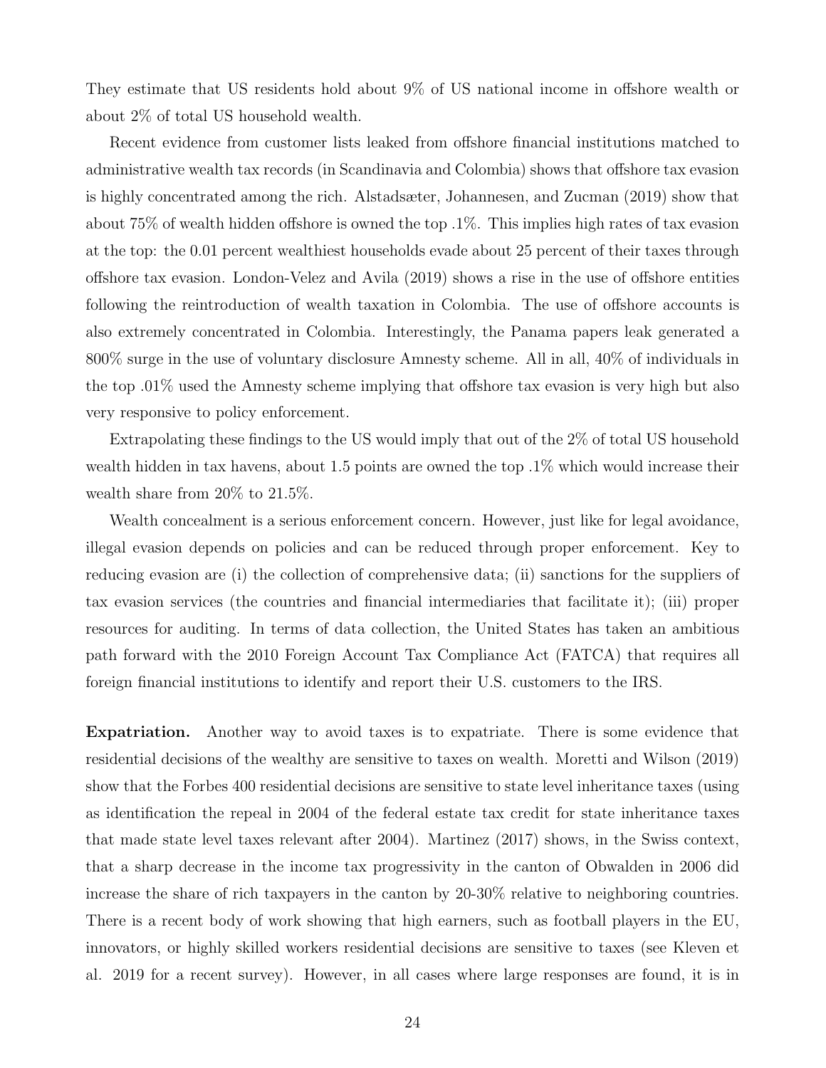They estimate that US residents hold about 9% of US national income in offshore wealth or about 2% of total US household wealth.

Recent evidence from customer lists leaked from offshore financial institutions matched to administrative wealth tax records (in Scandinavia and Colombia) shows that offshore tax evasion is highly concentrated among the rich. Alstadsæter, Johannesen, and Zucman (2019) show that about 75% of wealth hidden offshore is owned the top .1%. This implies high rates of tax evasion at the top: the 0.01 percent wealthiest households evade about 25 percent of their taxes through offshore tax evasion. London-Velez and Avila (2019) shows a rise in the use of offshore entities following the reintroduction of wealth taxation in Colombia. The use of offshore accounts is also extremely concentrated in Colombia. Interestingly, the Panama papers leak generated a 800% surge in the use of voluntary disclosure Amnesty scheme. All in all, 40% of individuals in the top .01% used the Amnesty scheme implying that offshore tax evasion is very high but also very responsive to policy enforcement.

Extrapolating these findings to the US would imply that out of the 2% of total US household wealth hidden in tax havens, about 1.5 points are owned the top .1% which would increase their wealth share from 20% to 21.5%.

Wealth concealment is a serious enforcement concern. However, just like for legal avoidance, illegal evasion depends on policies and can be reduced through proper enforcement. Key to reducing evasion are (i) the collection of comprehensive data; (ii) sanctions for the suppliers of tax evasion services (the countries and financial intermediaries that facilitate it); (iii) proper resources for auditing. In terms of data collection, the United States has taken an ambitious path forward with the 2010 Foreign Account Tax Compliance Act (FATCA) that requires all foreign financial institutions to identify and report their U.S. customers to the IRS.

**Expatriation.** Another way to avoid taxes is to expatriate. There is some evidence that residential decisions of the wealthy are sensitive to taxes on wealth. Moretti and Wilson (2019) show that the Forbes 400 residential decisions are sensitive to state level inheritance taxes (using as identification the repeal in 2004 of the federal estate tax credit for state inheritance taxes that made state level taxes relevant after 2004). Martinez (2017) shows, in the Swiss context, that a sharp decrease in the income tax progressivity in the canton of Obwalden in 2006 did increase the share of rich taxpayers in the canton by 20-30% relative to neighboring countries. There is a recent body of work showing that high earners, such as football players in the EU, innovators, or highly skilled workers residential decisions are sensitive to taxes (see Kleven et al. 2019 for a recent survey). However, in all cases where large responses are found, it is in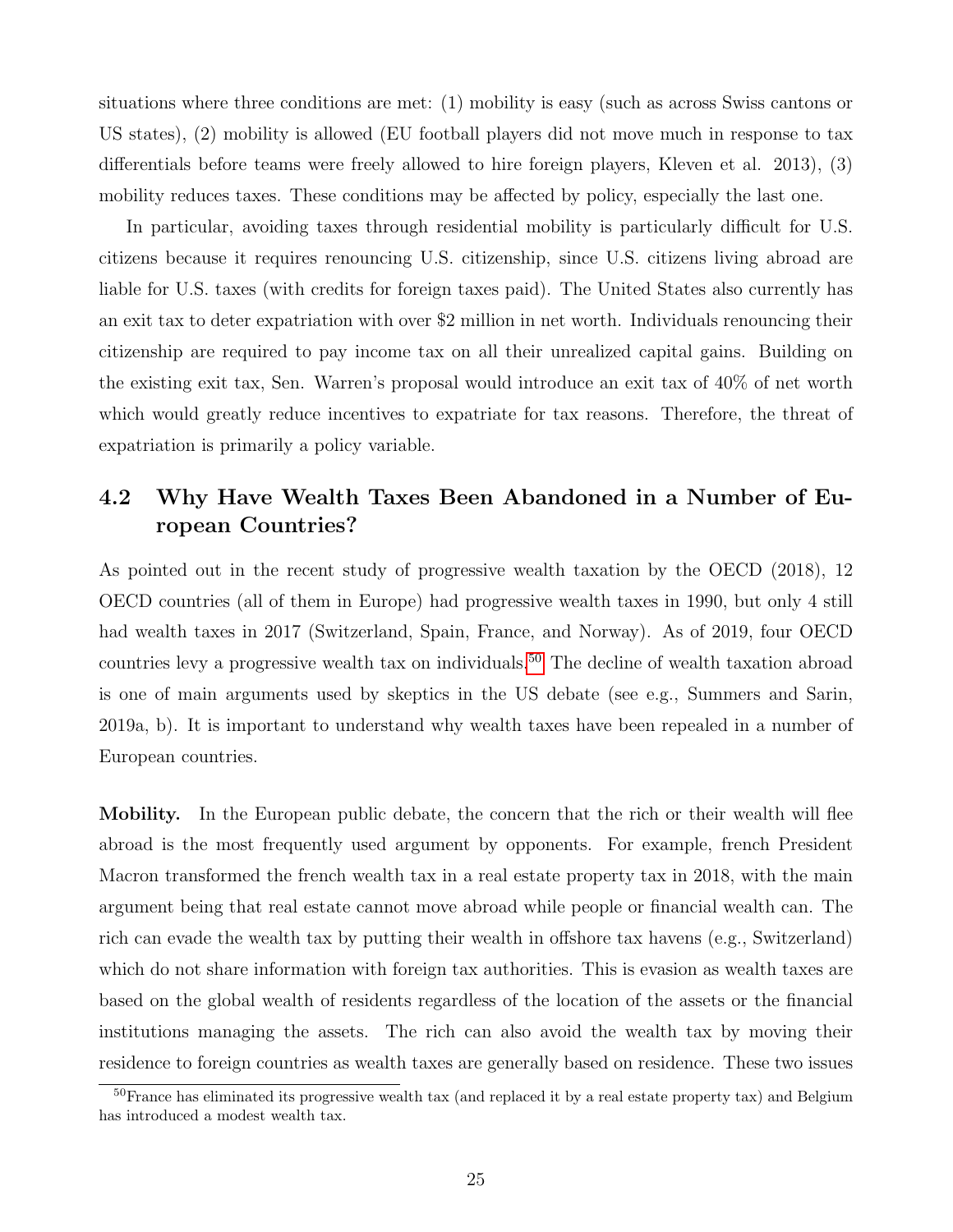situations where three conditions are met: (1) mobility is easy (such as across Swiss cantons or US states), (2) mobility is allowed (EU football players did not move much in response to tax differentials before teams were freely allowed to hire foreign players, Kleven et al. 2013), (3) mobility reduces taxes. These conditions may be affected by policy, especially the last one.

In particular, avoiding taxes through residential mobility is particularly difficult for U.S. citizens because it requires renouncing U.S. citizenship, since U.S. citizens living abroad are liable for U.S. taxes (with credits for foreign taxes paid). The United States also currently has an exit tax to deter expatriation with over $2 million in net worth. Individuals renouncing their citizenship are required to pay income tax on all their unrealized capital gains. Building on the existing exit tax, Sen. Warren's proposal would introduce an exit tax of 40% of net worth which would greatly reduce incentives to expatriate for tax reasons. Therefore, the threat of expatriation is primarily a policy variable.

## 4.2 Why Have Wealth Taxes Been Abandoned in a Number of European Countries?

As pointed out in the recent study of progressive wealth taxation by the OECD (2018), 12 OECD countries (all of them in Europe) had progressive wealth taxes in 1990, but only 4 still had wealth taxes in 2017 (Switzerland, Spain, France, and Norway). As of 2019, four OECD countries levy a progressive wealth tax on individuals.[50] The decline of wealth taxation abroad is one of main arguments used by skeptics in the US debate (see e.g., Summers and Sarin, 2019a, b). It is important to understand why wealth taxes have been repealed in a number of European countries.

**Mobility.** In the European public debate, the concern that the rich or their wealth will flee abroad is the most frequently used argument by opponents. For example, french President Macron transformed the french wealth tax in a real estate property tax in 2018, with the main argument being that real estate cannot move abroad while people or financial wealth can. The rich can evade the wealth tax by putting their wealth in offshore tax havens (e.g., Switzerland) which do not share information with foreign tax authorities. This is evasion as wealth taxes are based on the global wealth of residents regardless of the location of the assets or the financial institutions managing the assets. The rich can also avoid the wealth tax by moving their residence to foreign countries as wealth taxes are generally based on residence. These two issues

[50] France has eliminated its progressive wealth tax (and replaced it by a real estate property tax) and Belgium has introduced a modest wealth tax.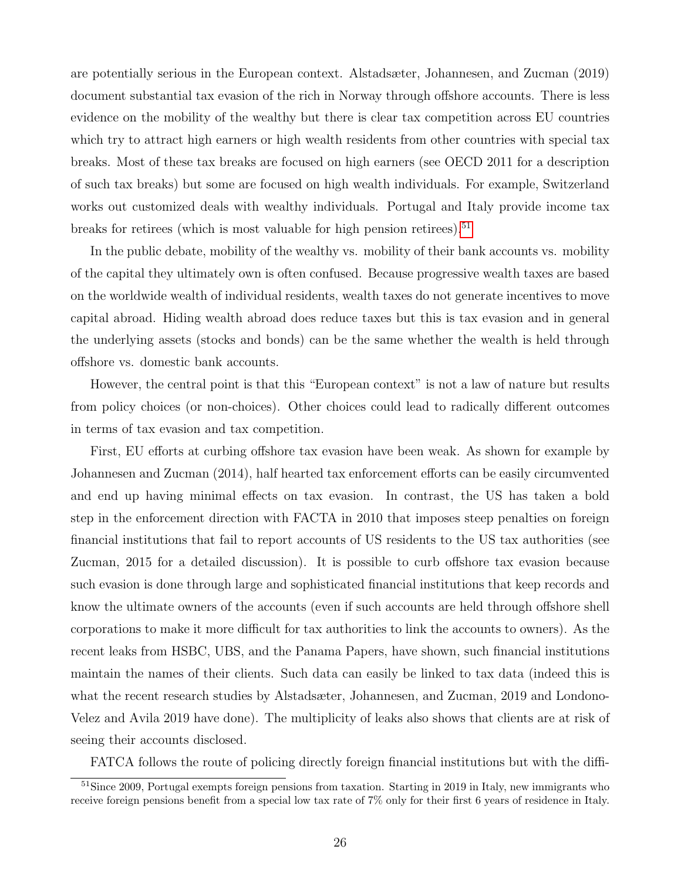are potentially serious in the European context. Alstadsæter, Johannesen, and Zucman (2019) document substantial tax evasion of the rich in Norway through offshore accounts. There is less evidence on the mobility of the wealthy but there is clear tax competition across EU countries which try to attract high earners or high wealth residents from other countries with special tax breaks. Most of these tax breaks are focused on high earners (see OECD 2011 for a description of such tax breaks) but some are focused on high wealth individuals. For example, Switzerland works out customized deals with wealthy individuals. Portugal and Italy provide income tax breaks for retirees (which is most valuable for high pension retirees).[51]

In the public debate, mobility of the wealthy vs. mobility of their bank accounts vs. mobility of the capital they ultimately own is often confused. Because progressive wealth taxes are based on the worldwide wealth of individual residents, wealth taxes do not generate incentives to move capital abroad. Hiding wealth abroad does reduce taxes but this is tax evasion and in general the underlying assets (stocks and bonds) can be the same whether the wealth is held through offshore vs. domestic bank accounts.

However, the central point is that this "European context" is not a law of nature but results from policy choices (or non-choices). Other choices could lead to radically different outcomes in terms of tax evasion and tax competition.

First, EU efforts at curbing offshore tax evasion have been weak. As shown for example by Johannesen and Zucman (2014), half hearted tax enforcement efforts can be easily circumvented and end up having minimal effects on tax evasion. In contrast, the US has taken a bold step in the enforcement direction with FACTA in 2010 that imposes steep penalties on foreign financial institutions that fail to report accounts of US residents to the US tax authorities (see Zucman, 2015 for a detailed discussion). It is possible to curb offshore tax evasion because such evasion is done through large and sophisticated financial institutions that keep records and know the ultimate owners of the accounts (even if such accounts are held through offshore shell corporations to make it more difficult for tax authorities to link the accounts to owners). As the recent leaks from HSBC, UBS, and the Panama Papers, have shown, such financial institutions maintain the names of their clients. Such data can easily be linked to tax data (indeed this is what the recent research studies by Alstadsæter, Johannesen, and Zucman, 2019 and Londono-Velez and Avila 2019 have done). The multiplicity of leaks also shows that clients are at risk of seeing their accounts disclosed.

FATCA follows the route of policing directly foreign financial institutions but with the diffi-

[51] Since 2009, Portugal exempts foreign pensions from taxation. Starting in 2019 in Italy, new immigrants who receive foreign pensions benefit from a special low tax rate of 7% only for their first 6 years of residence in Italy.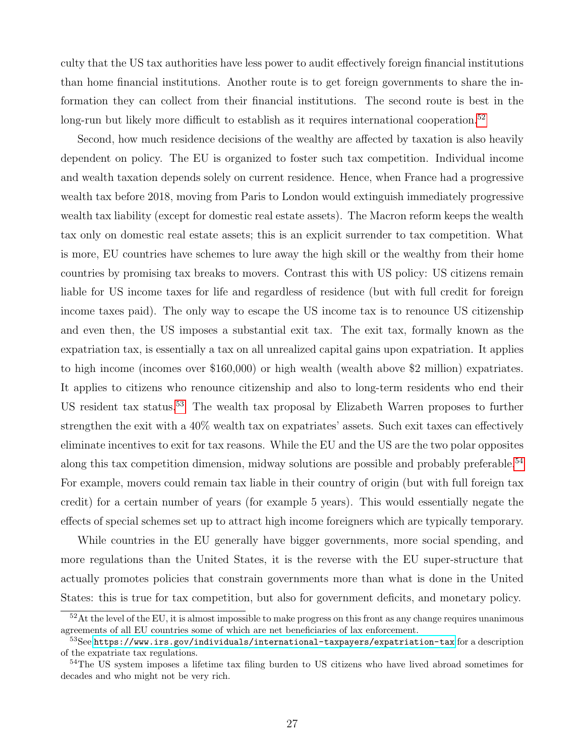culty that the US tax authorities have less power to audit effectively foreign financial institutions than home financial institutions. Another route is to get foreign governments to share the information they can collect from their financial institutions. The second route is best in the long-run but likely more difficult to establish as it requires international cooperation.[52]

Second, how much residence decisions of the wealthy are affected by taxation is also heavily dependent on policy. The EU is organized to foster such tax competition. Individual income and wealth taxation depends solely on current residence. Hence, when France had a progressive wealth tax before 2018, moving from Paris to London would extinguish immediately progressive wealth tax liability (except for domestic real estate assets). The Macron reform keeps the wealth tax only on domestic real estate assets; this is an explicit surrender to tax competition. What is more, EU countries have schemes to lure away the high skill or the wealthy from their home countries by promising tax breaks to movers. Contrast this with US policy: US citizens remain liable for US income taxes for life and regardless of residence (but with full credit for foreign income taxes paid). The only way to escape the US income tax is to renounce US citizenship and even then, the US imposes a substantial exit tax. The exit tax, formally known as the expatriation tax, is essentially a tax on all unrealized capital gains upon expatriation. It applies to high income (incomes over $160,000) or high wealth (wealth above $2 million) expatriates. It applies to citizens who renounce citizenship and also to long-term residents who end their US resident tax status.[53] The wealth tax proposal by Elizabeth Warren proposes to further strengthen the exit with a 40% wealth tax on expatriates' assets. Such exit taxes can effectively eliminate incentives to exit for tax reasons. While the EU and the US are the two polar opposites along this tax competition dimension, midway solutions are possible and probably preferable.[54] For example, movers could remain tax liable in their country of origin (but with full foreign tax credit) for a certain number of years (for example 5 years). This would essentially negate the effects of special schemes set up to attract high income foreigners which are typically temporary.

While countries in the EU generally have bigger governments, more social spending, and more regulations than the United States, it is the reverse with the EU super-structure that actually promotes policies that constrain governments more than what is done in the United States: this is true for tax competition, but also for government deficits, and monetary policy.

[52] At the level of the EU, it is almost impossible to make progress on this front as any change requires unanimous agreements of all EU countries some of which are net beneficiaries of lax enforcement.

[53] See https://www.irs.gov/individuals/international-taxpayers/expatriation-tax for a description of the expatriate tax regulations.

[54] The US system imposes a lifetime tax filing burden to US citizens who have lived abroad sometimes for decades and who might not be very rich.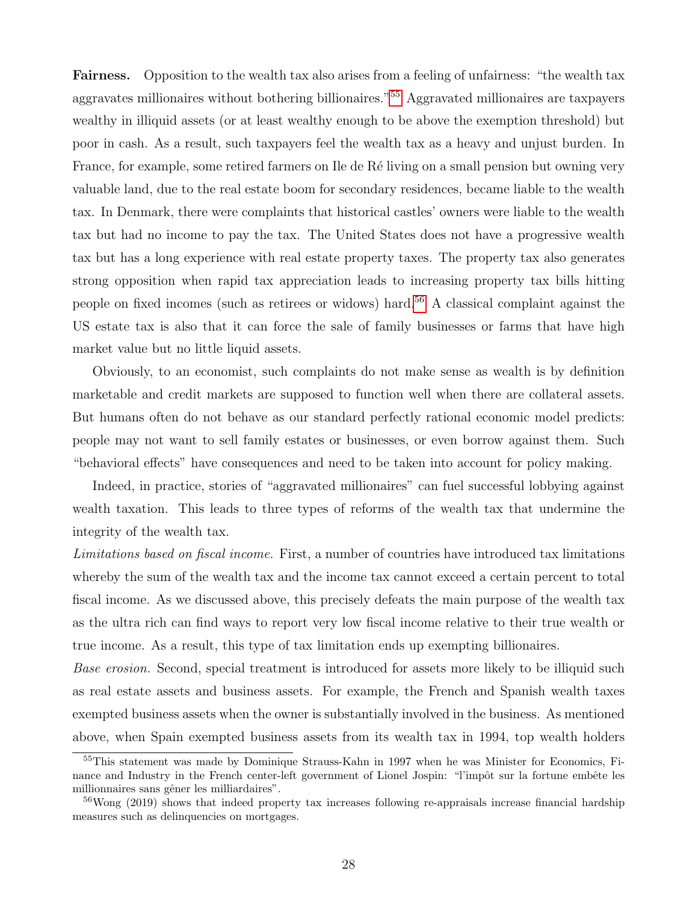**Fairness.** Opposition to the wealth tax also arises from a feeling of unfairness: "the wealth tax aggravates millionaires without bothering billionaires."[55] Aggravated millionaires are taxpayers wealthy in illiquid assets (or at least wealthy enough to be above the exemption threshold) but poor in cash. As a result, such taxpayers feel the wealth tax as a heavy and unjust burden. In France, for example, some retired farmers on Ile de Ré living on a small pension but owning very valuable land, due to the real estate boom for secondary residences, became liable to the wealth tax. In Denmark, there were complaints that historical castles' owners were liable to the wealth tax but had no income to pay the tax. The United States does not have a progressive wealth tax but has a long experience with real estate property taxes. The property tax also generates strong opposition when rapid tax appreciation leads to increasing property tax bills hitting people on fixed incomes (such as retirees or widows) hard.[56] A classical complaint against the US estate tax is also that it can force the sale of family businesses or farms that have high market value but no little liquid assets.

Obviously, to an economist, such complaints do not make sense as wealth is by definition marketable and credit markets are supposed to function well when there are collateral assets. But humans often do not behave as our standard perfectly rational economic model predicts: people may not want to sell family estates or businesses, or even borrow against them. Such "behavioral effects" have consequences and need to be taken into account for policy making.

Indeed, in practice, stories of "aggravated millionaires" can fuel successful lobbying against wealth taxation. This leads to three types of reforms of the wealth tax that undermine the integrity of the wealth tax.

*Limitations based on fiscal income.* First, a number of countries have introduced tax limitations whereby the sum of the wealth tax and the income tax cannot exceed a certain percent to total fiscal income. As we discussed above, this precisely defeats the main purpose of the wealth tax as the ultra rich can find ways to report very low fiscal income relative to their true wealth or true income. As a result, this type of tax limitation ends up exempting billionaires.

*Base erosion.* Second, special treatment is introduced for assets more likely to be illiquid such as real estate assets and business assets. For example, the French and Spanish wealth taxes exempted business assets when the owner is substantially involved in the business. As mentioned above, when Spain exempted business assets from its wealth tax in 1994, top wealth holders

---

[55] This statement was made by Dominique Strauss-Kahn in 1997 when he was Minister for Economics, Finance and Industry in the French center-left government of Lionel Jospin: "l'impôt sur la fortune embête les millionnaires sans gêner les milliardaires".

[56] Wong (2019) shows that indeed property tax increases following re-appraisals increase financial hardship measures such as delinquencies on mortgages.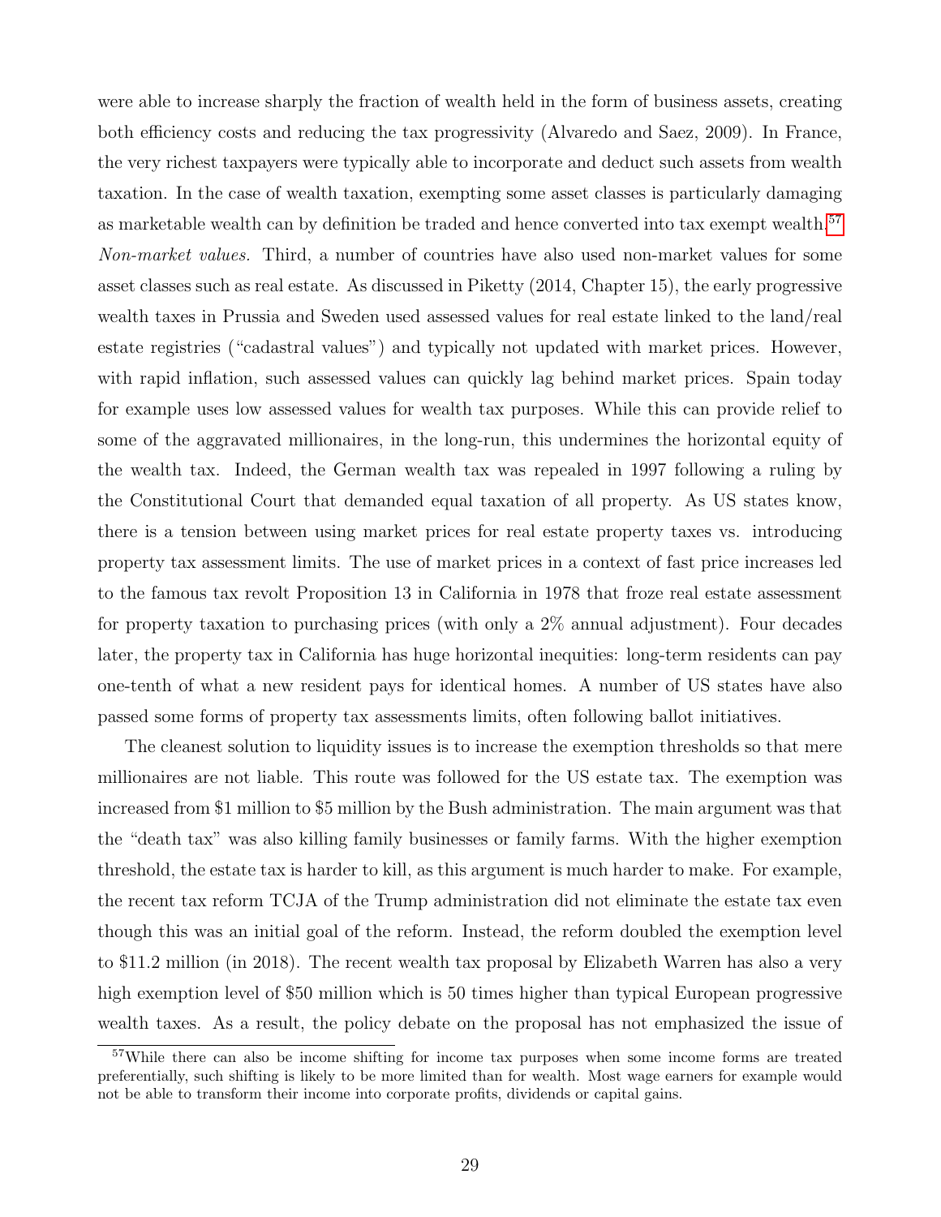were able to increase sharply the fraction of wealth held in the form of business assets, creating both efficiency costs and reducing the tax progressivity (Alvaredo and Saez, 2009). In France, the very richest taxpayers were typically able to incorporate and deduct such assets from wealth taxation. In the case of wealth taxation, exempting some asset classes is particularly damaging as marketable wealth can by definition be traded and hence converted into tax exempt wealth.[57]

*Non-market values.* Third, a number of countries have also used non-market values for some asset classes such as real estate. As discussed in Piketty (2014, Chapter 15), the early progressive wealth taxes in Prussia and Sweden used assessed values for real estate linked to the land/real estate registries ("cadastral values") and typically not updated with market prices. However, with rapid inflation, such assessed values can quickly lag behind market prices. Spain today for example uses low assessed values for wealth tax purposes. While this can provide relief to some of the aggravated millionaires, in the long-run, this undermines the horizontal equity of the wealth tax. Indeed, the German wealth tax was repealed in 1997 following a ruling by the Constitutional Court that demanded equal taxation of all property. As US states know, there is a tension between using market prices for real estate property taxes vs. introducing property tax assessment limits. The use of market prices in a context of fast price increases led to the famous tax revolt Proposition 13 in California in 1978 that froze real estate assessment for property taxation to purchasing prices (with only a 2% annual adjustment). Four decades later, the property tax in California has huge horizontal inequities: long-term residents can pay one-tenth of what a new resident pays for identical homes. A number of US states have also passed some forms of property tax assessments limits, often following ballot initiatives.

The cleanest solution to liquidity issues is to increase the exemption thresholds so that mere millionaires are not liable. This route was followed for the US estate tax. The exemption was increased from $1 million to $5 million by the Bush administration. The main argument was that the "death tax" was also killing family businesses or family farms. With the higher exemption threshold, the estate tax is harder to kill, as this argument is much harder to make. For example, the recent tax reform TCJA of the Trump administration did not eliminate the estate tax even though this was an initial goal of the reform. Instead, the reform doubled the exemption level to $11.2 million (in 2018). The recent wealth tax proposal by Elizabeth Warren has also a very high exemption level of $50 million which is 50 times higher than typical European progressive wealth taxes. As a result, the policy debate on the proposal has not emphasized the issue of

[57]While there can also be income shifting for income tax purposes when some income forms are treated preferentially, such shifting is likely to be more limited than for wealth. Most wage earners for example would not be able to transform their income into corporate profits, dividends or capital gains.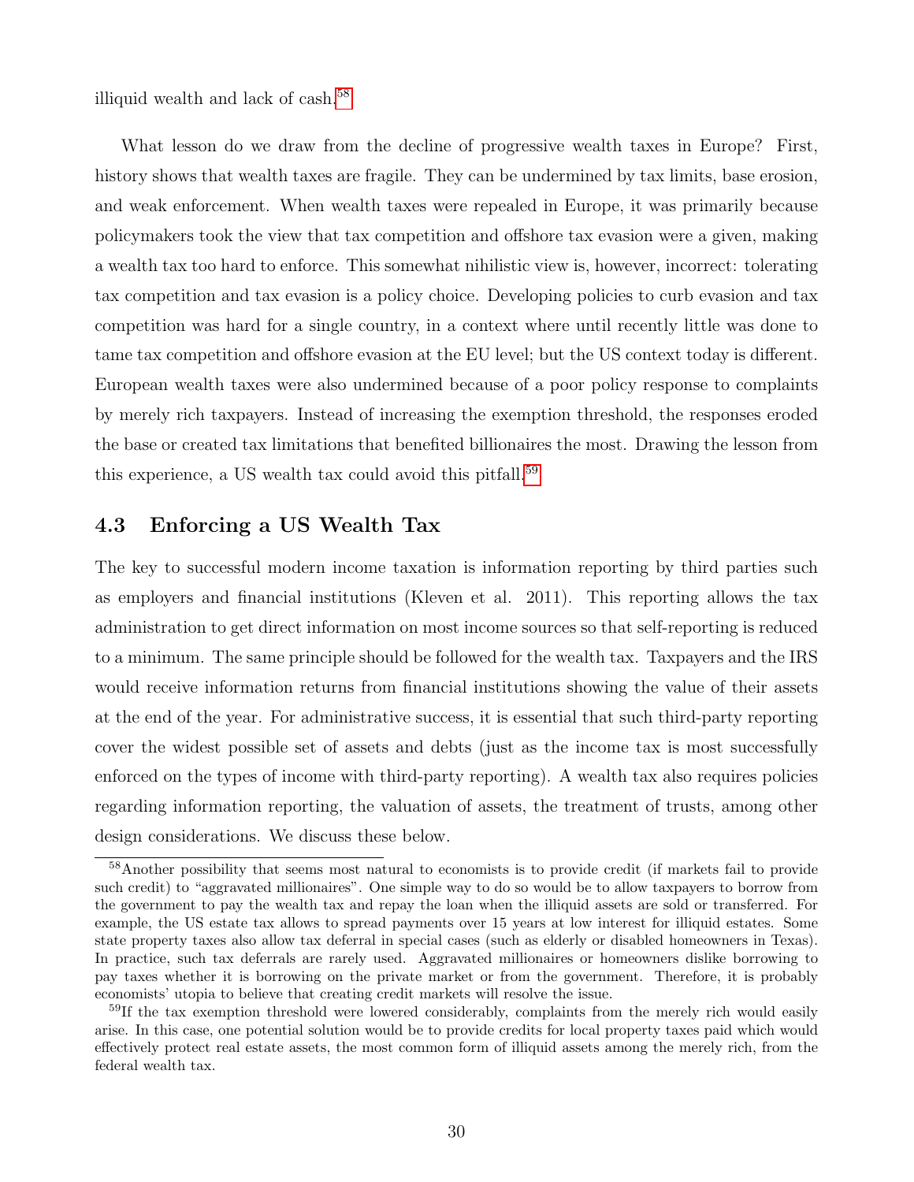illiquid wealth and lack of cash.[58]

What lesson do we draw from the decline of progressive wealth taxes in Europe? First, history shows that wealth taxes are fragile. They can be undermined by tax limits, base erosion, and weak enforcement. When wealth taxes were repealed in Europe, it was primarily because policymakers took the view that tax competition and offshore tax evasion were a given, making a wealth tax too hard to enforce. This somewhat nihilistic view is, however, incorrect: tolerating tax competition and tax evasion is a policy choice. Developing policies to curb evasion and tax competition was hard for a single country, in a context where until recently little was done to tame tax competition and offshore evasion at the EU level; but the US context today is different. European wealth taxes were also undermined because of a poor policy response to complaints by merely rich taxpayers. Instead of increasing the exemption threshold, the responses eroded the base or created tax limitations that benefited billionaires the most. Drawing the lesson from this experience, a US wealth tax could avoid this pitfall.[59]

### 4.3 Enforcing a US Wealth Tax

The key to successful modern income taxation is information reporting by third parties such as employers and financial institutions (Kleven et al. 2011). This reporting allows the tax administration to get direct information on most income sources so that self-reporting is reduced to a minimum. The same principle should be followed for the wealth tax. Taxpayers and the IRS would receive information returns from financial institutions showing the value of their assets at the end of the year. For administrative success, it is essential that such third-party reporting cover the widest possible set of assets and debts (just as the income tax is most successfully enforced on the types of income with third-party reporting). A wealth tax also requires policies regarding information reporting, the valuation of assets, the treatment of trusts, among other design considerations. We discuss these below.

---

[58] Another possibility that seems most natural to economists is to provide credit (if markets fail to provide such credit) to "aggravated millionaires". One simple way to do so would be to allow taxpayers to borrow from the government to pay the wealth tax and repay the loan when the illiquid assets are sold or transferred. For example, the US estate tax allows to spread payments over 15 years at low interest for illiquid estates. Some state property taxes also allow tax deferral in special cases (such as elderly or disabled homeowners in Texas). In practice, such tax deferrals are rarely used. Aggravated millionaires or homeowners dislike borrowing to pay taxes whether it is borrowing on the private market or from the government. Therefore, it is probably economists' utopia to believe that creating credit markets will resolve the issue.

[59] If the tax exemption threshold were lowered considerably, complaints from the merely rich would easily arise. In this case, one potential solution would be to provide credits for local property taxes paid which would effectively protect real estate assets, the most common form of illiquid assets among the merely rich, from the federal wealth tax.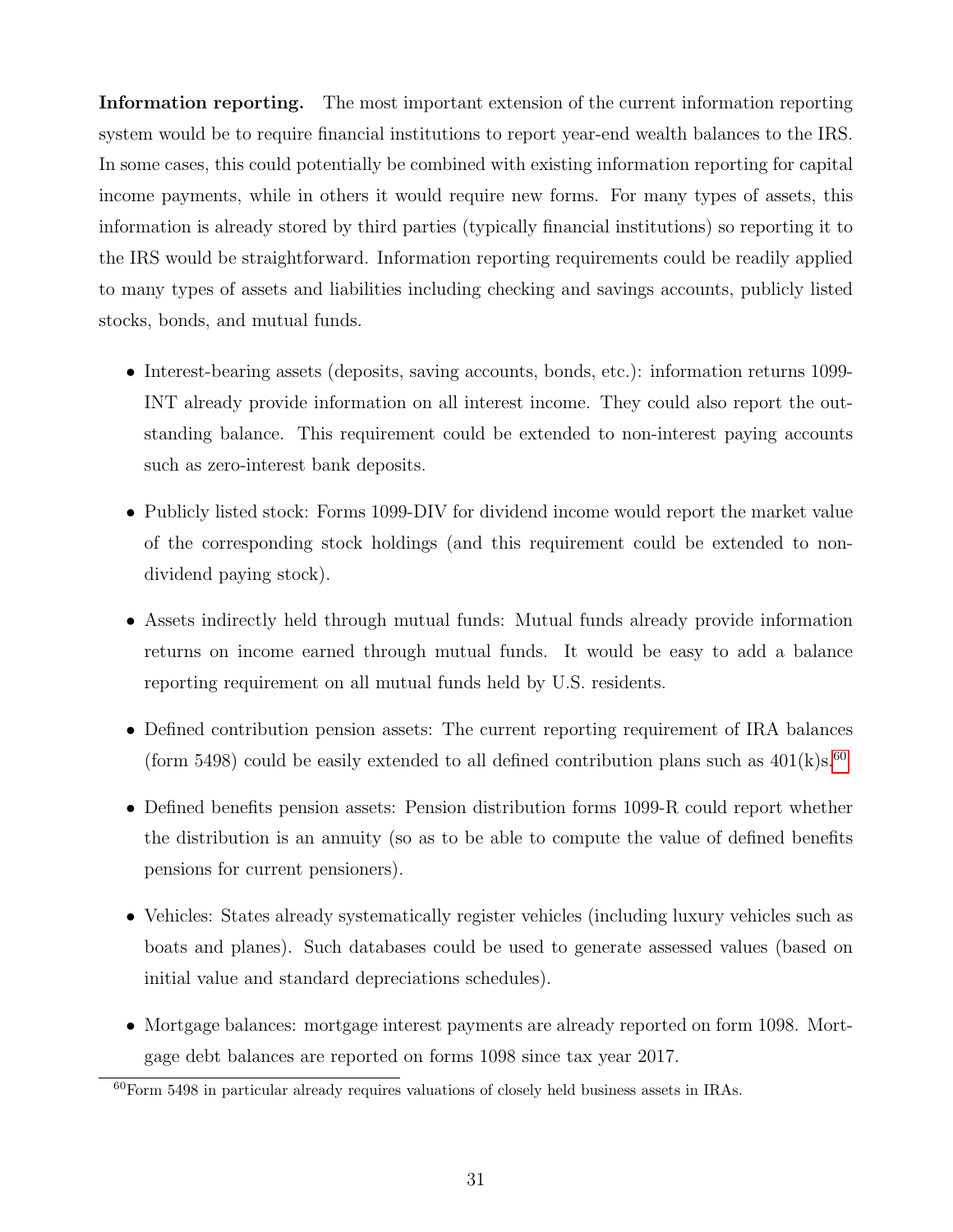**Information reporting.** The most important extension of the current information reporting system would be to require financial institutions to report year-end wealth balances to the IRS. In some cases, this could potentially be combined with existing information reporting for capital income payments, while in others it would require new forms. For many types of assets, this information is already stored by third parties (typically financial institutions) so reporting it to the IRS would be straightforward. Information reporting requirements could be readily applied to many types of assets and liabilities including checking and savings accounts, publicly listed stocks, bonds, and mutual funds.

- Interest-bearing assets (deposits, saving accounts, bonds, etc.): information returns 1099-INT already provide information on all interest income. They could also report the outstanding balance. This requirement could be extended to non-interest paying accounts such as zero-interest bank deposits.
- Publicly listed stock: Forms 1099-DIV for dividend income would report the market value of the corresponding stock holdings (and this requirement could be extended to non-dividend paying stock).
- Assets indirectly held through mutual funds: Mutual funds already provide information returns on income earned through mutual funds. It would be easy to add a balance reporting requirement on all mutual funds held by U.S. residents.
- Defined contribution pension assets: The current reporting requirement of IRA balances (form 5498) could be easily extended to all defined contribution plans such as 401(k)s.[60]
- Defined benefits pension assets: Pension distribution forms 1099-R could report whether the distribution is an annuity (so as to be able to compute the value of defined benefits pensions for current pensioners).
- Vehicles: States already systematically register vehicles (including luxury vehicles such as boats and planes). Such databases could be used to generate assessed values (based on initial value and standard depreciations schedules).
- Mortgage balances: mortgage interest payments are already reported on form 1098. Mortgage debt balances are reported on forms 1098 since tax year 2017.

[60] Form 5498 in particular already requires valuations of closely held business assets in IRAs.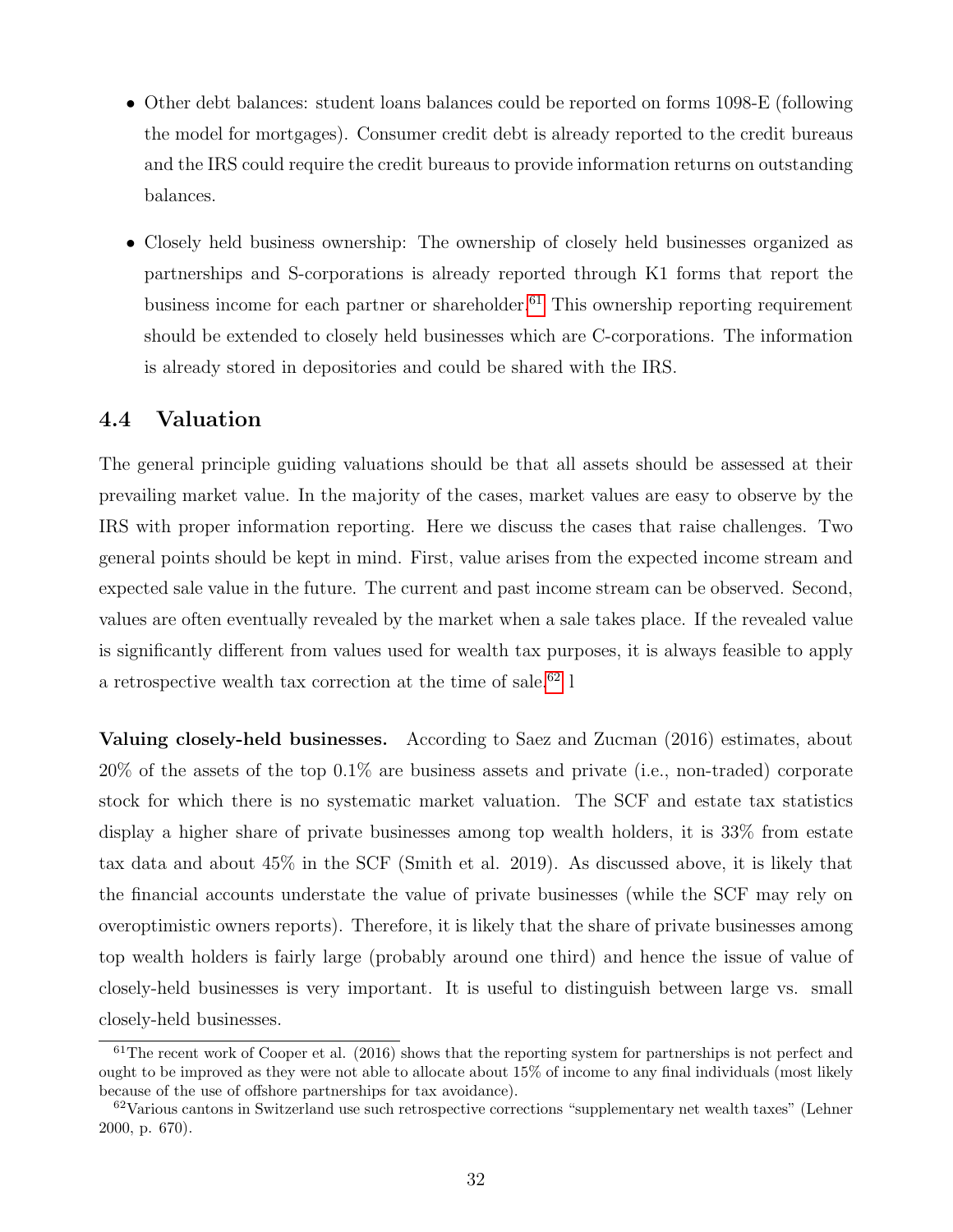- Other debt balances: student loans balances could be reported on forms 1098-E (following the model for mortgages). Consumer credit debt is already reported to the credit bureaus and the IRS could require the credit bureaus to provide information returns on outstanding balances.

- Closely held business ownership: The ownership of closely held businesses organized as partnerships and S-corporations is already reported through K1 forms that report the business income for each partner or shareholder.[61] This ownership reporting requirement should be extended to closely held businesses which are C-corporations. The information is already stored in depositories and could be shared with the IRS.

## 4.4 Valuation

The general principle guiding valuations should be that all assets should be assessed at their prevailing market value. In the majority of the cases, market values are easy to observe by the IRS with proper information reporting. Here we discuss the cases that raise challenges. Two general points should be kept in mind. First, value arises from the expected income stream and expected sale value in the future. The current and past income stream can be observed. Second, values are often eventually revealed by the market when a sale takes place. If the revealed value is significantly different from values used for wealth tax purposes, it is always feasible to apply a retrospective wealth tax correction at the time of sale.[62] l

**Valuing closely-held businesses.** According to Saez and Zucman (2016) estimates, about 20% of the assets of the top 0.1% are business assets and private (i.e., non-traded) corporate stock for which there is no systematic market valuation. The SCF and estate tax statistics display a higher share of private businesses among top wealth holders, it is 33% from estate tax data and about 45% in the SCF (Smith et al. 2019). As discussed above, it is likely that the financial accounts understate the value of private businesses (while the SCF may rely on overoptimistic owners reports). Therefore, it is likely that the share of private businesses among top wealth holders is fairly large (probably around one third) and hence the issue of value of closely-held businesses is very important. It is useful to distinguish between large vs. small closely-held businesses.

[61] The recent work of Cooper et al. (2016) shows that the reporting system for partnerships is not perfect and ought to be improved as they were not able to allocate about 15% of income to any final individuals (most likely because of the use of offshore partnerships for tax avoidance).

[62] Various cantons in Switzerland use such retrospective corrections "supplementary net wealth taxes" (Lehner 2000, p. 670).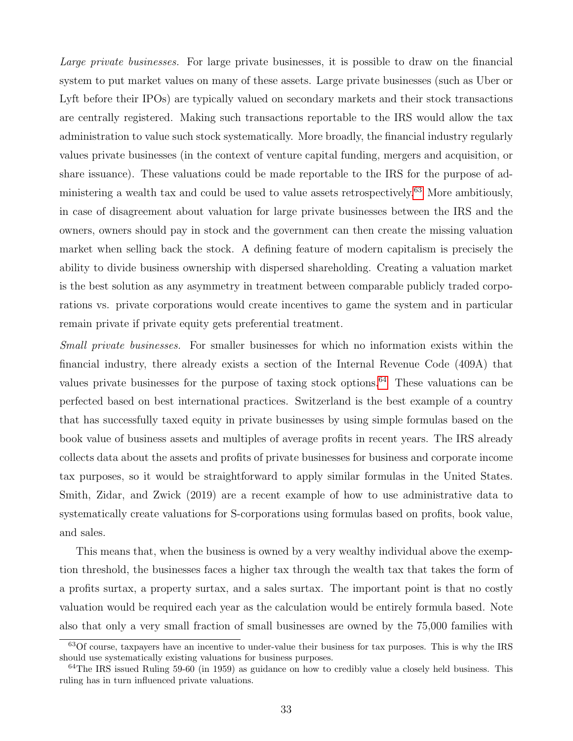*Large private businesses.* For large private businesses, it is possible to draw on the financial system to put market values on many of these assets. Large private businesses (such as Uber or Lyft before their IPOs) are typically valued on secondary markets and their stock transactions are centrally registered. Making such transactions reportable to the IRS would allow the tax administration to value such stock systematically. More broadly, the financial industry regularly values private businesses (in the context of venture capital funding, mergers and acquisition, or share issuance). These valuations could be made reportable to the IRS for the purpose of administering a wealth tax and could be used to value assets retrospectively.[63] More ambitiously, in case of disagreement about valuation for large private businesses between the IRS and the owners, owners should pay in stock and the government can then create the missing valuation market when selling back the stock. A defining feature of modern capitalism is precisely the ability to divide business ownership with dispersed shareholding. Creating a valuation market is the best solution as any asymmetry in treatment between comparable publicly traded corporations vs. private corporations would create incentives to game the system and in particular remain private if private equity gets preferential treatment.

*Small private businesses.* For smaller businesses for which no information exists within the financial industry, there already exists a section of the Internal Revenue Code (409A) that values private businesses for the purpose of taxing stock options.[64] These valuations can be perfected based on best international practices. Switzerland is the best example of a country that has successfully taxed equity in private businesses by using simple formulas based on the book value of business assets and multiples of average profits in recent years. The IRS already collects data about the assets and profits of private businesses for business and corporate income tax purposes, so it would be straightforward to apply similar formulas in the United States. Smith, Zidar, and Zwick (2019) are a recent example of how to use administrative data to systematically create valuations for S-corporations using formulas based on profits, book value, and sales.

This means that, when the business is owned by a very wealthy individual above the exemption threshold, the businesses faces a higher tax through the wealth tax that takes the form of a profits surtax, a property surtax, and a sales surtax. The important point is that no costly valuation would be required each year as the calculation would be entirely formula based. Note also that only a very small fraction of small businesses are owned by the 75,000 families with

[63] Of course, taxpayers have an incentive to under-value their business for tax purposes. This is why the IRS should use systematically existing valuations for business purposes.

[64] The IRS issued Ruling 59-60 (in 1959) as guidance on how to credibly value a closely held business. This ruling has in turn influenced private valuations.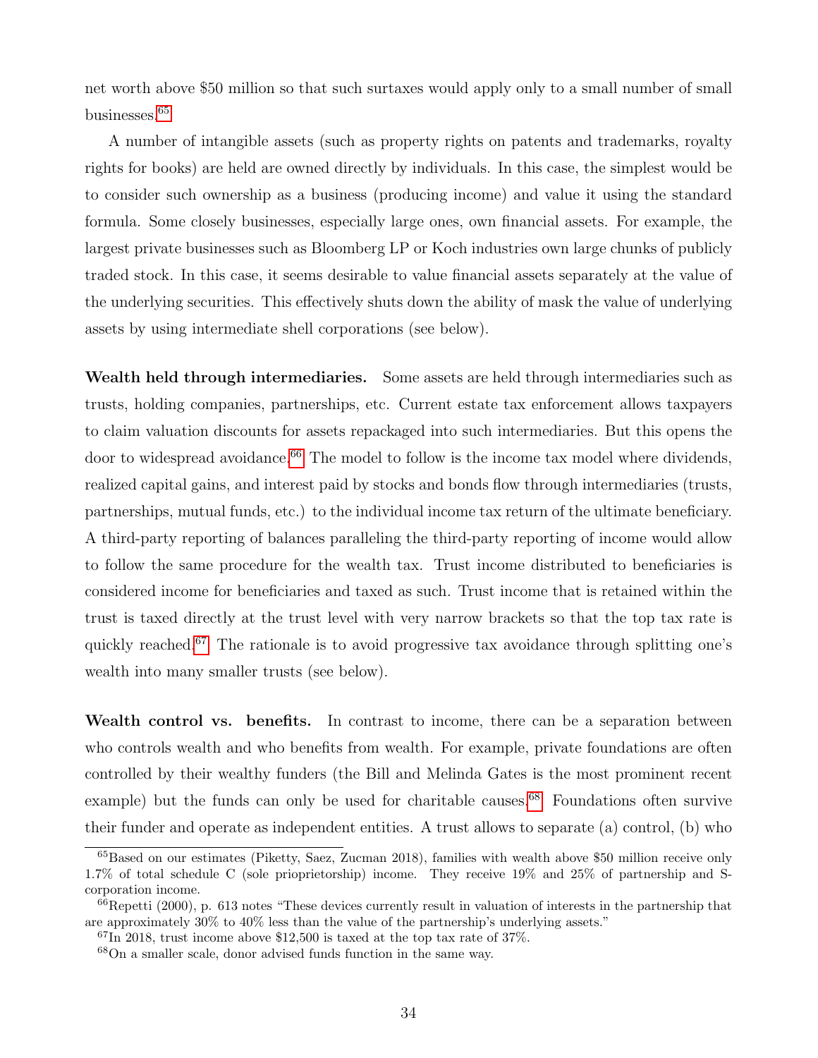net worth above $50 million so that such surtaxes would apply only to a small number of small businesses.[65]

A number of intangible assets (such as property rights on patents and trademarks, royalty rights for books) are held are owned directly by individuals. In this case, the simplest would be to consider such ownership as a business (producing income) and value it using the standard formula. Some closely businesses, especially large ones, own financial assets. For example, the largest private businesses such as Bloomberg LP or Koch industries own large chunks of publicly traded stock. In this case, it seems desirable to value financial assets separately at the value of the underlying securities. This effectively shuts down the ability of mask the value of underlying assets by using intermediate shell corporations (see below).

**Wealth held through intermediaries.** Some assets are held through intermediaries such as trusts, holding companies, partnerships, etc. Current estate tax enforcement allows taxpayers to claim valuation discounts for assets repackaged into such intermediaries. But this opens the door to widespread avoidance.[66] The model to follow is the income tax model where dividends, realized capital gains, and interest paid by stocks and bonds flow through intermediaries (trusts, partnerships, mutual funds, etc.) to the individual income tax return of the ultimate beneficiary. A third-party reporting of balances paralleling the third-party reporting of income would allow to follow the same procedure for the wealth tax. Trust income distributed to beneficiaries is considered income for beneficiaries and taxed as such. Trust income that is retained within the trust is taxed directly at the trust level with very narrow brackets so that the top tax rate is quickly reached.[67] The rationale is to avoid progressive tax avoidance through splitting one's wealth into many smaller trusts (see below).

**Wealth control vs. benefits.** In contrast to income, there can be a separation between who controls wealth and who benefits from wealth. For example, private foundations are often controlled by their wealthy funders (the Bill and Melinda Gates is the most prominent recent example) but the funds can only be used for charitable causes.[68] Foundations often survive their funder and operate as independent entities. A trust allows to separate (a) control, (b) who

[65] Based on our estimates (Piketty, Saez, Zucman 2018), families with wealth above $50 million receive only 1.7% of total schedule C (sole priopri­etorship) income. They receive 19% and 25% of partnership and S-corporation income.

[66] Repetti (2000), p. 613 notes "These devices currently result in valuation of interests in the partnership that are approximately 30% to 40% less than the value of the partnership's underlying assets."

[67] In 2018, trust income above $12,500 is taxed at the top tax rate of 37%.

[68] On a smaller scale, donor advised funds function in the same way.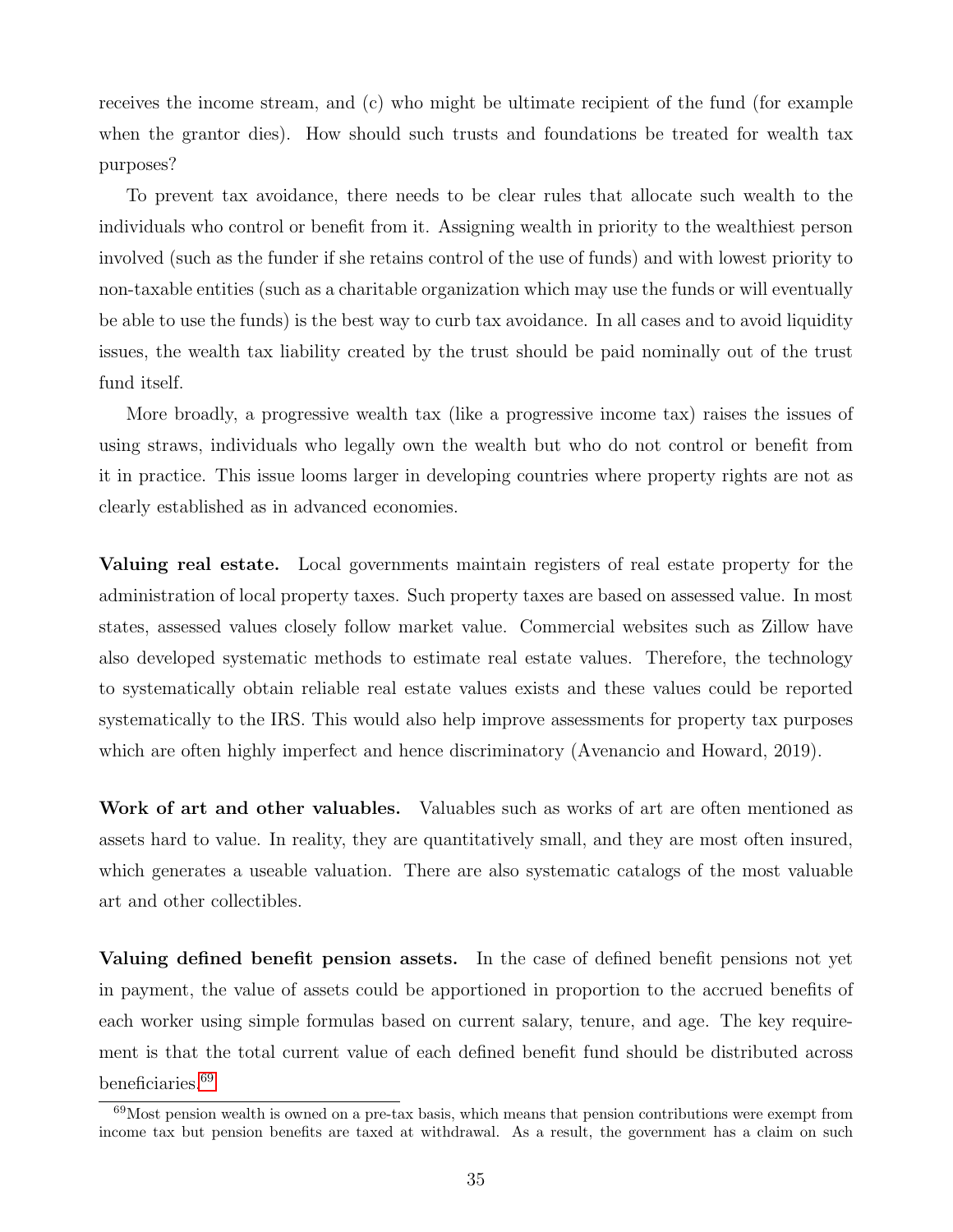receives the income stream, and (c) who might be ultimate recipient of the fund (for example when the grantor dies). How should such trusts and foundations be treated for wealth tax purposes?

To prevent tax avoidance, there needs to be clear rules that allocate such wealth to the individuals who control or benefit from it. Assigning wealth in priority to the wealthiest person involved (such as the funder if she retains control of the use of funds) and with lowest priority to non-taxable entities (such as a charitable organization which may use the funds or will eventually be able to use the funds) is the best way to curb tax avoidance. In all cases and to avoid liquidity issues, the wealth tax liability created by the trust should be paid nominally out of the trust fund itself.

More broadly, a progressive wealth tax (like a progressive income tax) raises the issues of using straws, individuals who legally own the wealth but who do not control or benefit from it in practice. This issue looms larger in developing countries where property rights are not as clearly established as in advanced economies.

**Valuing real estate.** Local governments maintain registers of real estate property for the administration of local property taxes. Such property taxes are based on assessed value. In most states, assessed values closely follow market value. Commercial websites such as Zillow have also developed systematic methods to estimate real estate values. Therefore, the technology to systematically obtain reliable real estate values exists and these values could be reported systematically to the IRS. This would also help improve assessments for property tax purposes which are often highly imperfect and hence discriminatory (Avenancio and Howard, 2019).

**Work of art and other valuables.** Valuables such as works of art are often mentioned as assets hard to value. In reality, they are quantitatively small, and they are most often insured, which generates a useable valuation. There are also systematic catalogs of the most valuable art and other collectibles.

**Valuing defined benefit pension assets.** In the case of defined benefit pensions not yet in payment, the value of assets could be apportioned in proportion to the accrued benefits of each worker using simple formulas based on current salary, tenure, and age. The key requirement is that the total current value of each defined benefit fund should be distributed across beneficiaries.[69]

[69] Most pension wealth is owned on a pre-tax basis, which means that pension contributions were exempt from income tax but pension benefits are taxed at withdrawal. As a result, the government has a claim on such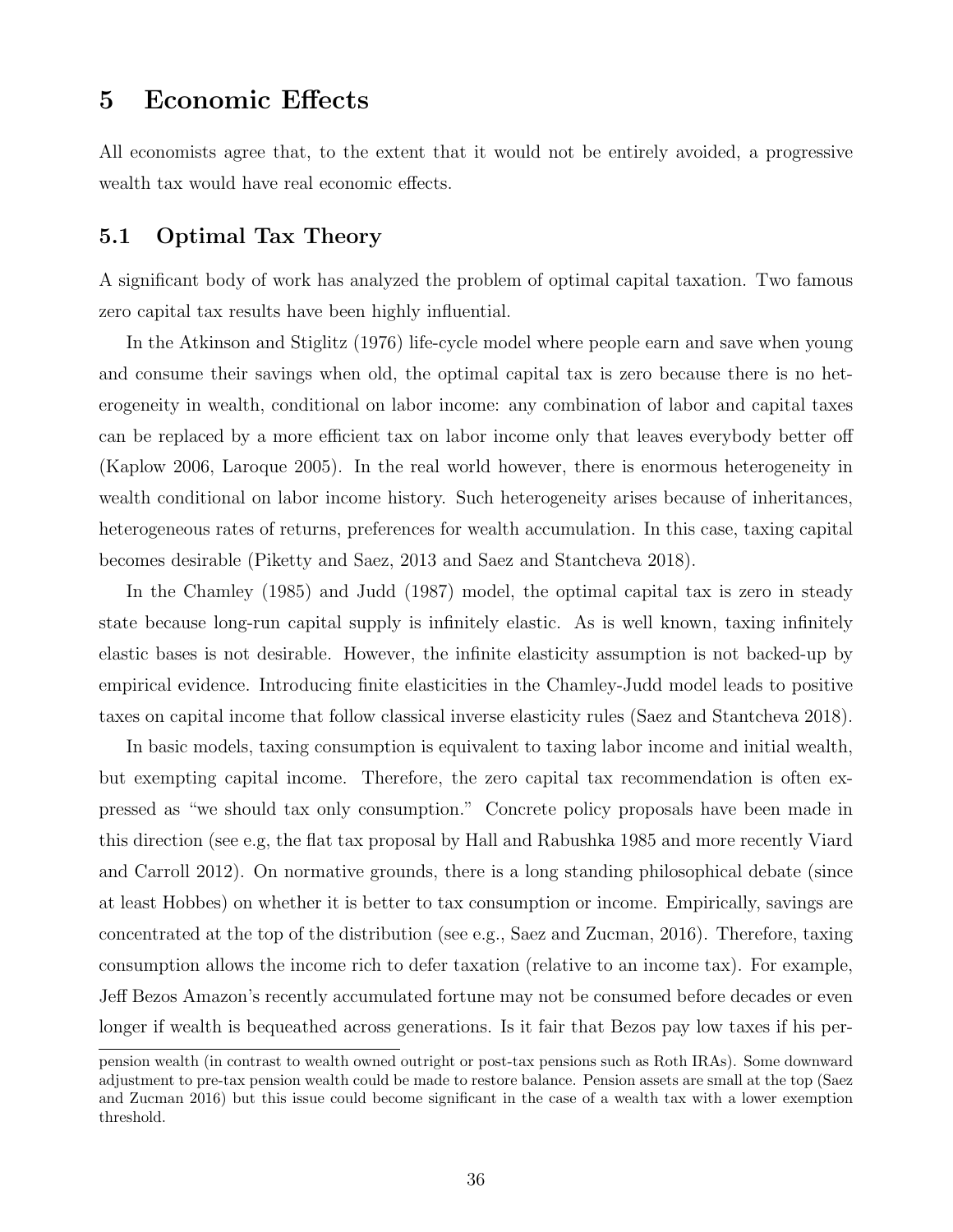# 5 Economic Effects

All economists agree that, to the extent that it would not be entirely avoided, a progressive wealth tax would have real economic effects.

## 5.1 Optimal Tax Theory

A significant body of work has analyzed the problem of optimal capital taxation. Two famous zero capital tax results have been highly influential.

In the Atkinson and Stiglitz (1976) life-cycle model where people earn and save when young and consume their savings when old, the optimal capital tax is zero because there is no heterogeneity in wealth, conditional on labor income: any combination of labor and capital taxes can be replaced by a more efficient tax on labor income only that leaves everybody better off (Kaplow 2006, Laroque 2005). In the real world however, there is enormous heterogeneity in wealth conditional on labor income history. Such heterogeneity arises because of inheritances, heterogeneous rates of returns, preferences for wealth accumulation. In this case, taxing capital becomes desirable (Piketty and Saez, 2013 and Saez and Stantcheva 2018).

In the Chamley (1985) and Judd (1987) model, the optimal capital tax is zero in steady state because long-run capital supply is infinitely elastic. As is well known, taxing infinitely elastic bases is not desirable. However, the infinite elasticity assumption is not backed-up by empirical evidence. Introducing finite elasticities in the Chamley-Judd model leads to positive taxes on capital income that follow classical inverse elasticity rules (Saez and Stantcheva 2018).

In basic models, taxing consumption is equivalent to taxing labor income and initial wealth, but exempting capital income. Therefore, the zero capital tax recommendation is often expressed as "we should tax only consumption." Concrete policy proposals have been made in this direction (see e.g, the flat tax proposal by Hall and Rabushka 1985 and more recently Viard and Carroll 2012). On normative grounds, there is a long standing philosophical debate (since at least Hobbes) on whether it is better to tax consumption or income. Empirically, savings are concentrated at the top of the distribution (see e.g., Saez and Zucman, 2016). Therefore, taxing consumption allows the income rich to defer taxation (relative to an income tax). For example, Jeff Bezos Amazon's recently accumulated fortune may not be consumed before decades or even longer if wealth is bequeathed across generations. Is it fair that Bezos pay low taxes if his per-

pension wealth (in contrast to wealth owned outright or post-tax pensions such as Roth IRAs). Some downward adjustment to pre-tax pension wealth could be made to restore balance. Pension assets are small at the top (Saez and Zucman 2016) but this issue could become significant in the case of a wealth tax with a lower exemption threshold.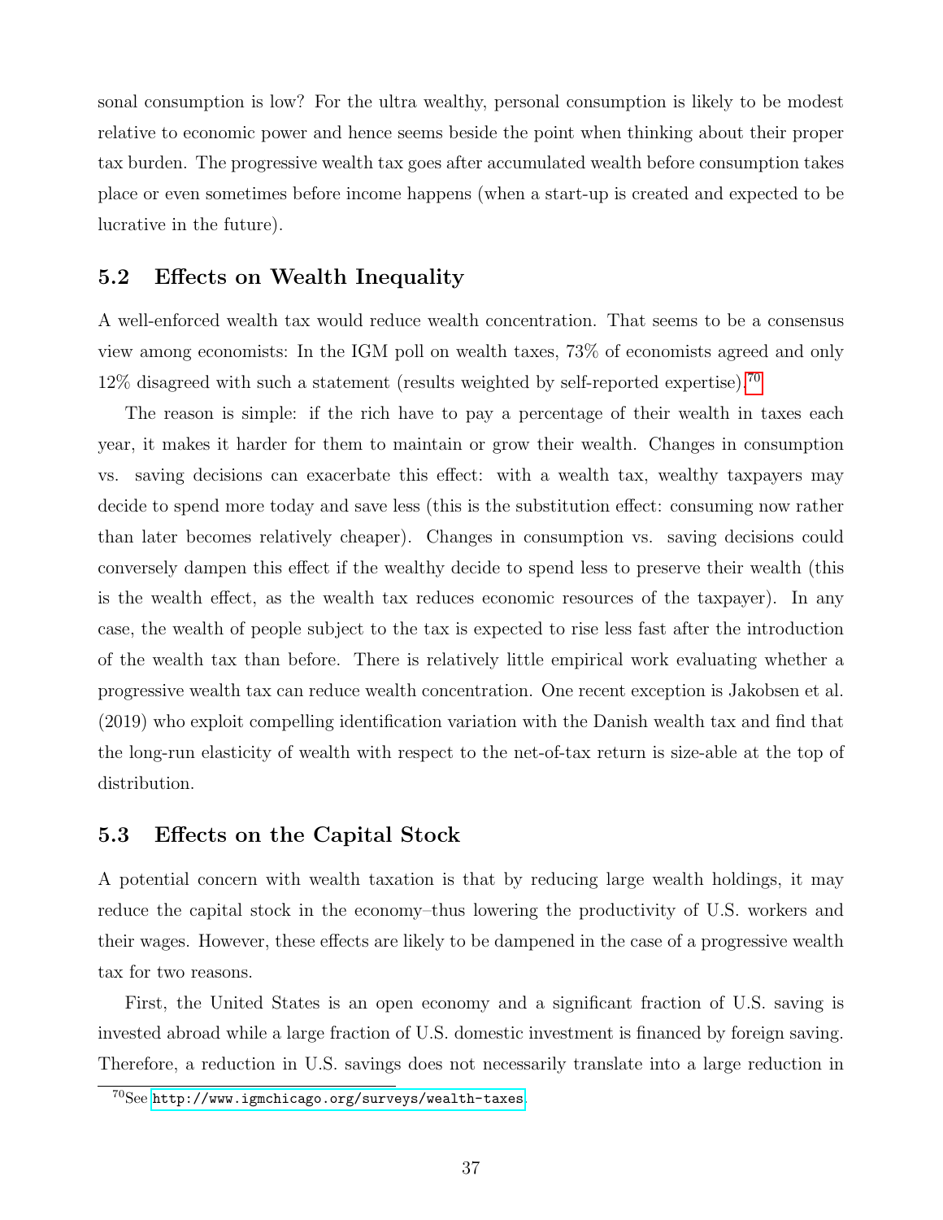sonal consumption is low? For the ultra wealthy, personal consumption is likely to be modest relative to economic power and hence seems beside the point when thinking about their proper tax burden. The progressive wealth tax goes after accumulated wealth before consumption takes place or even sometimes before income happens (when a start-up is created and expected to be lucrative in the future).

### 5.2 Effects on Wealth Inequality

A well-enforced wealth tax would reduce wealth concentration. That seems to be a consensus view among economists: In the IGM poll on wealth taxes, 73% of economists agreed and only 12% disagreed with such a statement (results weighted by self-reported expertise).[70]

The reason is simple: if the rich have to pay a percentage of their wealth in taxes each year, it makes it harder for them to maintain or grow their wealth. Changes in consumption vs. saving decisions can exacerbate this effect: with a wealth tax, wealthy taxpayers may decide to spend more today and save less (this is the substitution effect: consuming now rather than later becomes relatively cheaper). Changes in consumption vs. saving decisions could conversely dampen this effect if the wealthy decide to spend less to preserve their wealth (this is the wealth effect, as the wealth tax reduces economic resources of the taxpayer). In any case, the wealth of people subject to the tax is expected to rise less fast after the introduction of the wealth tax than before. There is relatively little empirical work evaluating whether a progressive wealth tax can reduce wealth concentration. One recent exception is Jakobsen et al. (2019) who exploit compelling identification variation with the Danish wealth tax and find that the long-run elasticity of wealth with respect to the net-of-tax return is size-able at the top of distribution.

### 5.3 Effects on the Capital Stock

A potential concern with wealth taxation is that by reducing large wealth holdings, it may reduce the capital stock in the economy–thus lowering the productivity of U.S. workers and their wages. However, these effects are likely to be dampened in the case of a progressive wealth tax for two reasons.

First, the United States is an open economy and a significant fraction of U.S. saving is invested abroad while a large fraction of U.S. domestic investment is financed by foreign saving. Therefore, a reduction in U.S. savings does not necessarily translate into a large reduction in

[70] See http://www.igmchicago.org/surveys/wealth-taxes.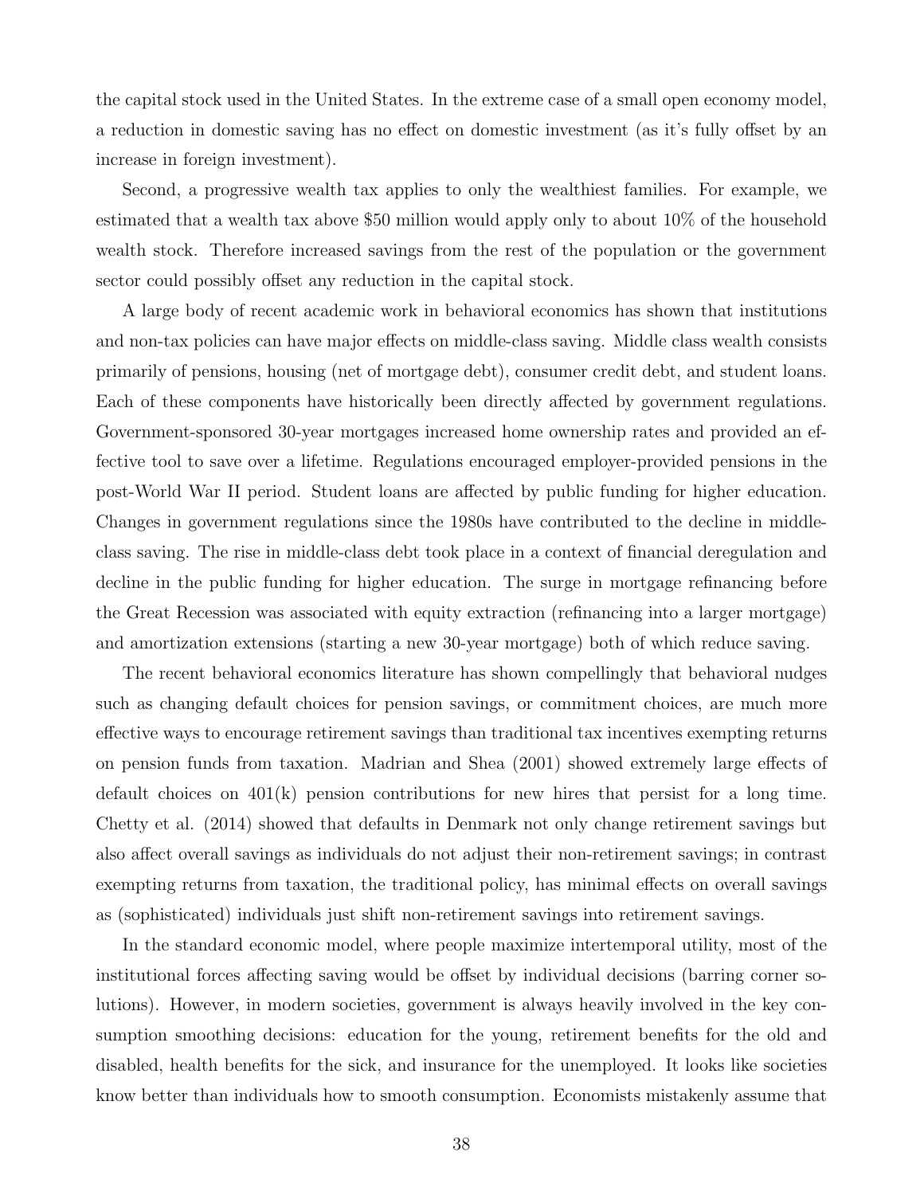the capital stock used in the United States. In the extreme case of a small open economy model, a reduction in domestic saving has no effect on domestic investment (as it's fully offset by an increase in foreign investment).

Second, a progressive wealth tax applies to only the wealthiest families. For example, we estimated that a wealth tax above \$50 million would apply only to about 10% of the household wealth stock. Therefore increased savings from the rest of the population or the government sector could possibly offset any reduction in the capital stock.

A large body of recent academic work in behavioral economics has shown that institutions and non-tax policies can have major effects on middle-class saving. Middle class wealth consists primarily of pensions, housing (net of mortgage debt), consumer credit debt, and student loans. Each of these components have historically been directly affected by government regulations. Government-sponsored 30-year mortgages increased home ownership rates and provided an effective tool to save over a lifetime. Regulations encouraged employer-provided pensions in the post-World War II period. Student loans are affected by public funding for higher education. Changes in government regulations since the 1980s have contributed to the decline in middle-class saving. The rise in middle-class debt took place in a context of financial deregulation and decline in the public funding for higher education. The surge in mortgage refinancing before the Great Recession was associated with equity extraction (refinancing into a larger mortgage) and amortization extensions (starting a new 30-year mortgage) both of which reduce saving.

The recent behavioral economics literature has shown compellingly that behavioral nudges such as changing default choices for pension savings, or commitment choices, are much more effective ways to encourage retirement savings than traditional tax incentives exempting returns on pension funds from taxation. Madrian and Shea (2001) showed extremely large effects of default choices on 401(k) pension contributions for new hires that persist for a long time. Chetty et al. (2014) showed that defaults in Denmark not only change retirement savings but also affect overall savings as individuals do not adjust their non-retirement savings; in contrast exempting returns from taxation, the traditional policy, has minimal effects on overall savings as (sophisticated) individuals just shift non-retirement savings into retirement savings.

In the standard economic model, where people maximize intertemporal utility, most of the institutional forces affecting saving would be offset by individual decisions (barring corner solutions). However, in modern societies, government is always heavily involved in the key consumption smoothing decisions: education for the young, retirement benefits for the old and disabled, health benefits for the sick, and insurance for the unemployed. It looks like societies know better than individuals how to smooth consumption. Economists mistakenly assume that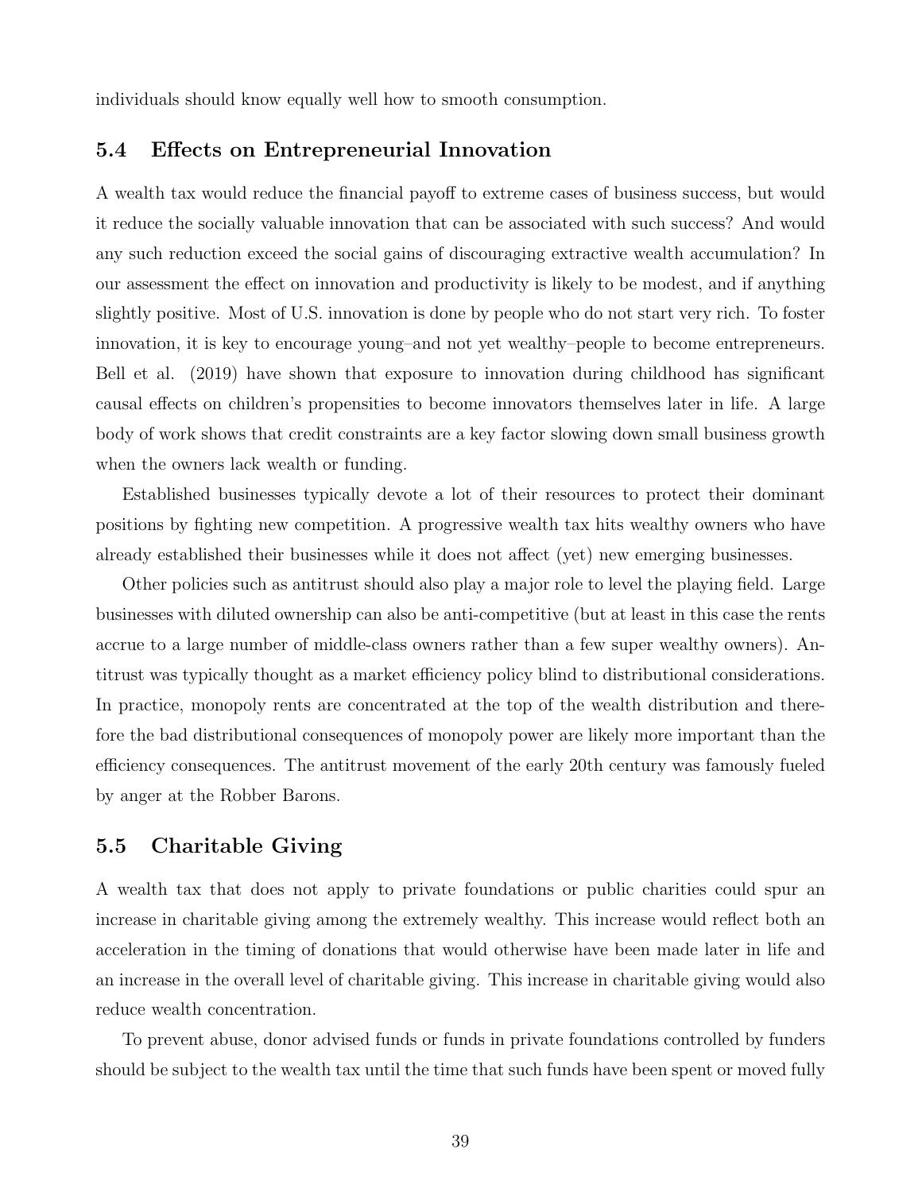individuals should know equally well how to smooth consumption.

### 5.4 Effects on Entrepreneurial Innovation

A wealth tax would reduce the financial payoff to extreme cases of business success, but would it reduce the socially valuable innovation that can be associated with such success? And would any such reduction exceed the social gains of discouraging extractive wealth accumulation? In our assessment the effect on innovation and productivity is likely to be modest, and if anything slightly positive. Most of U.S. innovation is done by people who do not start very rich. To foster innovation, it is key to encourage young–and not yet wealthy–people to become entrepreneurs. Bell et al. (2019) have shown that exposure to innovation during childhood has significant causal effects on children's propensities to become innovators themselves later in life. A large body of work shows that credit constraints are a key factor slowing down small business growth when the owners lack wealth or funding.

Established businesses typically devote a lot of their resources to protect their dominant positions by fighting new competition. A progressive wealth tax hits wealthy owners who have already established their businesses while it does not affect (yet) new emerging businesses.

Other policies such as antitrust should also play a major role to level the playing field. Large businesses with diluted ownership can also be anti-competitive (but at least in this case the rents accrue to a large number of middle-class owners rather than a few super wealthy owners). Antitrust was typically thought as a market efficiency policy blind to distributional considerations. In practice, monopoly rents are concentrated at the top of the wealth distribution and therefore the bad distributional consequences of monopoly power are likely more important than the efficiency consequences. The antitrust movement of the early 20th century was famously fueled by anger at the Robber Barons.

### 5.5 Charitable Giving

A wealth tax that does not apply to private foundations or public charities could spur an increase in charitable giving among the extremely wealthy. This increase would reflect both an acceleration in the timing of donations that would otherwise have been made later in life and an increase in the overall level of charitable giving. This increase in charitable giving would also reduce wealth concentration.

To prevent abuse, donor advised funds or funds in private foundations controlled by funders should be subject to the wealth tax until the time that such funds have been spent or moved fully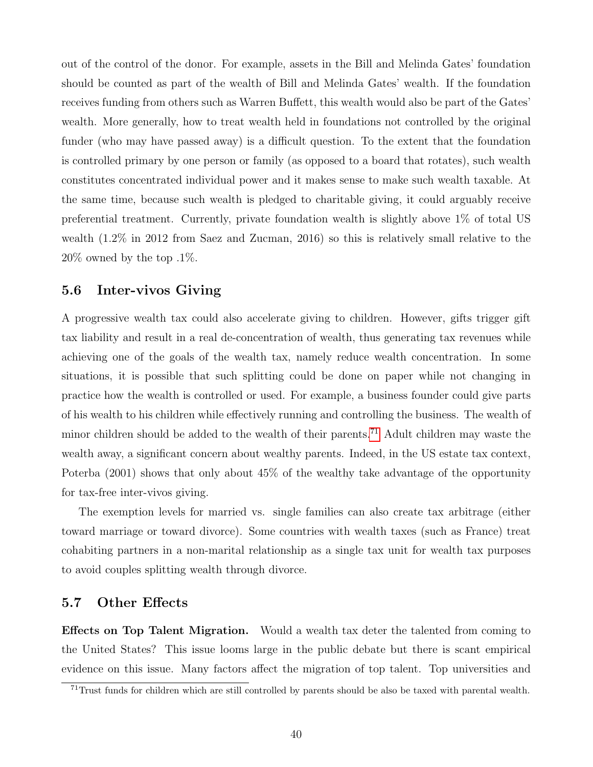out of the control of the donor. For example, assets in the Bill and Melinda Gates' foundation should be counted as part of the wealth of Bill and Melinda Gates' wealth. If the foundation receives funding from others such as Warren Buffett, this wealth would also be part of the Gates' wealth. More generally, how to treat wealth held in foundations not controlled by the original funder (who may have passed away) is a difficult question. To the extent that the foundation is controlled primary by one person or family (as opposed to a board that rotates), such wealth constitutes concentrated individual power and it makes sense to make such wealth taxable. At the same time, because such wealth is pledged to charitable giving, it could arguably receive preferential treatment. Currently, private foundation wealth is slightly above 1% of total US wealth (1.2% in 2012 from Saez and Zucman, 2016) so this is relatively small relative to the 20% owned by the top .1%.

### 5.6 Inter-vivos Giving

A progressive wealth tax could also accelerate giving to children. However, gifts trigger gift tax liability and result in a real de-concentration of wealth, thus generating tax revenues while achieving one of the goals of the wealth tax, namely reduce wealth concentration. In some situations, it is possible that such splitting could be done on paper while not changing in practice how the wealth is controlled or used. For example, a business founder could give parts of his wealth to his children while effectively running and controlling the business. The wealth of minor children should be added to the wealth of their parents.[71] Adult children may waste the wealth away, a significant concern about wealthy parents. Indeed, in the US estate tax context, Poterba (2001) shows that only about 45% of the wealthy take advantage of the opportunity for tax-free inter-vivos giving.

The exemption levels for married vs. single families can also create tax arbitrage (either toward marriage or toward divorce). Some countries with wealth taxes (such as France) treat cohabiting partners in a non-marital relationship as a single tax unit for wealth tax purposes to avoid couples splitting wealth through divorce.

### 5.7 Other Effects

**Effects on Top Talent Migration.** Would a wealth tax deter the talented from coming to the United States? This issue looms large in the public debate but there is scant empirical evidence on this issue. Many factors affect the migration of top talent. Top universities and

[71] Trust funds for children which are still controlled by parents should be also be taxed with parental wealth.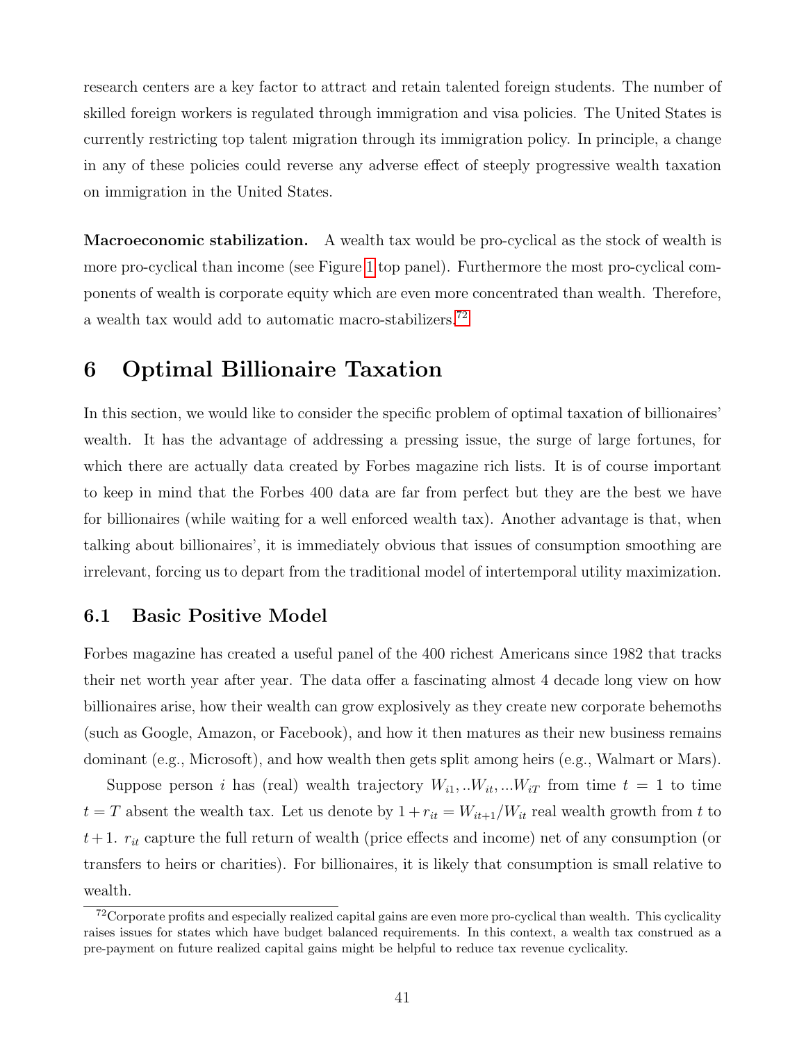research centers are a key factor to attract and retain talented foreign students. The number of skilled foreign workers is regulated through immigration and visa policies. The United States is currently restricting top talent migration through its immigration policy. In principle, a change in any of these policies could reverse any adverse effect of steeply progressive wealth taxation on immigration in the United States.

**Macroeconomic stabilization.** A wealth tax would be pro-cyclical as the stock of wealth is more pro-cyclical than income (see Figure 1 top panel). Furthermore the most pro-cyclical components of wealth is corporate equity which are even more concentrated than wealth. Therefore, a wealth tax would add to automatic macro-stabilizers.[72]

# 6 Optimal Billionaire Taxation

In this section, we would like to consider the specific problem of optimal taxation of billionaires' wealth. It has the advantage of addressing a pressing issue, the surge of large fortunes, for which there are actually data created by Forbes magazine rich lists. It is of course important to keep in mind that the Forbes 400 data are far from perfect but they are the best we have for billionaires (while waiting for a well enforced wealth tax). Another advantage is that, when talking about billionaires', it is immediately obvious that issues of consumption smoothing are irrelevant, forcing us to depart from the traditional model of intertemporal utility maximization.

## 6.1 Basic Positive Model

Forbes magazine has created a useful panel of the 400 richest Americans since 1982 that tracks their net worth year after year. The data offer a fascinating almost 4 decade long view on how billionaires arise, how their wealth can grow explosively as they create new corporate behemoths (such as Google, Amazon, or Facebook), and how it then matures as their new business remains dominant (e.g., Microsoft), and how wealth then gets split among heirs (e.g., Walmart or Mars).

Suppose person $i$ has (real) wealth trajectory $W_{i1}, ..W_{it}, ...W_{iT}$ from time $t = 1$ to time $t = T$ absent the wealth tax. Let us denote by $1 + r_{it} = W_{it+1}/W_{it}$ real wealth growth from $t$ to $t+1$. $r_{it}$ capture the full return of wealth (price effects and income) net of any consumption (or transfers to heirs or charities). For billionaires, it is likely that consumption is small relative to wealth.

[72]Corporate profits and especially realized capital gains are even more pro-cyclical than wealth. This cyclicality raises issues for states which have budget balanced requirements. In this context, a wealth tax construed as a pre-payment on future realized capital gains might be helpful to reduce tax revenue cyclicality.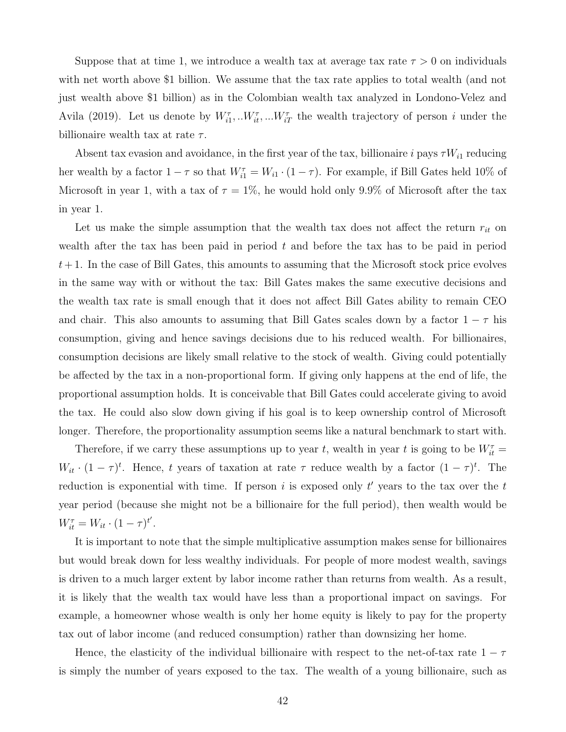Suppose that at time 1, we introduce a wealth tax at average tax rate $\tau > 0$ on individuals with net worth above \$1 billion. We assume that the tax rate applies to total wealth (and not just wealth above \$1 billion) as in the Colombian wealth tax analyzed in Londono-Velez and Avila (2019). Let us denote by $W^{\tau}_{i1}, ..W^{\tau}_{it}, ...W^{\tau}_{iT}$ the wealth trajectory of person $i$ under the billionaire wealth tax at rate $\tau$.

Absent tax evasion and avoidance, in the first year of the tax, billionaire $i$ pays $\tau W_{i1}$ reducing her wealth by a factor $1 - \tau$ so that $W^{\tau}_{i1} = W_{i1} \cdot (1 - \tau)$. For example, if Bill Gates held 10% of Microsoft in year 1, with a tax of $\tau = 1\%$, he would hold only 9.9% of Microsoft after the tax in year 1.

Let us make the simple assumption that the wealth tax does not affect the return $r_{it}$ on wealth after the tax has been paid in period $t$ and before the tax has to be paid in period $t+1$. In the case of Bill Gates, this amounts to assuming that the Microsoft stock price evolves in the same way with or without the tax: Bill Gates makes the same executive decisions and the wealth tax rate is small enough that it does not affect Bill Gates ability to remain CEO and chair. This also amounts to assuming that Bill Gates scales down by a factor $1 - \tau$ his consumption, giving and hence savings decisions due to his reduced wealth. For billionaires, consumption decisions are likely small relative to the stock of wealth. Giving could potentially be affected by the tax in a non-proportional form. If giving only happens at the end of life, the proportional assumption holds. It is conceivable that Bill Gates could accelerate giving to avoid the tax. He could also slow down giving if his goal is to keep ownership control of Microsoft longer. Therefore, the proportionality assumption seems like a natural benchmark to start with.

Therefore, if we carry these assumptions up to year $t$, wealth in year $t$ is going to be $W^{\tau}_{it} = W_{it} \cdot (1 - \tau)^t$. Hence, $t$ years of taxation at rate $\tau$ reduce wealth by a factor $(1 - \tau)^t$. The reduction is exponential with time. If person $i$ is exposed only $t'$ years to the tax over the $t$ year period (because she might not be a billionaire for the full period), then wealth would be $W^{\tau}_{it} = W_{it} \cdot (1 - \tau)^{t'}$.

It is important to note that the simple multiplicative assumption makes sense for billionaires but would break down for less wealthy individuals. For people of more modest wealth, savings is driven to a much larger extent by labor income rather than returns from wealth. As a result, it is likely that the wealth tax would have less than a proportional impact on savings. For example, a homeowner whose wealth is only her home equity is likely to pay for the property tax out of labor income (and reduced consumption) rather than downsizing her home.

Hence, the elasticity of the individual billionaire with respect to the net-of-tax rate $1 - \tau$ is simply the number of years exposed to the tax. The wealth of a young billionaire, such as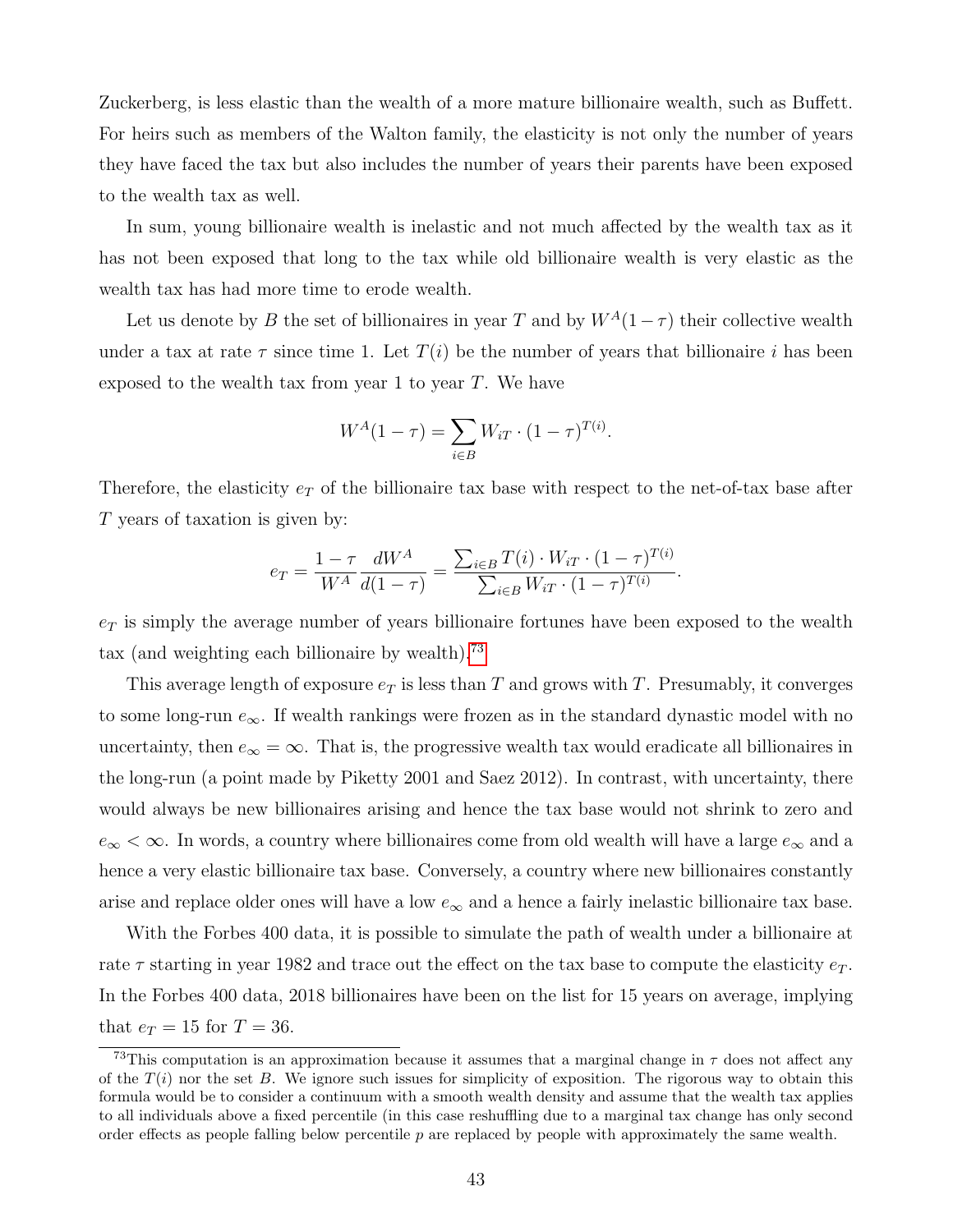Zuckerberg, is less elastic than the wealth of a more mature billionaire wealth, such as Buffett. For heirs such as members of the Walton family, the elasticity is not only the number of years they have faced the tax but also includes the number of years their parents have been exposed to the wealth tax as well.

In sum, young billionaire wealth is inelastic and not much affected by the wealth tax as it has not been exposed that long to the tax while old billionaire wealth is very elastic as the wealth tax has had more time to erode wealth.

Let us denote by $B$ the set of billionaires in year $T$ and by $W^A(1-\tau)$ their collective wealth under a tax at rate $\tau$ since time 1. Let $T(i)$ be the number of years that billionaire $i$ has been exposed to the wealth tax from year 1 to year $T$. We have

$$W^A(1-\tau) = \sum_{i \in B} W_{iT} \cdot (1-\tau)^{T(i)}.$$

Therefore, the elasticity $e_T$ of the billionaire tax base with respect to the net-of-tax base after $T$ years of taxation is given by:

$$e_T = \frac{1-\tau}{W^A} \frac{dW^A}{d(1-\tau)} = \frac{\sum_{i \in B} T(i) \cdot W_{iT} \cdot (1-\tau)^{T(i)}}{\sum_{i \in B} W_{iT} \cdot (1-\tau)^{T(i)}}.$$

$e_T$ is simply the average number of years billionaire fortunes have been exposed to the wealth tax (and weighting each billionaire by wealth).[73]

This average length of exposure $e_T$ is less than $T$ and grows with $T$. Presumably, it converges to some long-run $e_\infty$. If wealth rankings were frozen as in the standard dynastic model with no uncertainty, then $e_\infty = \infty$. That is, the progressive wealth tax would eradicate all billionaires in the long-run (a point made by Piketty 2001 and Saez 2012). In contrast, with uncertainty, there would always be new billionaires arising and hence the tax base would not shrink to zero and $e_\infty < \infty$. In words, a country where billionaires come from old wealth will have a large $e_\infty$ and a hence a very elastic billionaire tax base. Conversely, a country where new billionaires constantly arise and replace older ones will have a low $e_\infty$ and a hence a fairly inelastic billionaire tax base.

With the Forbes 400 data, it is possible to simulate the path of wealth under a billionaire at rate $\tau$ starting in year 1982 and trace out the effect on the tax base to compute the elasticity $e_T$. In the Forbes 400 data, 2018 billionaires have been on the list for 15 years on average, implying that $e_T = 15$ for $T = 36$.

[73]This computation is an approximation because it assumes that a marginal change in $\tau$ does not affect any of the $T(i)$ nor the set $B$. We ignore such issues for simplicity of exposition. The rigorous way to obtain this formula would be to consider a continuum with a smooth wealth density and assume that the wealth tax applies to all individuals above a fixed percentile (in this case reshuffling due to a marginal tax change has only second order effects as people falling below percentile $p$ are replaced by people with approximately the same wealth.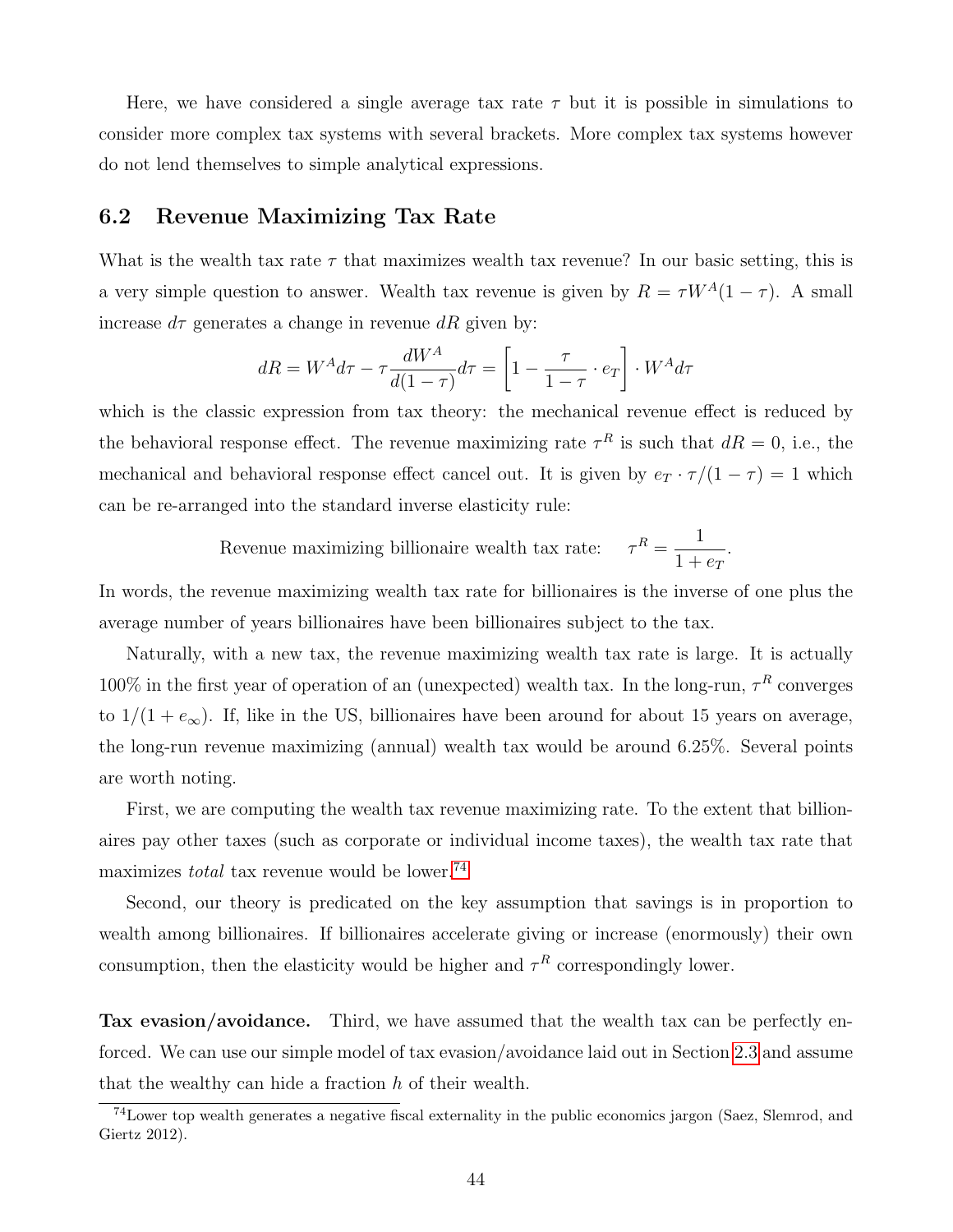Here, we have considered a single average tax rate $\tau$ but it is possible in simulations to consider more complex tax systems with several brackets. More complex tax systems however do not lend themselves to simple analytical expressions.

## 6.2 Revenue Maximizing Tax Rate

What is the wealth tax rate $\tau$ that maximizes wealth tax revenue? In our basic setting, this is a very simple question to answer. Wealth tax revenue is given by $R = \tau W^A(1-\tau)$. A small increase $d\tau$ generates a change in revenue $dR$ given by:

$$dR = W^A d\tau - \tau \frac{dW^A}{d(1-\tau)} d\tau = \left[1 - \frac{\tau}{1-\tau} \cdot e_T\right] \cdot W^A d\tau$$

which is the classic expression from tax theory: the mechanical revenue effect is reduced by the behavioral response effect. The revenue maximizing rate $\tau^R$ is such that $dR = 0$, i.e., the mechanical and behavioral response effect cancel out. It is given by $e_T \cdot \tau/(1-\tau) = 1$ which can be re-arranged into the standard inverse elasticity rule:

$$\text{Revenue maximizing billionaire wealth tax rate:} \quad \tau^R = \frac{1}{1+e_T}.$$

In words, the revenue maximizing wealth tax rate for billionaires is the inverse of one plus the average number of years billionaires have been billionaires subject to the tax.

Naturally, with a new tax, the revenue maximizing wealth tax rate is large. It is actually 100% in the first year of operation of an (unexpected) wealth tax. In the long-run, $\tau^R$ converges to $1/(1+e_\infty)$. If, like in the US, billionaires have been around for about 15 years on average, the long-run revenue maximizing (annual) wealth tax would be around 6.25%. Several points are worth noting.

First, we are computing the wealth tax revenue maximizing rate. To the extent that billionaires pay other taxes (such as corporate or individual income taxes), the wealth tax rate that maximizes *total* tax revenue would be lower.[74]

Second, our theory is predicated on the key assumption that savings is in proportion to wealth among billionaires. If billionaires accelerate giving or increase (enormously) their own consumption, then the elasticity would be higher and $\tau^R$ correspondingly lower.

**Tax evasion/avoidance.** Third, we have assumed that the wealth tax can be perfectly enforced. We can use our simple model of tax evasion/avoidance laid out in Section 2.3 and assume that the wealthy can hide a fraction $h$ of their wealth.

[74] Lower top wealth generates a negative fiscal externality in the public economics jargon (Saez, Slemrod, and Giertz 2012).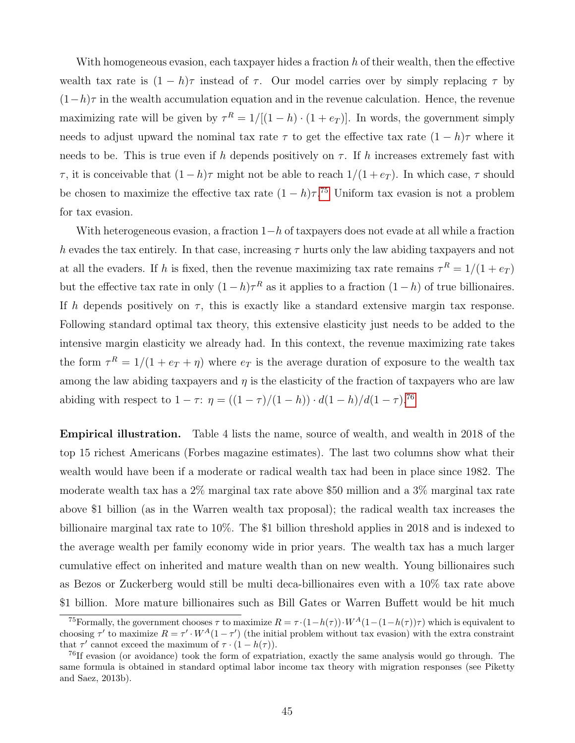With homogeneous evasion, each taxpayer hides a fraction $h$ of their wealth, then the effective wealth tax rate is $(1-h)\tau$ instead of $\tau$. Our model carries over by simply replacing $\tau$ by $(1-h)\tau$ in the wealth accumulation equation and in the revenue calculation. Hence, the revenue maximizing rate will be given by $\tau^R = 1/[(1-h)\cdot(1+e_T)]$. In words, the government simply needs to adjust upward the nominal tax rate $\tau$ to get the effective tax rate $(1-h)\tau$ where it needs to be. This is true even if $h$ depends positively on $\tau$. If $h$ increases extremely fast with $\tau$, it is conceivable that $(1-h)\tau$ might not be able to reach $1/(1+e_T)$. In which case, $\tau$ should be chosen to maximize the effective tax rate $(1-h)\tau$.[75] Uniform tax evasion is not a problem for tax evasion.

With heterogeneous evasion, a fraction $1-h$ of taxpayers does not evade at all while a fraction $h$ evades the tax entirely. In that case, increasing $\tau$ hurts only the law abiding taxpayers and not at all the evaders. If $h$ is fixed, then the revenue maximizing tax rate remains $\tau^R = 1/(1+e_T)$ but the effective tax rate in only $(1-h)\tau^R$ as it applies to a fraction $(1-h)$ of true billionaires. If $h$ depends positively on $\tau$, this is exactly like a standard extensive margin tax response. Following standard optimal tax theory, this extensive elasticity just needs to be added to the intensive margin elasticity we already had. In this context, the revenue maximizing rate takes the form $\tau^R = 1/(1+e_T+\eta)$ where $e_T$ is the average duration of exposure to the wealth tax among the law abiding taxpayers and $\eta$ is the elasticity of the fraction of taxpayers who are law abiding with respect to $1-\tau$: $\eta = ((1-\tau)/(1-h))\cdot d(1-h)/d(1-\tau)$.[76]

**Empirical illustration.** Table 4 lists the name, source of wealth, and wealth in 2018 of the top 15 richest Americans (Forbes magazine estimates). The last two columns show what their wealth would have been if a moderate or radical wealth tax had been in place since 1982. The moderate wealth tax has a 2% marginal tax rate above \$50 million and a 3% marginal tax rate above \$1 billion (as in the Warren wealth tax proposal); the radical wealth tax increases the billionaire marginal tax rate to 10%. The \$1 billion threshold applies in 2018 and is indexed to the average wealth per family economy wide in prior years. The wealth tax has a much larger cumulative effect on inherited and mature wealth than on new wealth. Young billionaires such as Bezos or Zuckerberg would still be multi deca-billionaires even with a 10% tax rate above \$1 billion. More mature billionaires such as Bill Gates or Warren Buffett would be hit much

[75] Formally, the government chooses $\tau$ to maximize $R = \tau\cdot(1-h(\tau))\cdot W^A(1-(1-h(\tau))\tau)$ which is equivalent to choosing $\tau'$ to maximize $R = \tau'\cdot W^A(1-\tau')$ (the initial problem without tax evasion) with the extra constraint that $\tau'$ cannot exceed the maximum of $\tau\cdot(1-h(\tau))$.

[76] If evasion (or avoidance) took the form of expatriation, exactly the same analysis would go through. The same formula is obtained in standard optimal labor income tax theory with migration responses (see Piketty and Saez, 2013b).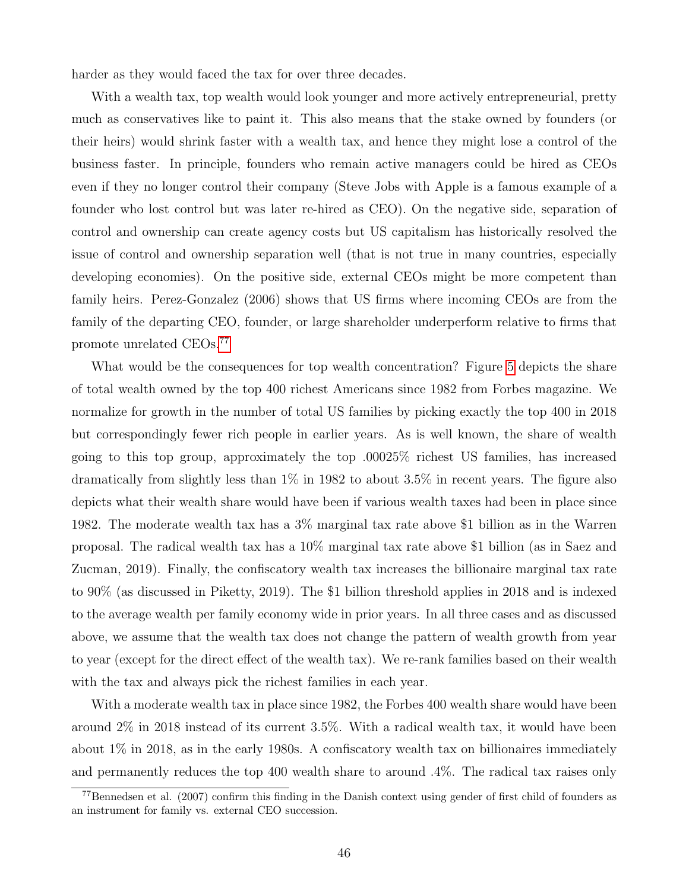harder as they would faced the tax for over three decades.

With a wealth tax, top wealth would look younger and more actively entrepreneurial, pretty much as conservatives like to paint it. This also means that the stake owned by founders (or their heirs) would shrink faster with a wealth tax, and hence they might lose a control of the business faster. In principle, founders who remain active managers could be hired as CEOs even if they no longer control their company (Steve Jobs with Apple is a famous example of a founder who lost control but was later re-hired as CEO). On the negative side, separation of control and ownership can create agency costs but US capitalism has historically resolved the issue of control and ownership separation well (that is not true in many countries, especially developing economies). On the positive side, external CEOs might be more competent than family heirs. Perez-Gonzalez (2006) shows that US firms where incoming CEOs are from the family of the departing CEO, founder, or large shareholder underperform relative to firms that promote unrelated CEOs.[77]

What would be the consequences for top wealth concentration? Figure 5 depicts the share of total wealth owned by the top 400 richest Americans since 1982 from Forbes magazine. We normalize for growth in the number of total US families by picking exactly the top 400 in 2018 but correspondingly fewer rich people in earlier years. As is well known, the share of wealth going to this top group, approximately the top .00025% richest US families, has increased dramatically from slightly less than 1% in 1982 to about 3.5% in recent years. The figure also depicts what their wealth share would have been if various wealth taxes had been in place since 1982. The moderate wealth tax has a 3% marginal tax rate above \$1 billion as in the Warren proposal. The radical wealth tax has a 10% marginal tax rate above \$1 billion (as in Saez and Zucman, 2019). Finally, the confiscatory wealth tax increases the billionaire marginal tax rate to 90% (as discussed in Piketty, 2019). The \$1 billion threshold applies in 2018 and is indexed to the average wealth per family economy wide in prior years. In all three cases and as discussed above, we assume that the wealth tax does not change the pattern of wealth growth from year to year (except for the direct effect of the wealth tax). We re-rank families based on their wealth with the tax and always pick the richest families in each year.

With a moderate wealth tax in place since 1982, the Forbes 400 wealth share would have been around 2% in 2018 instead of its current 3.5%. With a radical wealth tax, it would have been about 1% in 2018, as in the early 1980s. A confiscatory wealth tax on billionaires immediately and permanently reduces the top 400 wealth share to around .4%. The radical tax raises only

[77] Bennedsen et al. (2007) confirm this finding in the Danish context using gender of first child of founders as an instrument for family vs. external CEO succession.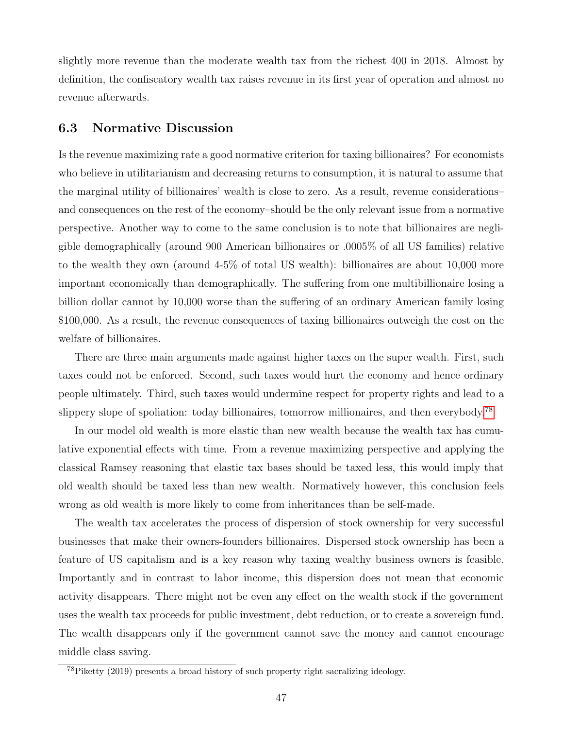slightly more revenue than the moderate wealth tax from the richest 400 in 2018. Almost by definition, the confiscatory wealth tax raises revenue in its first year of operation and almost no revenue afterwards.

### 6.3 Normative Discussion

Is the revenue maximizing rate a good normative criterion for taxing billionaires? For economists who believe in utilitarianism and decreasing returns to consumption, it is natural to assume that the marginal utility of billionaires' wealth is close to zero. As a result, revenue considerations–and consequences on the rest of the economy–should be the only relevant issue from a normative perspective. Another way to come to the same conclusion is to note that billionaires are negligible demographically (around 900 American billionaires or .0005% of all US families) relative to the wealth they own (around 4-5% of total US wealth): billionaires are about 10,000 more important economically than demographically. The suffering from one multibillionaire losing a billion dollar cannot by 10,000 worse than the suffering of an ordinary American family losing $100,000. As a result, the revenue consequences of taxing billionaires outweigh the cost on the welfare of billionaires.

There are three main arguments made against higher taxes on the super wealth. First, such taxes could not be enforced. Second, such taxes would hurt the economy and hence ordinary people ultimately. Third, such taxes would undermine respect for property rights and lead to a slippery slope of spoliation: today billionaires, tomorrow millionaires, and then everybody.[78]

In our model old wealth is more elastic than new wealth because the wealth tax has cumulative exponential effects with time. From a revenue maximizing perspective and applying the classical Ramsey reasoning that elastic tax bases should be taxed less, this would imply that old wealth should be taxed less than new wealth. Normatively however, this conclusion feels wrong as old wealth is more likely to come from inheritances than be self-made.

The wealth tax accelerates the process of dispersion of stock ownership for very successful businesses that make their owners-founders billionaires. Dispersed stock ownership has been a feature of US capitalism and is a key reason why taxing wealthy business owners is feasible. Importantly and in contrast to labor income, this dispersion does not mean that economic activity disappears. There might not be even any effect on the wealth stock if the government uses the wealth tax proceeds for public investment, debt reduction, or to create a sovereign fund. The wealth disappears only if the government cannot save the money and cannot encourage middle class saving.

[78]Piketty (2019) presents a broad history of such property right sacralizing ideology.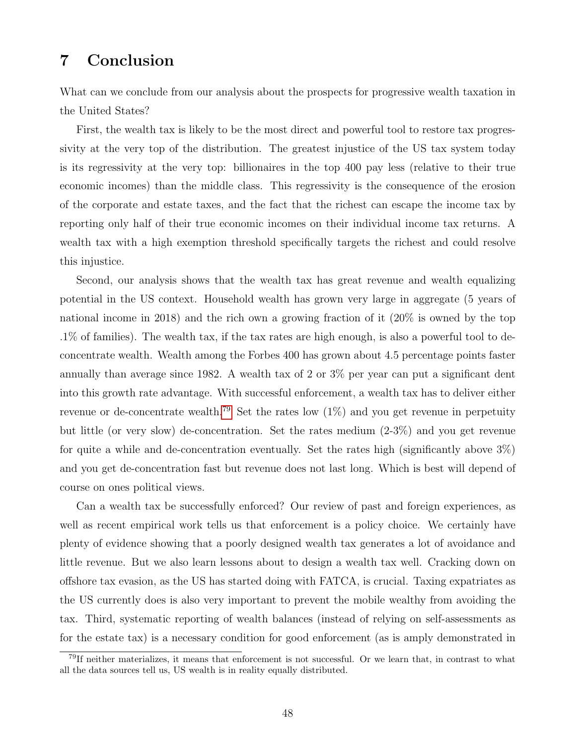## 7 Conclusion

What can we conclude from our analysis about the prospects for progressive wealth taxation in the United States?

First, the wealth tax is likely to be the most direct and powerful tool to restore tax progressivity at the very top of the distribution. The greatest injustice of the US tax system today is its regressivity at the very top: billionaires in the top 400 pay less (relative to their true economic incomes) than the middle class. This regressivity is the consequence of the erosion of the corporate and estate taxes, and the fact that the richest can escape the income tax by reporting only half of their true economic incomes on their individual income tax returns. A wealth tax with a high exemption threshold specifically targets the richest and could resolve this injustice.

Second, our analysis shows that the wealth tax has great revenue and wealth equalizing potential in the US context. Household wealth has grown very large in aggregate (5 years of national income in 2018) and the rich own a growing fraction of it (20% is owned by the top .1% of families). The wealth tax, if the tax rates are high enough, is also a powerful tool to de-concentrate wealth. Wealth among the Forbes 400 has grown about 4.5 percentage points faster annually than average since 1982. A wealth tax of 2 or 3% per year can put a significant dent into this growth rate advantage. With successful enforcement, a wealth tax has to deliver either revenue or de-concentrate wealth.[79] Set the rates low (1%) and you get revenue in perpetuity but little (or very slow) de-concentration. Set the rates medium (2-3%) and you get revenue for quite a while and de-concentration eventually. Set the rates high (significantly above 3%) and you get de-concentration fast but revenue does not last long. Which is best will depend of course on ones political views.

Can a wealth tax be successfully enforced? Our review of past and foreign experiences, as well as recent empirical work tells us that enforcement is a policy choice. We certainly have plenty of evidence showing that a poorly designed wealth tax generates a lot of avoidance and little revenue. But we also learn lessons about to design a wealth tax well. Cracking down on offshore tax evasion, as the US has started doing with FATCA, is crucial. Taxing expatriates as the US currently does is also very important to prevent the mobile wealthy from avoiding the tax. Third, systematic reporting of wealth balances (instead of relying on self-assessments as for the estate tax) is a necessary condition for good enforcement (as is amply demonstrated in

[79] If neither materializes, it means that enforcement is not successful. Or we learn that, in contrast to what all the data sources tell us, US wealth is in reality equally distributed.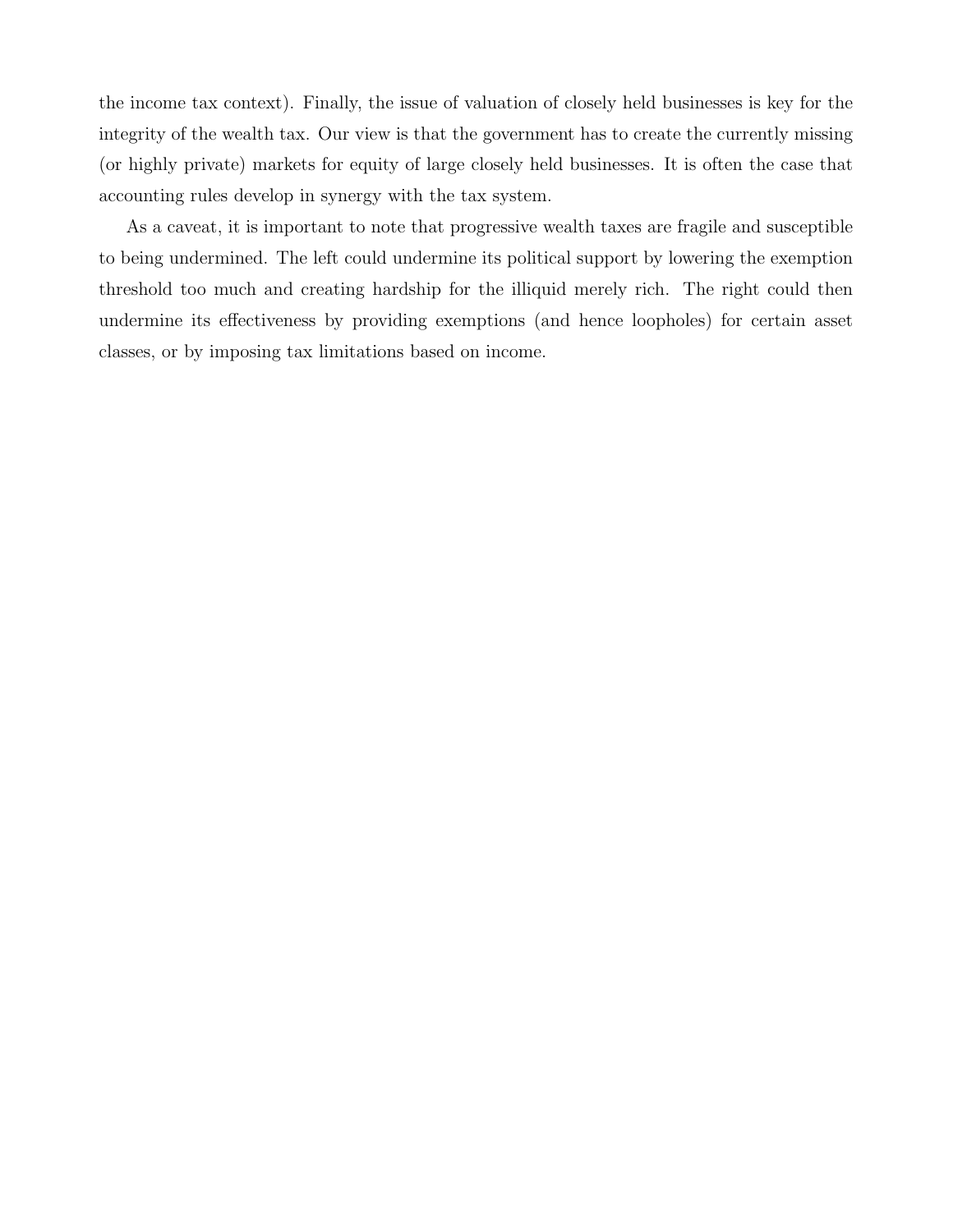the income tax context). Finally, the issue of valuation of closely held businesses is key for the integrity of the wealth tax. Our view is that the government has to create the currently missing (or highly private) markets for equity of large closely held businesses. It is often the case that accounting rules develop in synergy with the tax system.

As a caveat, it is important to note that progressive wealth taxes are fragile and susceptible to being undermined. The left could undermine its political support by lowering the exemption threshold too much and creating hardship for the illiquid merely rich. The right could then undermine its effectiveness by providing exemptions (and hence loopholes) for certain asset classes, or by imposing tax limitations based on income.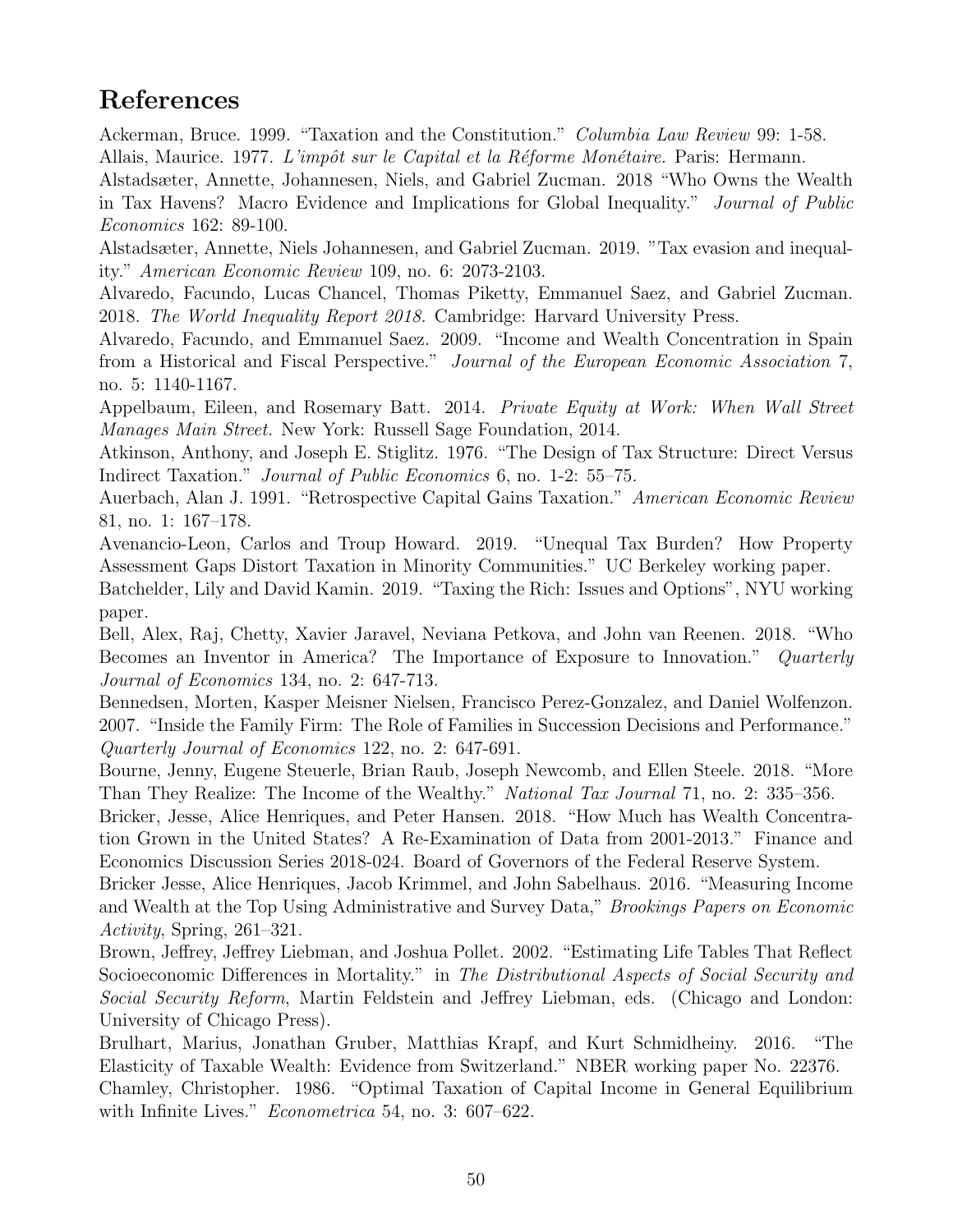# References

Ackerman, Bruce. 1999. "Taxation and the Constitution." *Columbia Law Review* 99: 1-58.

Allais, Maurice. 1977. *L'impôt sur le Capital et la Réforme Monétaire.* Paris: Hermann.

Alstadsæter, Annette, Johannesen, Niels, and Gabriel Zucman. 2018 "Who Owns the Wealth in Tax Havens? Macro Evidence and Implications for Global Inequality." *Journal of Public Economics* 162: 89-100.

Alstadsæter, Annette, Niels Johannesen, and Gabriel Zucman. 2019. "Tax evasion and inequality." *American Economic Review* 109, no. 6: 2073-2103.

Alvaredo, Facundo, Lucas Chancel, Thomas Piketty, Emmanuel Saez, and Gabriel Zucman. 2018. *The World Inequality Report 2018.* Cambridge: Harvard University Press.

Alvaredo, Facundo, and Emmanuel Saez. 2009. "Income and Wealth Concentration in Spain from a Historical and Fiscal Perspective." *Journal of the European Economic Association* 7, no. 5: 1140-1167.

Appelbaum, Eileen, and Rosemary Batt. 2014. *Private Equity at Work: When Wall Street Manages Main Street.* New York: Russell Sage Foundation, 2014.

Atkinson, Anthony, and Joseph E. Stiglitz. 1976. "The Design of Tax Structure: Direct Versus Indirect Taxation." *Journal of Public Economics* 6, no. 1-2: 55–75.

Auerbach, Alan J. 1991. "Retrospective Capital Gains Taxation." *American Economic Review* 81, no. 1: 167–178.

Avenancio-Leon, Carlos and Troup Howard. 2019. "Unequal Tax Burden? How Property Assessment Gaps Distort Taxation in Minority Communities." UC Berkeley working paper.

Batchelder, Lily and David Kamin. 2019. "Taxing the Rich: Issues and Options", NYU working paper.

Bell, Alex, Raj, Chetty, Xavier Jaravel, Neviana Petkova, and John van Reenen. 2018. "Who Becomes an Inventor in America? The Importance of Exposure to Innovation." *Quarterly Journal of Economics* 134, no. 2: 647-713.

Bennedsen, Morten, Kasper Meisner Nielsen, Francisco Perez-Gonzalez, and Daniel Wolfenzon. 2007. "Inside the Family Firm: The Role of Families in Succession Decisions and Performance." *Quarterly Journal of Economics* 122, no. 2: 647-691.

Bourne, Jenny, Eugene Steuerle, Brian Raub, Joseph Newcomb, and Ellen Steele. 2018. "More Than They Realize: The Income of the Wealthy." *National Tax Journal* 71, no. 2: 335–356.

Bricker, Jesse, Alice Henriques, and Peter Hansen. 2018. "How Much has Wealth Concentration Grown in the United States? A Re-Examination of Data from 2001-2013." Finance and Economics Discussion Series 2018-024. Board of Governors of the Federal Reserve System.

Bricker Jesse, Alice Henriques, Jacob Krimmel, and John Sabelhaus. 2016. "Measuring Income and Wealth at the Top Using Administrative and Survey Data," *Brookings Papers on Economic Activity*, Spring, 261–321.

Brown, Jeffrey, Jeffrey Liebman, and Joshua Pollet. 2002. "Estimating Life Tables That Reflect Socioeconomic Differences in Mortality." in *The Distributional Aspects of Social Security and Social Security Reform*, Martin Feldstein and Jeffrey Liebman, eds. (Chicago and London: University of Chicago Press).

Brulhart, Marius, Jonathan Gruber, Matthias Krapf, and Kurt Schmidheiny. 2016. "The Elasticity of Taxable Wealth: Evidence from Switzerland." NBER working paper No. 22376.

Chamley, Christopher. 1986. "Optimal Taxation of Capital Income in General Equilibrium with Infinite Lives." *Econometrica* 54, no. 3: 607–622.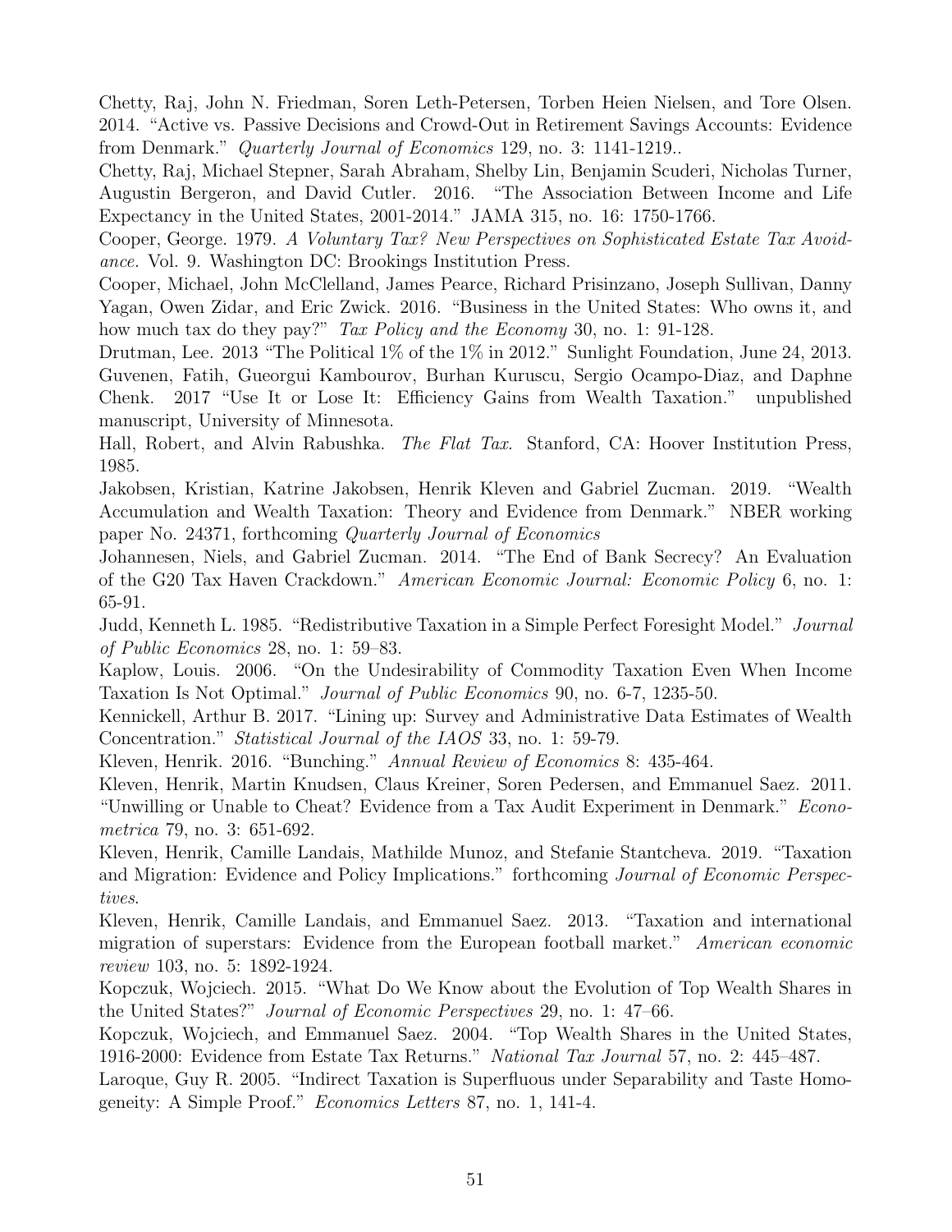Chetty, Raj, John N. Friedman, Soren Leth-Petersen, Torben Heien Nielsen, and Tore Olsen. 2014. "Active vs. Passive Decisions and Crowd-Out in Retirement Savings Accounts: Evidence from Denmark." *Quarterly Journal of Economics* 129, no. 3: 1141-1219..

Chetty, Raj, Michael Stepner, Sarah Abraham, Shelby Lin, Benjamin Scuderi, Nicholas Turner, Augustin Bergeron, and David Cutler. 2016. "The Association Between Income and Life Expectancy in the United States, 2001-2014." JAMA 315, no. 16: 1750-1766.

Cooper, George. 1979. *A Voluntary Tax? New Perspectives on Sophisticated Estate Tax Avoidance.* Vol. 9. Washington DC: Brookings Institution Press.

Cooper, Michael, John McClelland, James Pearce, Richard Prisinzano, Joseph Sullivan, Danny Yagan, Owen Zidar, and Eric Zwick. 2016. "Business in the United States: Who owns it, and how much tax do they pay?" *Tax Policy and the Economy* 30, no. 1: 91-128.

Drutman, Lee. 2013 "The Political 1% of the 1% in 2012." Sunlight Foundation, June 24, 2013.

Guvenen, Fatih, Gueorgui Kambourov, Burhan Kuruscu, Sergio Ocampo-Diaz, and Daphne Chenk. 2017 "Use It or Lose It: Efficiency Gains from Wealth Taxation." unpublished manuscript, University of Minnesota.

Hall, Robert, and Alvin Rabushka. *The Flat Tax.* Stanford, CA: Hoover Institution Press, 1985.

Jakobsen, Kristian, Katrine Jakobsen, Henrik Kleven and Gabriel Zucman. 2019. "Wealth Accumulation and Wealth Taxation: Theory and Evidence from Denmark." NBER working paper No. 24371, forthcoming *Quarterly Journal of Economics*

Johannesen, Niels, and Gabriel Zucman. 2014. "The End of Bank Secrecy? An Evaluation of the G20 Tax Haven Crackdown." *American Economic Journal: Economic Policy* 6, no. 1: 65-91.

Judd, Kenneth L. 1985. "Redistributive Taxation in a Simple Perfect Foresight Model." *Journal of Public Economics* 28, no. 1: 59–83.

Kaplow, Louis. 2006. "On the Undesirability of Commodity Taxation Even When Income Taxation Is Not Optimal." *Journal of Public Economics* 90, no. 6-7, 1235-50.

Kennickell, Arthur B. 2017. "Lining up: Survey and Administrative Data Estimates of Wealth Concentration." *Statistical Journal of the IAOS* 33, no. 1: 59-79.

Kleven, Henrik. 2016. "Bunching." *Annual Review of Economics* 8: 435-464.

Kleven, Henrik, Martin Knudsen, Claus Kreiner, Soren Pedersen, and Emmanuel Saez. 2011. "Unwilling or Unable to Cheat? Evidence from a Tax Audit Experiment in Denmark." *Econometrica* 79, no. 3: 651-692.

Kleven, Henrik, Camille Landais, Mathilde Munoz, and Stefanie Stantcheva. 2019. "Taxation and Migration: Evidence and Policy Implications." forthcoming *Journal of Economic Perspectives*.

Kleven, Henrik, Camille Landais, and Emmanuel Saez. 2013. "Taxation and international migration of superstars: Evidence from the European football market." *American economic review* 103, no. 5: 1892-1924.

Kopczuk, Wojciech. 2015. "What Do We Know about the Evolution of Top Wealth Shares in the United States?" *Journal of Economic Perspectives* 29, no. 1: 47–66.

Kopczuk, Wojciech, and Emmanuel Saez. 2004. "Top Wealth Shares in the United States, 1916-2000: Evidence from Estate Tax Returns." *National Tax Journal* 57, no. 2: 445–487.

Laroque, Guy R. 2005. "Indirect Taxation is Superfluous under Separability and Taste Homogeneity: A Simple Proof." *Economics Letters* 87, no. 1, 141-4.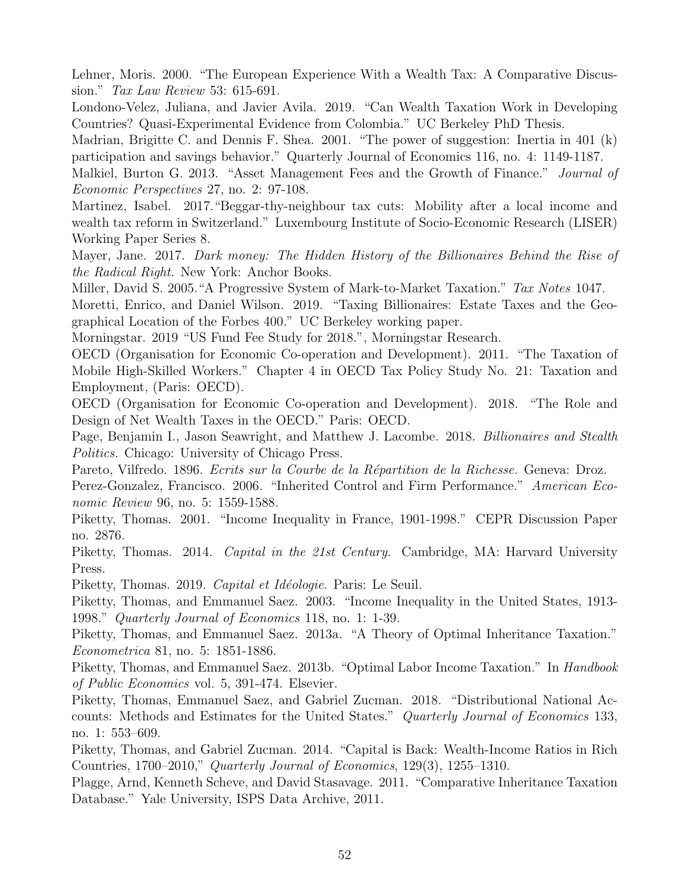Lehner, Moris. 2000. "The European Experience With a Wealth Tax: A Comparative Discussion." *Tax Law Review* 53: 615-691.

Londono-Velez, Juliana, and Javier Avila. 2019. "Can Wealth Taxation Work in Developing Countries? Quasi-Experimental Evidence from Colombia." UC Berkeley PhD Thesis.

Madrian, Brigitte C. and Dennis F. Shea. 2001. "The power of suggestion: Inertia in 401 (k) participation and savings behavior." Quarterly Journal of Economics 116, no. 4: 1149-1187.

Malkiel, Burton G. 2013. "Asset Management Fees and the Growth of Finance." *Journal of Economic Perspectives* 27, no. 2: 97-108.

Martinez, Isabel. 2017."Beggar-thy-neighbour tax cuts: Mobility after a local income and wealth tax reform in Switzerland." Luxembourg Institute of Socio-Economic Research (LISER) Working Paper Series 8.

Mayer, Jane. 2017. *Dark money: The Hidden History of the Billionaires Behind the Rise of the Radical Right.* New York: Anchor Books.

Miller, David S. 2005."A Progressive System of Mark-to-Market Taxation." *Tax Notes* 1047.

Moretti, Enrico, and Daniel Wilson. 2019. "Taxing Billionaires: Estate Taxes and the Geographical Location of the Forbes 400." UC Berkeley working paper.

Morningstar. 2019 "US Fund Fee Study for 2018.", Morningstar Research.

OECD (Organisation for Economic Co-operation and Development). 2011. "The Taxation of Mobile High-Skilled Workers." Chapter 4 in OECD Tax Policy Study No. 21: Taxation and Employment, (Paris: OECD).

OECD (Organisation for Economic Co-operation and Development). 2018. "The Role and Design of Net Wealth Taxes in the OECD." Paris: OECD.

Page, Benjamin I., Jason Seawright, and Matthew J. Lacombe. 2018. *Billionaires and Stealth Politics.* Chicago: University of Chicago Press.

Pareto, Vilfredo. 1896. *Ecrits sur la Courbe de la Répartition de la Richesse.* Geneva: Droz.

Perez-Gonzalez, Francisco. 2006. "Inherited Control and Firm Performance." *American Economic Review* 96, no. 5: 1559-1588.

Piketty, Thomas. 2001. "Income Inequality in France, 1901-1998." CEPR Discussion Paper no. 2876.

Piketty, Thomas. 2014. *Capital in the 21st Century.* Cambridge, MA: Harvard University Press.

Piketty, Thomas. 2019. *Capital et Idéologie.* Paris: Le Seuil.

Piketty, Thomas, and Emmanuel Saez. 2003. "Income Inequality in the United States, 1913-1998." *Quarterly Journal of Economics* 118, no. 1: 1-39.

Piketty, Thomas, and Emmanuel Saez. 2013a. "A Theory of Optimal Inheritance Taxation." *Econometrica* 81, no. 5: 1851-1886.

Piketty, Thomas, and Emmanuel Saez. 2013b. "Optimal Labor Income Taxation." In *Handbook of Public Economics* vol. 5, 391-474. Elsevier.

Piketty, Thomas, Emmanuel Saez, and Gabriel Zucman. 2018. "Distributional National Accounts: Methods and Estimates for the United States." *Quarterly Journal of Economics* 133, no. 1: 553–609.

Piketty, Thomas, and Gabriel Zucman. 2014. "Capital is Back: Wealth-Income Ratios in Rich Countries, 1700–2010," *Quarterly Journal of Economics*, 129(3), 1255–1310.

Plagge, Arnd, Kenneth Scheve, and David Stasavage. 2011. "Comparative Inheritance Taxation Database." Yale University, ISPS Data Archive, 2011.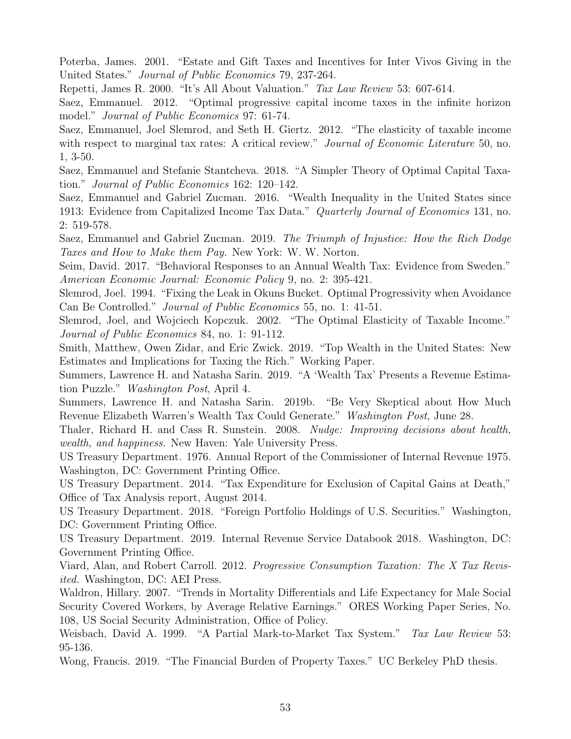Poterba, James. 2001. "Estate and Gift Taxes and Incentives for Inter Vivos Giving in the United States." *Journal of Public Economics* 79, 237-264.

Repetti, James R. 2000. "It's All About Valuation." *Tax Law Review* 53: 607-614.

Saez, Emmanuel. 2012. "Optimal progressive capital income taxes in the infinite horizon model." *Journal of Public Economics* 97: 61-74.

Saez, Emmanuel, Joel Slemrod, and Seth H. Giertz. 2012. "The elasticity of taxable income with respect to marginal tax rates: A critical review." *Journal of Economic Literature* 50, no. 1, 3-50.

Saez, Emmanuel and Stefanie Stantcheva. 2018. "A Simpler Theory of Optimal Capital Taxation." *Journal of Public Economics* 162: 120–142.

Saez, Emmanuel and Gabriel Zucman. 2016. "Wealth Inequality in the United States since 1913: Evidence from Capitalized Income Tax Data." *Quarterly Journal of Economics* 131, no. 2: 519-578.

Saez, Emmanuel and Gabriel Zucman. 2019. *The Triumph of Injustice: How the Rich Dodge Taxes and How to Make them Pay.* New York: W. W. Norton.

Seim, David. 2017. "Behavioral Responses to an Annual Wealth Tax: Evidence from Sweden." *American Economic Journal: Economic Policy* 9, no. 2: 395-421.

Slemrod, Joel. 1994. "Fixing the Leak in Okuns Bucket. Optimal Progressivity when Avoidance Can Be Controlled." *Journal of Public Economics* 55, no. 1: 41-51.

Slemrod, Joel, and Wojciech Kopczuk. 2002. "The Optimal Elasticity of Taxable Income." *Journal of Public Economics* 84, no. 1: 91-112.

Smith, Matthew, Owen Zidar, and Eric Zwick. 2019. "Top Wealth in the United States: New Estimates and Implications for Taxing the Rich." Working Paper.

Summers, Lawrence H. and Natasha Sarin. 2019. "A 'Wealth Tax' Presents a Revenue Estimation Puzzle." *Washington Post*, April 4.

Summers, Lawrence H. and Natasha Sarin. 2019b. "Be Very Skeptical about How Much Revenue Elizabeth Warren's Wealth Tax Could Generate." *Washington Post*, June 28.

Thaler, Richard H. and Cass R. Sunstein. 2008. *Nudge: Improving decisions about health, wealth, and happiness.* New Haven: Yale University Press.

US Treasury Department. 1976. Annual Report of the Commissioner of Internal Revenue 1975. Washington, DC: Government Printing Office.

US Treasury Department. 2014. "Tax Expenditure for Exclusion of Capital Gains at Death," Office of Tax Analysis report, August 2014.

US Treasury Department. 2018. "Foreign Portfolio Holdings of U.S. Securities." Washington, DC: Government Printing Office.

US Treasury Department. 2019. Internal Revenue Service Databook 2018. Washington, DC: Government Printing Office.

Viard, Alan, and Robert Carroll. 2012. *Progressive Consumption Taxation: The X Tax Revisited.* Washington, DC: AEI Press.

Waldron, Hillary. 2007. "Trends in Mortality Differentials and Life Expectancy for Male Social Security Covered Workers, by Average Relative Earnings." ORES Working Paper Series, No. 108, US Social Security Administration, Office of Policy.

Weisbach, David A. 1999. "A Partial Mark-to-Market Tax System." *Tax Law Review* 53: 95-136.

Wong, Francis. 2019. "The Financial Burden of Property Taxes." UC Berkeley PhD thesis.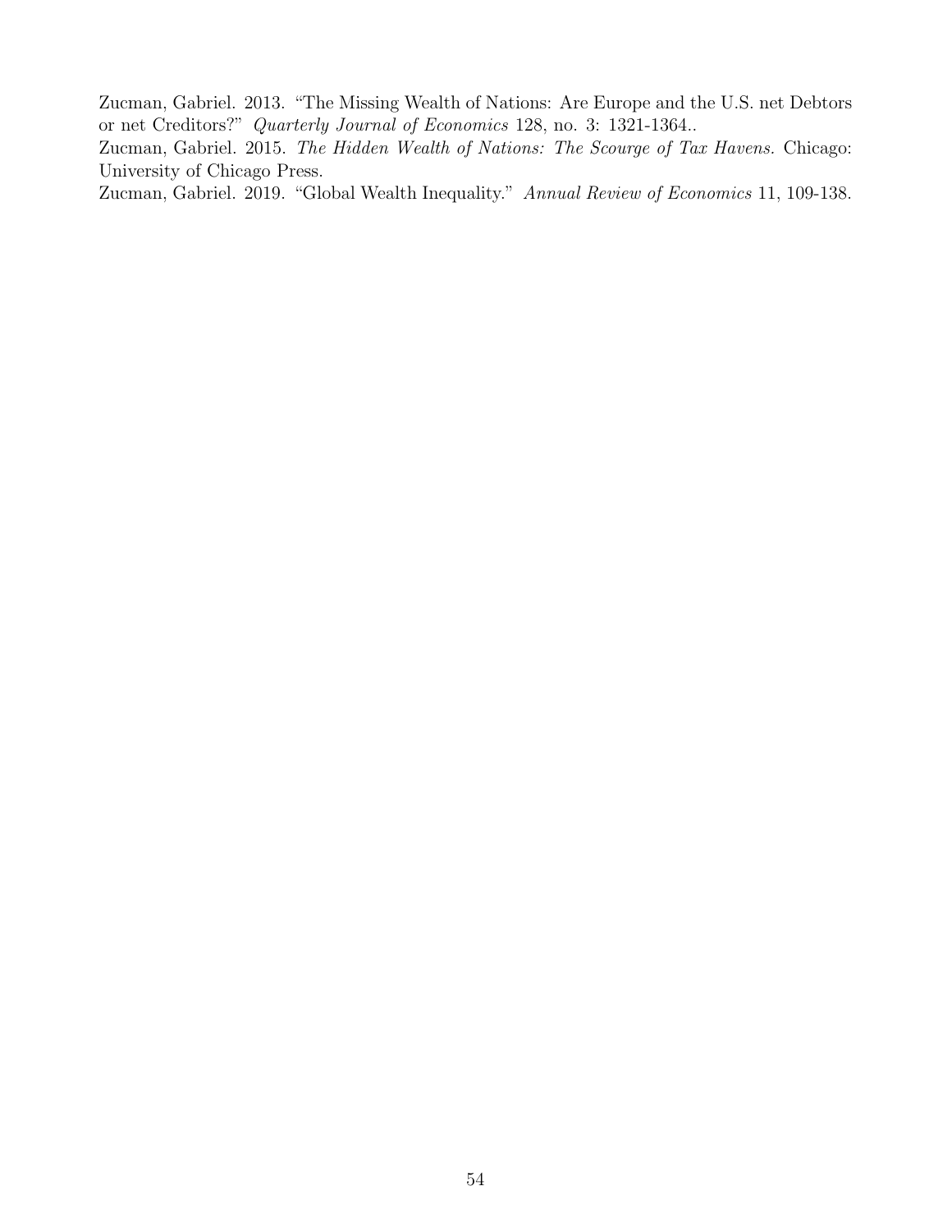Zucman, Gabriel. 2013. "The Missing Wealth of Nations: Are Europe and the U.S. net Debtors or net Creditors?" *Quarterly Journal of Economics* 128, no. 3: 1321-1364..

Zucman, Gabriel. 2015. *The Hidden Wealth of Nations: The Scourge of Tax Havens.* Chicago: University of Chicago Press.

Zucman, Gabriel. 2019. "Global Wealth Inequality." *Annual Review of Economics* 11, 109-138.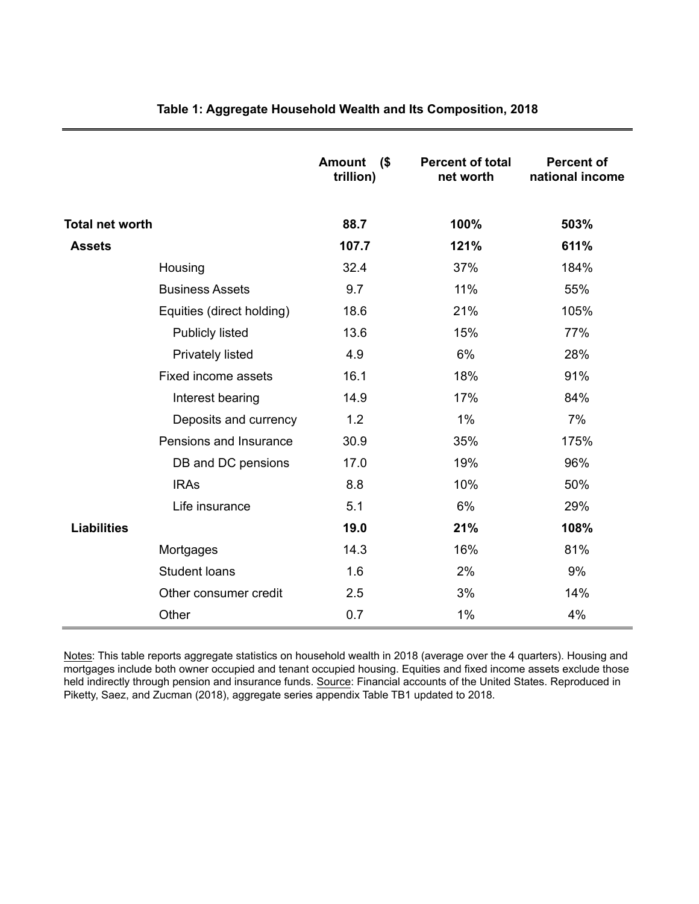**Table 1: Aggregate Household Wealth and Its Composition, 2018**

| | | Amount ($ trillion) | Percent of total net worth | Percent of national income |
|---|---|---|---|---|
| **Total net worth** | | **88.7** | **100%** | **503%** |
| **Assets** | | **107.7** | **121%** | **611%** |
| | Housing | 32.4 | 37% | 184% |
| | Business Assets | 9.7 | 11% | 55% |
| | Equities (direct holding) | 18.6 | 21% | 105% |
| | Publicly listed | 13.6 | 15% | 77% |
| | Privately listed | 4.9 | 6% | 28% |
| | Fixed income assets | 16.1 | 18% | 91% |
| | Interest bearing | 14.9 | 17% | 84% |
| | Deposits and currency | 1.2 | 1% | 7% |
| | Pensions and Insurance | 30.9 | 35% | 175% |
| | DB and DC pensions | 17.0 | 19% | 96% |
| | IRAs | 8.8 | 10% | 50% |
| | Life insurance | 5.1 | 6% | 29% |
| **Liabilities** | | **19.0** | **21%** | **108%** |
| | Mortgages | 14.3 | 16% | 81% |
| | Student loans | 1.6 | 2% | 9% |
| | Other consumer credit | 2.5 | 3% | 14% |
| | Other | 0.7 | 1% | 4% |

Notes: This table reports aggregate statistics on household wealth in 2018 (average over the 4 quarters). Housing and mortgages include both owner occupied and tenant occupied housing. Equities and fixed income assets exclude those held indirectly through pension and insurance funds. Source: Financial accounts of the United States. Reproduced in Piketty, Saez, and Zucman (2018), aggregate series appendix Table TB1 updated to 2018.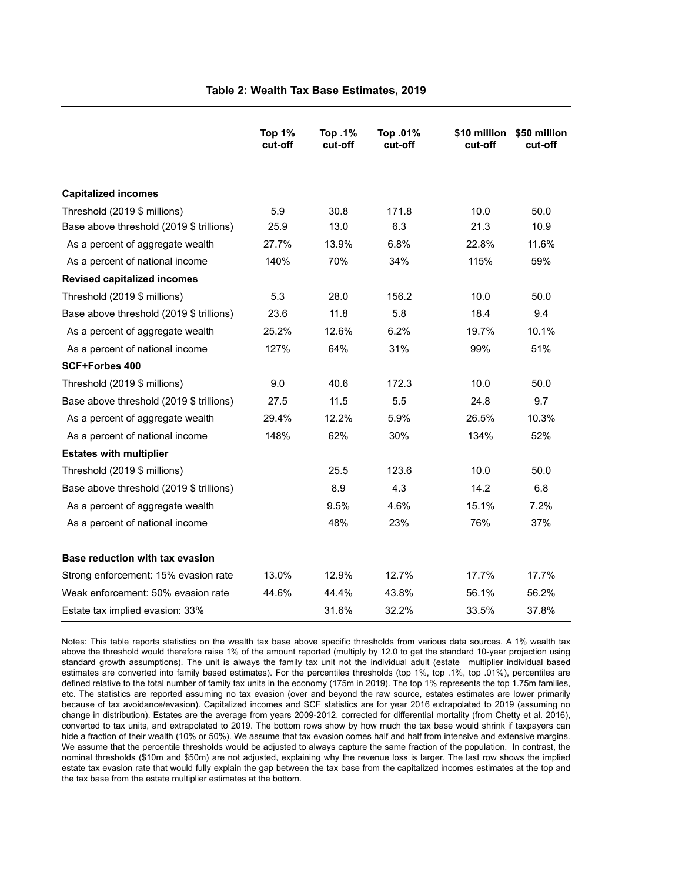**Table 2: Wealth Tax Base Estimates, 2019**

| | Top 1% cut-off | Top .1% cut-off | Top .01% cut-off | $10 million cut-off | $50 million cut-off |
|---|---|---|---|---|---|
| **Capitalized incomes** | | | | | |
| Threshold (2019 $ millions) | 5.9 | 30.8 | 171.8 | 10.0 | 50.0 |
| Base above threshold (2019 $ trillions) | 25.9 | 13.0 | 6.3 | 21.3 | 10.9 |
| As a percent of aggregate wealth | 27.7% | 13.9% | 6.8% | 22.8% | 11.6% |
| As a percent of national income | 140% | 70% | 34% | 115% | 59% |
| **Revised capitalized incomes** | | | | | |
| Threshold (2019 $ millions) | 5.3 | 28.0 | 156.2 | 10.0 | 50.0 |
| Base above threshold (2019 $ trillions) | 23.6 | 11.8 | 5.8 | 18.4 | 9.4 |
| As a percent of aggregate wealth | 25.2% | 12.6% | 6.2% | 19.7% | 10.1% |
| As a percent of national income | 127% | 64% | 31% | 99% | 51% |
| **SCF+Forbes 400** | | | | | |
| Threshold (2019 $ millions) | 9.0 | 40.6 | 172.3 | 10.0 | 50.0 |
| Base above threshold (2019 $ trillions) | 27.5 | 11.5 | 5.5 | 24.8 | 9.7 |
| As a percent of aggregate wealth | 29.4% | 12.2% | 5.9% | 26.5% | 10.3% |
| As a percent of national income | 148% | 62% | 30% | 134% | 52% |
| **Estates with multiplier** | | | | | |
| Threshold (2019 $ millions) | | 25.5 | 123.6 | 10.0 | 50.0 |
| Base above threshold (2019 $ trillions) | | 8.9 | 4.3 | 14.2 | 6.8 |
| As a percent of aggregate wealth | | 9.5% | 4.6% | 15.1% | 7.2% |
| As a percent of national income | | 48% | 23% | 76% | 37% |
| **Base reduction with tax evasion** | | | | | |
| Strong enforcement: 15% evasion rate | 13.0% | 12.9% | 12.7% | 17.7% | 17.7% |
| Weak enforcement: 50% evasion rate | 44.6% | 44.4% | 43.8% | 56.1% | 56.2% |
| Estate tax implied evasion: 33% | | 31.6% | 32.2% | 33.5% | 37.8% |

Notes: This table reports statistics on the wealth tax base above specific thresholds from various data sources. A 1% wealth tax above the threshold would therefore raise 1% of the amount reported (multiply by 12.0 to get the standard 10-year projection using standard growth assumptions). The unit is always the family tax unit not the individual adult (estate multiplier individual based estimates are converted into family based estimates). For the percentiles thresholds (top 1%, top .1%, top .01%), percentiles are defined relative to the total number of family tax units in the economy (175m in 2019). The top 1% represents the top 1.75m families, etc. The statistics are reported assuming no tax evasion (over and beyond the raw source, estates estimates are lower primarily because of tax avoidance/evasion). Capitalized incomes and SCF statistics are for year 2016 extrapolated to 2019 (assuming no change in distribution). Estates are the average from years 2009-2012, corrected for differential mortality (from Chetty et al. 2016), converted to tax units, and extrapolated to 2019. The bottom rows show by how much the tax base would shrink if taxpayers can hide a fraction of their wealth (10% or 50%). We assume that tax evasion comes half and half from intensive and extensive margins. We assume that the percentile thresholds would be adjusted to always capture the same fraction of the population. In contrast, the nominal thresholds ($10m and $50m) are not adjusted, explaining why the revenue loss is larger. The last row shows the implied estate tax evasion rate that would fully explain the gap between the tax base from the capitalized incomes estimates at the top and the tax base from the estate multiplier estimates at the bottom.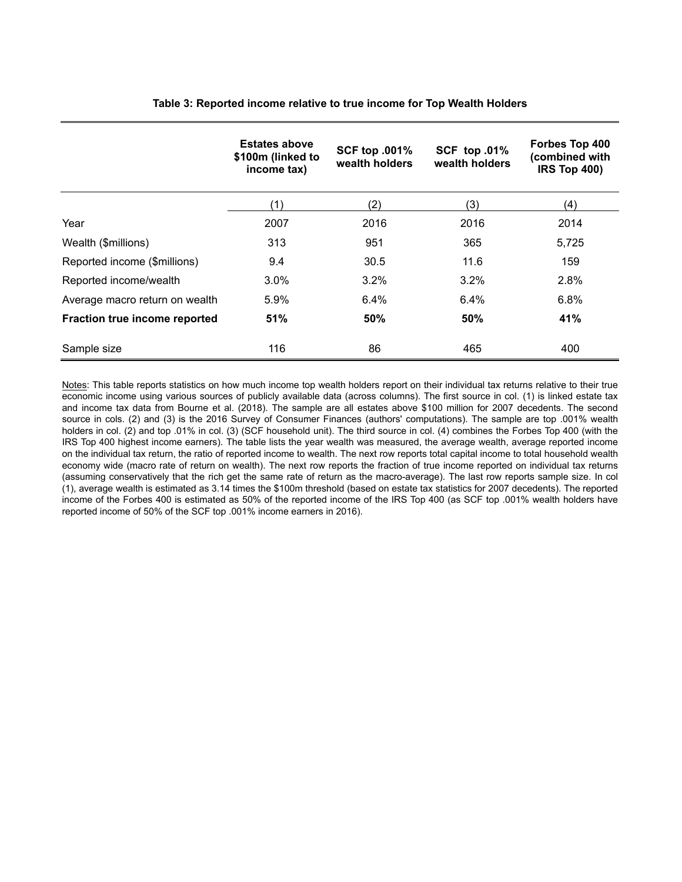**Table 3: Reported income relative to true income for Top Wealth Holders**

| | Estates above $100m (linked to income tax) | SCF top .001% wealth holders | SCF top .01% wealth holders | Forbes Top 400 (combined with IRS Top 400) |
|---|---|---|---|---|
| | (1) | (2) | (3) | (4) |
| Year | 2007 | 2016 | 2016 | 2014 |
| Wealth ($millions) | 313 | 951 | 365 | 5,725 |
| Reported income ($millions) | 9.4 | 30.5 | 11.6 | 159 |
| Reported income/wealth | 3.0% | 3.2% | 3.2% | 2.8% |
| Average macro return on wealth | 5.9% | 6.4% | 6.4% | 6.8% |
| **Fraction true income reported** | **51%** | **50%** | **50%** | **41%** |
| Sample size | 116 | 86 | 465 | 400 |

Notes: This table reports statistics on how much income top wealth holders report on their individual tax returns relative to their true economic income using various sources of publicly available data (across columns). The first source in col. (1) is linked estate tax and income tax data from Bourne et al. (2018). The sample are all estates above $100 million for 2007 decedents. The second source in cols. (2) and (3) is the 2016 Survey of Consumer Finances (authors' computations). The sample are top .001% wealth holders in col. (2) and top .01% in col. (3) (SCF household unit). The third source in col. (4) combines the Forbes Top 400 (with the IRS Top 400 highest income earners). The table lists the year wealth was measured, the average wealth, average reported income on the individual tax return, the ratio of reported income to wealth. The next row reports total capital income to total household wealth economy wide (macro rate of return on wealth). The next row reports the fraction of true income reported on individual tax returns (assuming conservatively that the rich get the same rate of return as the macro-average). The last row reports sample size. In col (1), average wealth is estimated as 3.14 times the $100m threshold (based on estate tax statistics for 2007 decedents). The reported income of the Forbes 400 is estimated as 50% of the reported income of the IRS Top 400 (as SCF top .001% wealth holders have reported income of 50% of the SCF top .001% income earners in 2016).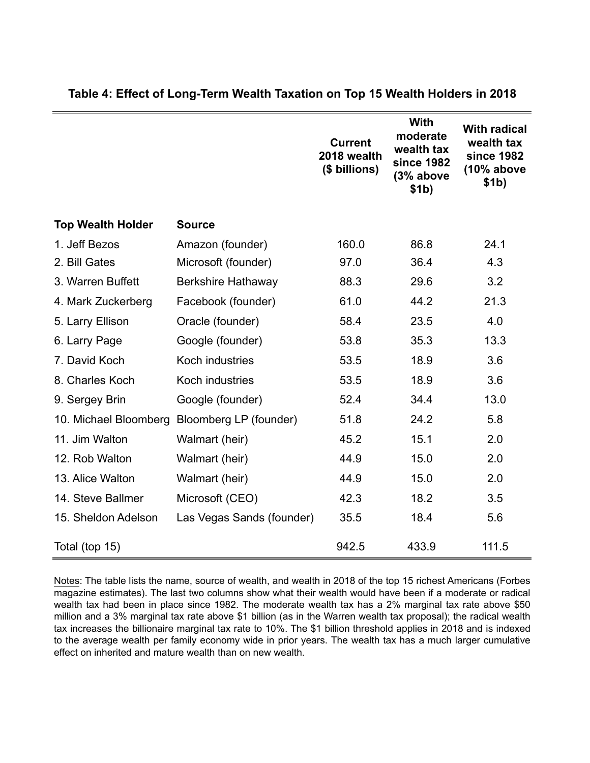### Table 4: Effect of Long-Term Wealth Taxation on Top 15 Wealth Holders in 2018

| Top Wealth Holder | Source | Current 2018 wealth ($ billions) | With moderate wealth tax since 1982 (3% above $1b) | With radical wealth tax since 1982 (10% above $1b) |
|---|---|---|---|---|
| 1. Jeff Bezos | Amazon (founder) | 160.0 | 86.8 | 24.1 |
| 2. Bill Gates | Microsoft (founder) | 97.0 | 36.4 | 4.3 |
| 3. Warren Buffett | Berkshire Hathaway | 88.3 | 29.6 | 3.2 |
| 4. Mark Zuckerberg | Facebook (founder) | 61.0 | 44.2 | 21.3 |
| 5. Larry Ellison | Oracle (founder) | 58.4 | 23.5 | 4.0 |
| 6. Larry Page | Google (founder) | 53.8 | 35.3 | 13.3 |
| 7. David Koch | Koch industries | 53.5 | 18.9 | 3.6 |
| 8. Charles Koch | Koch industries | 53.5 | 18.9 | 3.6 |
| 9. Sergey Brin | Google (founder) | 52.4 | 34.4 | 13.0 |
| 10. Michael Bloomberg | Bloomberg LP (founder) | 51.8 | 24.2 | 5.8 |
| 11. Jim Walton | Walmart (heir) | 45.2 | 15.1 | 2.0 |
| 12. Rob Walton | Walmart (heir) | 44.9 | 15.0 | 2.0 |
| 13. Alice Walton | Walmart (heir) | 44.9 | 15.0 | 2.0 |
| 14. Steve Ballmer | Microsoft (CEO) | 42.3 | 18.2 | 3.5 |
| 15. Sheldon Adelson | Las Vegas Sands (founder) | 35.5 | 18.4 | 5.6 |
| Total (top 15) | | 942.5 | 433.9 | 111.5 |

Notes: The table lists the name, source of wealth, and wealth in 2018 of the top 15 richest Americans (Forbes magazine estimates). The last two columns show what their wealth would have been if a moderate or radical wealth tax had been in place since 1982. The moderate wealth tax has a 2% marginal tax rate above $50 million and a 3% marginal tax rate above $1 billion (as in the Warren wealth tax proposal); the radical wealth tax increases the billionaire marginal tax rate to 10%. The $1 billion threshold applies in 2018 and is indexed to the average wealth per family economy wide in prior years. The wealth tax has a much larger cumulative effect on inherited and mature wealth than on new wealth.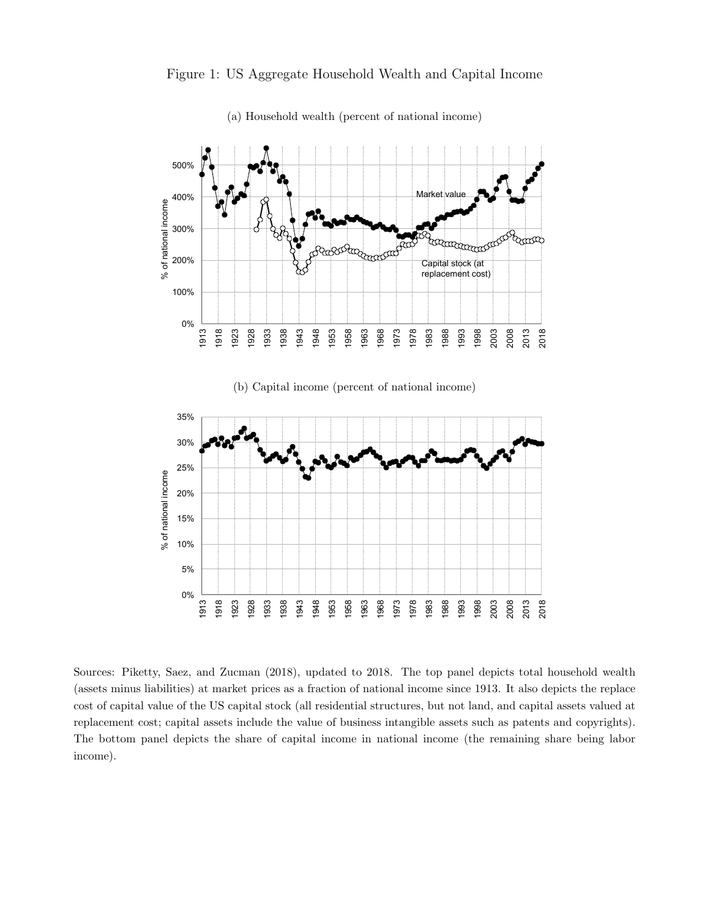Figure 1: US Aggregate Household Wealth and Capital Income

(a) Household wealth (percent of national income)

% of national income

500%
400%
300%
200%
100%
0%

1913 1918 1923 1928 1933 1938 1943 1948 1953 1958 1963 1968 1973 1978 1983 1988 1993 1998 2003 2008 2013 2018

Market value

Capital stock (at replacement cost)

(b) Capital income (percent of national income)

% of national income

35%
30%
25%
20%
15%
10%
5%
0%

1913 1918 1923 1928 1933 1938 1943 1948 1953 1958 1963 1968 1973 1978 1983 1988 1993 1998 2003 2008 2013 2018

Sources: Piketty, Saez, and Zucman (2018), updated to 2018. The top panel depicts total household wealth (assets minus liabilities) at market prices as a fraction of national income since 1913. It also depicts the replace cost of capital value of the US capital stock (all residential structures, but not land, and capital assets valued at replacement cost; capital assets include the value of business intangible assets such as patents and copyrights). The bottom panel depicts the share of capital income in national income (the remaining share being labor income).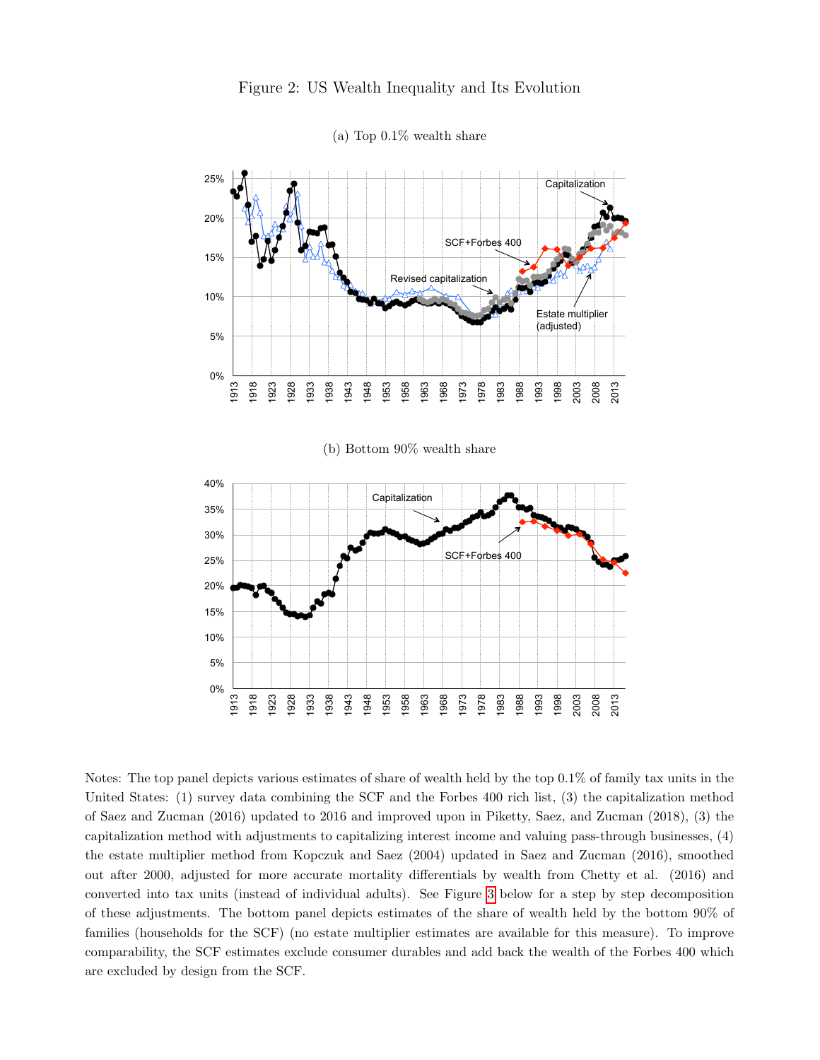Figure 2: US Wealth Inequality and Its Evolution

(a) Top 0.1% wealth share

25%
20%
15%
10%
5%
0%

1913
1918
1923
1928
1933
1938
1943
1948
1953
1958
1963
1968
1973
1978
1983
1988
1993
1998
2003
2008
2013

Capitalization

SCF+Forbes 400

Revised capitalization

Estate multiplier (adjusted)

(b) Bottom 90% wealth share

40%
35%
30%
25%
20%
15%
10%
5%
0%

1913
1918
1923
1928
1933
1938
1943
1948
1953
1958
1963
1968
1973
1978
1983
1988
1993
1998
2003
2008
2013

Capitalization

SCF+Forbes 400

Notes: The top panel depicts various estimates of share of wealth held by the top 0.1% of family tax units in the United States: (1) survey data combining the SCF and the Forbes 400 rich list, (3) the capitalization method of Saez and Zucman (2016) updated to 2016 and improved upon in Piketty, Saez, and Zucman (2018), (3) the capitalization method with adjustments to capitalizing interest income and valuing pass-through businesses, (4) the estate multiplier method from Kopczuk and Saez (2004) updated in Saez and Zucman (2016), smoothed out after 2000, adjusted for more accurate mortality differentials by wealth from Chetty et al. (2016) and converted into tax units (instead of individual adults). See Figure 3 below for a step by step decomposition of these adjustments. The bottom panel depicts estimates of the share of wealth held by the bottom 90% of families (households for the SCF) (no estate multiplier estimates are available for this measure). To improve comparability, the SCF estimates exclude consumer durables and add back the wealth of the Forbes 400 which are excluded by design from the SCF.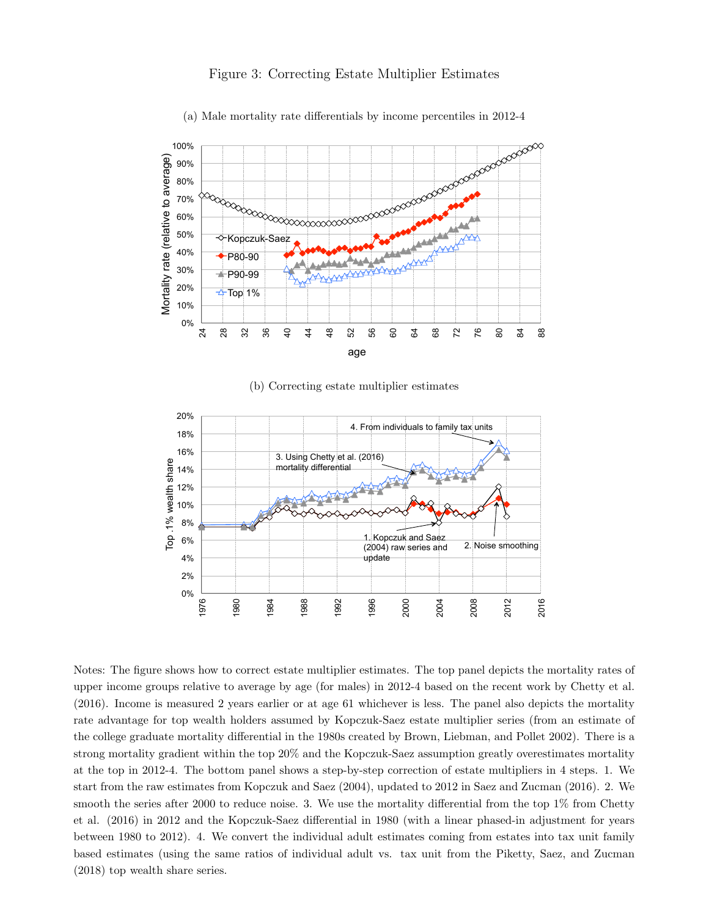Figure 3: Correcting Estate Multiplier Estimates

(a) Male mortality rate differentials by income percentiles in 2012-4

Mortality rate (relative to average)

100%
90%
80%
70%
60%
50%
40%
30%
20%
10%
0%

Kopczuk-Saez
P80-90
P90-99
Top 1%

24 28 32 36 40 44 48 52 56 60 64 68 72 76 80 84 88

age

(b) Correcting estate multiplier estimates

Top .1% wealth share

20%
18%
16%
14%
12%
10%
8%
6%
4%
2%
0%

4. From individuals to family tax units

3. Using Chetty et al. (2016) mortality differential

1. Kopczuk and Saez (2004) raw series and update

2. Noise smoothing

1976 1980 1984 1988 1992 1996 2000 2004 2008 2012 2016

Notes: The figure shows how to correct estate multiplier estimates. The top panel depicts the mortality rates of upper income groups relative to average by age (for males) in 2012-4 based on the recent work by Chetty et al. (2016). Income is measured 2 years earlier or at age 61 whichever is less. The panel also depicts the mortality rate advantage for top wealth holders assumed by Kopczuk-Saez estate multiplier series (from an estimate of the college graduate mortality differential in the 1980s created by Brown, Liebman, and Pollet 2002). There is a strong mortality gradient within the top 20% and the Kopczuk-Saez assumption greatly overestimates mortality at the top in 2012-4. The bottom panel shows a step-by-step correction of estate multipliers in 4 steps. 1. We start from the raw estimates from Kopczuk and Saez (2004), updated to 2012 in Saez and Zucman (2016). 2. We smooth the series after 2000 to reduce noise. 3. We use the mortality differential from the top 1% from Chetty et al. (2016) in 2012 and the Kopczuk-Saez differential in 1980 (with a linear phased-in adjustment for years between 1980 to 2012). 4. We convert the individual adult estimates coming from estates into tax unit family based estimates (using the same ratios of individual adult vs. tax unit from the Piketty, Saez, and Zucman (2018) top wealth share series.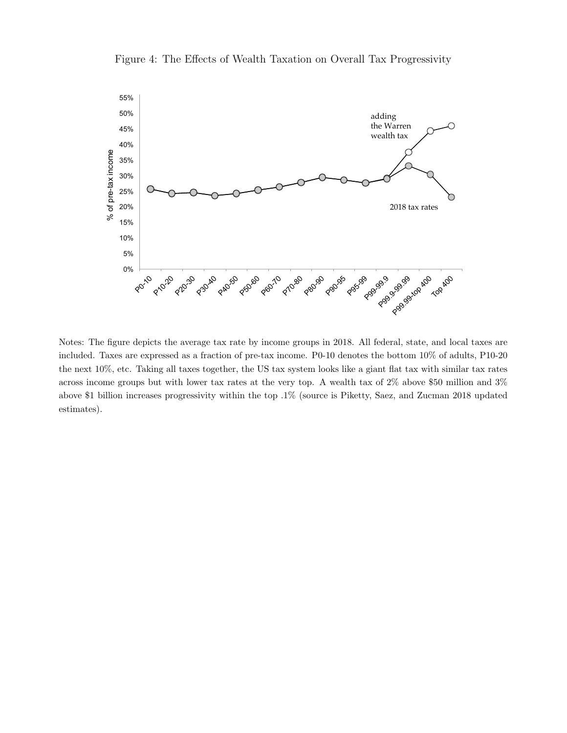Figure 4: The Effects of Wealth Taxation on Overall Tax Progressivity

Notes: The figure depicts the average tax rate by income groups in 2018. All federal, state, and local taxes are included. Taxes are expressed as a fraction of pre-tax income. P0-10 denotes the bottom 10% of adults, P10-20 the next 10%, etc. Taking all taxes together, the US tax system looks like a giant flat tax with similar tax rates across income groups but with lower tax rates at the very top. A wealth tax of 2% above \$50 million and 3% above \$1 billion increases progressivity within the top .1% (source is Piketty, Saez, and Zucman 2018 updated estimates).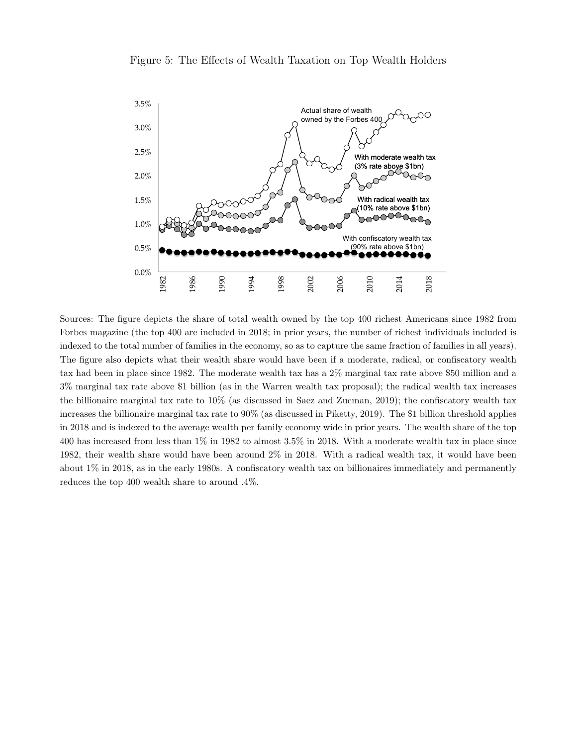Figure 5: The Effects of Wealth Taxation on Top Wealth Holders

3.5%
3.0%
2.5%
2.0%
1.5%
1.0%
0.5%
0.0%

Actual share of wealth owned by the Forbes 400

With moderate wealth tax (3% rate above $1bn)

With radical wealth tax (10% rate above $1bn)

With confiscatory wealth tax (90% rate above $1bn)

1982
1986
1990
1994
1998
2002
2006
2010
2014
2018

Sources: The figure depicts the share of total wealth owned by the top 400 richest Americans since 1982 from Forbes magazine (the top 400 are included in 2018; in prior years, the number of richest individuals included is indexed to the total number of families in the economy, so as to capture the same fraction of families in all years). The figure also depicts what their wealth share would have been if a moderate, radical, or confiscatory wealth tax had been in place since 1982. The moderate wealth tax has a 2% marginal tax rate above $50 million and a 3% marginal tax rate above $1 billion (as in the Warren wealth tax proposal); the radical wealth tax increases the billionaire marginal tax rate to 10% (as discussed in Saez and Zucman, 2019); the confiscatory wealth tax increases the billionaire marginal tax rate to 90% (as discussed in Piketty, 2019). The $1 billion threshold applies in 2018 and is indexed to the average wealth per family economy wide in prior years. The wealth share of the top 400 has increased from less than 1% in 1982 to almost 3.5% in 2018. With a moderate wealth tax in place since 1982, their wealth share would have been around 2% in 2018. With a radical wealth tax, it would have been about 1% in 2018, as in the early 1980s. A confiscatory wealth tax on billionaires immediately and permanently reduces the top 400 wealth share to around .4%.